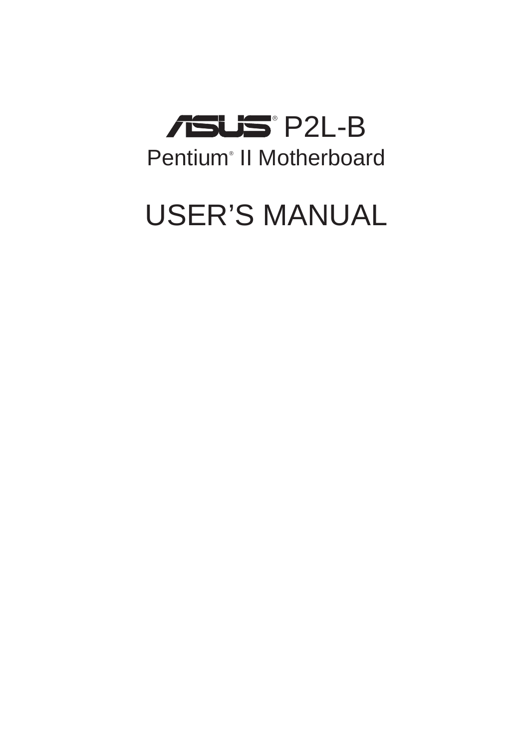# ASUS® P2L-B

## Pentium® II Motherboard

# USER'S MANUAL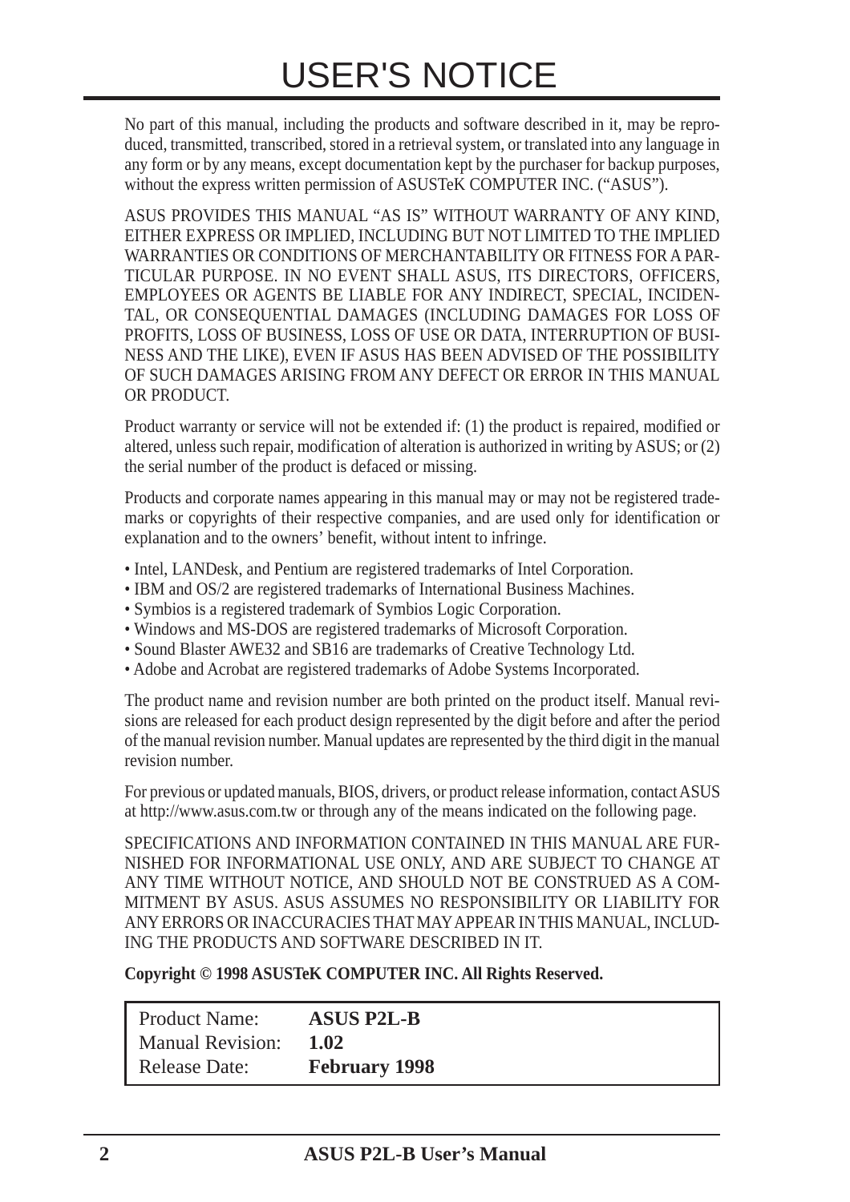# USER'S NOTICE

No part of this manual, including the products and software described in it, may be reproduced, transmitted, transcribed, stored in a retrieval system, or translated into any language in any form or by any means, except documentation kept by the purchaser for backup purposes, without the express written permission of ASUSTeK COMPUTER INC. ("ASUS").

ASUS PROVIDES THIS MANUAL "AS IS" WITHOUT WARRANTY OF ANY KIND, EITHER EXPRESS OR IMPLIED, INCLUDING BUT NOT LIMITED TO THE IMPLIED WARRANTIES OR CONDITIONS OF MERCHANTABILITY OR FITNESS FOR A PARTICULAR PURPOSE. IN NO EVENT SHALL ASUS, ITS DIRECTORS, OFFICERS, EMPLOYEES OR AGENTS BE LIABLE FOR ANY INDIRECT, SPECIAL, INCIDENTAL, OR CONSEQUENTIAL DAMAGES (INCLUDING DAMAGES FOR LOSS OF PROFITS, LOSS OF BUSINESS, LOSS OF USE OR DATA, INTERRUPTION OF BUSINESS AND THE LIKE), EVEN IF ASUS HAS BEEN ADVISED OF THE POSSIBILITY OF SUCH DAMAGES ARISING FROM ANY DEFECT OR ERROR IN THIS MANUAL OR PRODUCT.

Product warranty or service will not be extended if: (1) the product is repaired, modified or altered, unless such repair, modification of alteration is authorized in writing by ASUS; or (2) the serial number of the product is defaced or missing.

Products and corporate names appearing in this manual may or may not be registered trademarks or copyrights of their respective companies, and are used only for identification or explanation and to the owners' benefit, without intent to infringe.

- Intel, LANDesk, and Pentium are registered trademarks of Intel Corporation.
- IBM and OS/2 are registered trademarks of International Business Machines.
- Symbios is a registered trademark of Symbios Logic Corporation.
- Windows and MS-DOS are registered trademarks of Microsoft Corporation.
- Sound Blaster AWE32 and SB16 are trademarks of Creative Technology Ltd.
- Adobe and Acrobat are registered trademarks of Adobe Systems Incorporated.

The product name and revision number are both printed on the product itself. Manual revisions are released for each product design represented by the digit before and after the period of the manual revision number. Manual updates are represented by the third digit in the manual revision number.

For previous or updated manuals, BIOS, drivers, or product release information, contact ASUS at http://www.asus.com.tw or through any of the means indicated on the following page.

SPECIFICATIONS AND INFORMATION CONTAINED IN THIS MANUAL ARE FURNISHED FOR INFORMATIONAL USE ONLY, AND ARE SUBJECT TO CHANGE AT ANY TIME WITHOUT NOTICE, AND SHOULD NOT BE CONSTRUED AS A COMMITMENT BY ASUS. ASUS ASSUMES NO RESPONSIBILITY OR LIABILITY FOR ANY ERRORS OR INACCURACIES THAT MAY APPEAR IN THIS MANUAL, INCLUDING THE PRODUCTS AND SOFTWARE DESCRIBED IN IT.

**Copyright © 1998 ASUSTeK COMPUTER INC. All Rights Reserved.**

| | |
|---|---|
| Product Name: | **ASUS P2L-B** |
| Manual Revision: | **1.02** |
| Release Date: | **February 1998** |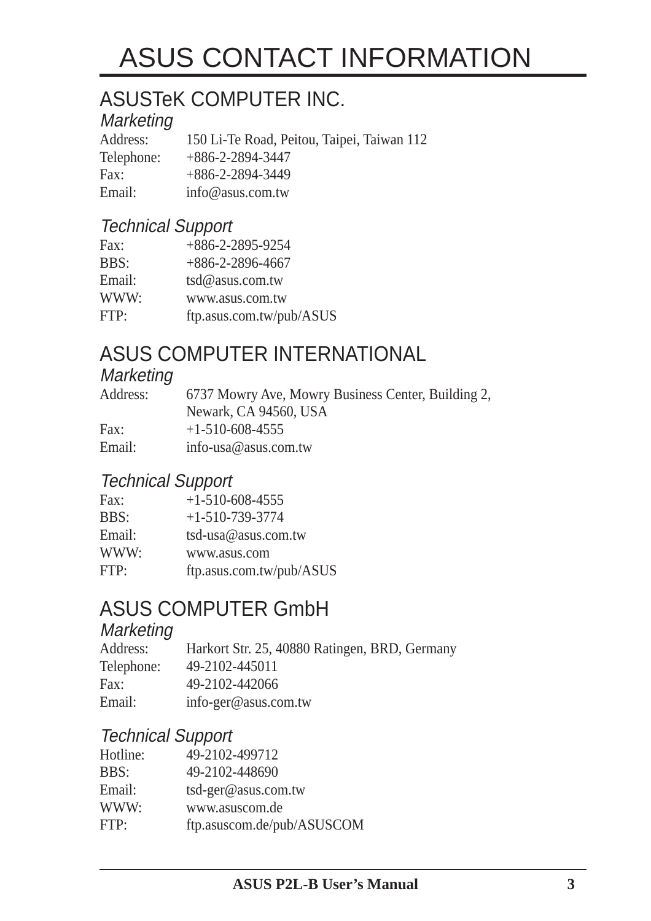# ASUS CONTACT INFORMATION

## ASUSTeK COMPUTER INC.

### *Marketing*

| | |
|---|---|
| Address: | 150 Li-Te Road, Peitou, Taipei, Taiwan 112 |
| Telephone: | +886-2-2894-3447 |
| Fax: | +886-2-2894-3449 |
| Email: | info@asus.com.tw |

### *Technical Support*

| | |
|---|---|
| Fax: | +886-2-2895-9254 |
| BBS: | +886-2-2896-4667 |
| Email: | tsd@asus.com.tw |
| WWW: | www.asus.com.tw |
| FTP: | ftp.asus.com.tw/pub/ASUS |

## ASUS COMPUTER INTERNATIONAL

### *Marketing*

| | |
|---|---|
| Address: | 6737 Mowry Ave, Mowry Business Center, Building 2, Newark, CA 94560, USA |
| Fax: | +1-510-608-4555 |
| Email: | info-usa@asus.com.tw |

### *Technical Support*

| | |
|---|---|
| Fax: | +1-510-608-4555 |
| BBS: | +1-510-739-3774 |
| Email: | tsd-usa@asus.com.tw |
| WWW: | www.asus.com |
| FTP: | ftp.asus.com.tw/pub/ASUS |

## ASUS COMPUTER GmbH

### *Marketing*

| | |
|---|---|
| Address: | Harkort Str. 25, 40880 Ratingen, BRD, Germany |
| Telephone: | 49-2102-445011 |
| Fax: | 49-2102-442066 |
| Email: | info-ger@asus.com.tw |

### *Technical Support*

| | |
|---|---|
| Hotline: | 49-2102-499712 |
| BBS: | 49-2102-448690 |
| Email: | tsd-ger@asus.com.tw |
| WWW: | www.asuscom.de |
| FTP: | ftp.asuscom.de/pub/ASUSCOM |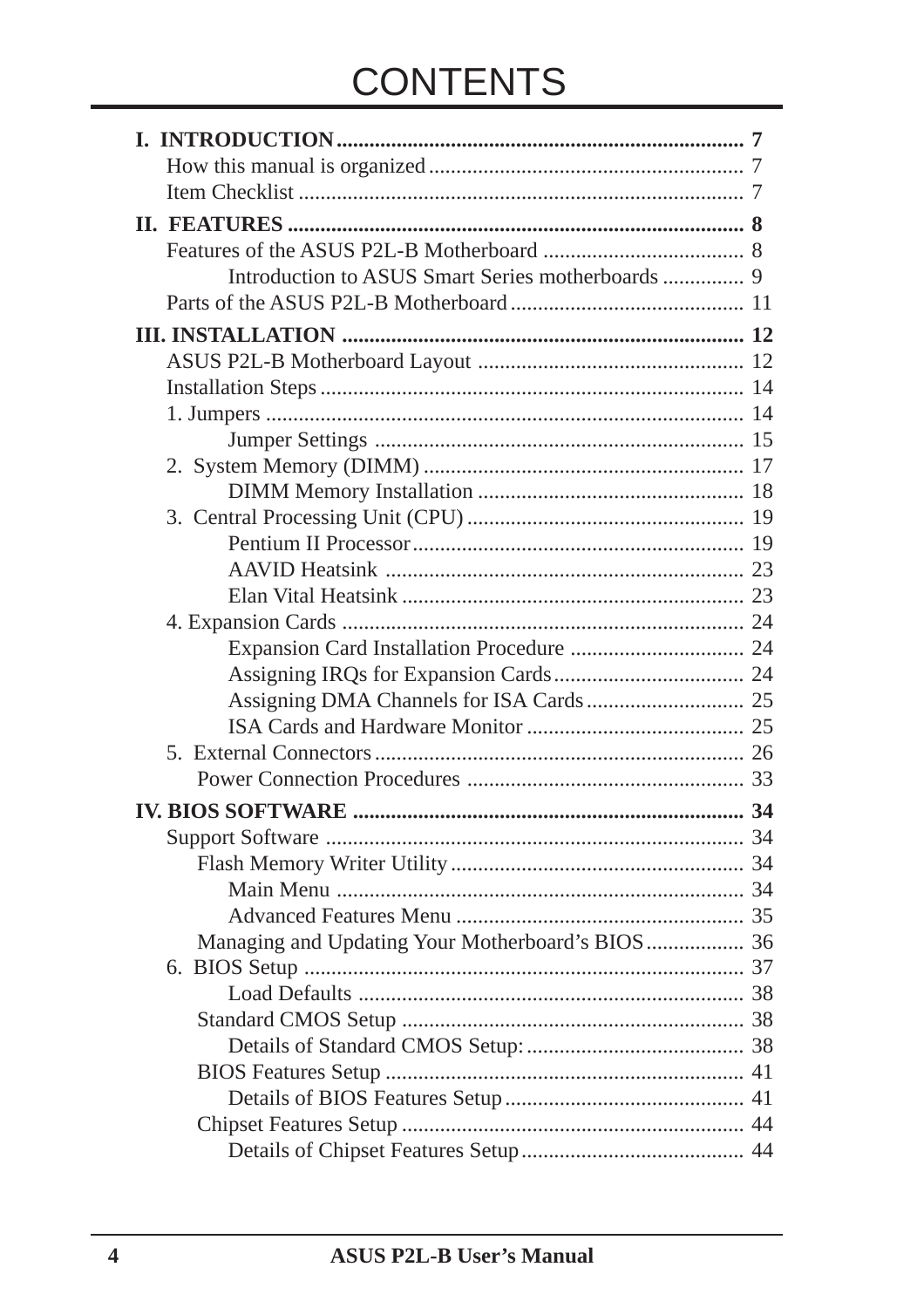# CONTENTS

**I. INTRODUCTION** ........................................................................... **7**

- How this manual is organized ......................................................... 7
- Item Checklist ................................................................................. 7

**II. FEATURES** .................................................................................. **8**

- Features of the ASUS P2L-B Motherboard ..................................... 8
  - Introduction to ASUS Smart Series motherboards ............... 9
- Parts of the ASUS P2L-B Motherboard .......................................... 11

**III. INSTALLATION** ......................................................................... **12**

- ASUS P2L-B Motherboard Layout ................................................ 12
- Installation Steps ............................................................................ 14
- 1. Jumpers ...................................................................................... 14
  - Jumper Settings .................................................................. 15
- 2. System Memory (DIMM) .......................................................... 17
  - DIMM Memory Installation ................................................ 18
- 3. Central Processing Unit (CPU) .................................................. 19
  - Pentium II Processor ............................................................ 19
  - AAVID Heatsink ................................................................. 23
  - Elan Vital Heatsink .............................................................. 23
- 4. Expansion Cards ........................................................................ 24
  - Expansion Card Installation Procedure ................................ 24
  - Assigning IRQs for Expansion Cards ................................... 24
  - Assigning DMA Channels for ISA Cards ............................. 25
  - ISA Cards and Hardware Monitor ........................................ 25
- 5. External Connectors ................................................................... 26
  - Power Connection Procedures .................................................. 33

**IV. BIOS SOFTWARE** ....................................................................... **34**

- Support Software ............................................................................ 34
  - Flash Memory Writer Utility ..................................................... 34
    - Main Menu .......................................................................... 34
    - Advanced Features Menu .................................................... 35
  - Managing and Updating Your Motherboard's BIOS .................. 36
- 6. BIOS Setup ................................................................................ 37
  - Load Defaults ...................................................................... 38
  - Standard CMOS Setup .............................................................. 38
    - Details of Standard CMOS Setup: ........................................ 38
  - BIOS Features Setup ................................................................. 41
    - Details of BIOS Features Setup ............................................ 41
  - Chipset Features Setup .............................................................. 44
    - Details of Chipset Features Setup ......................................... 44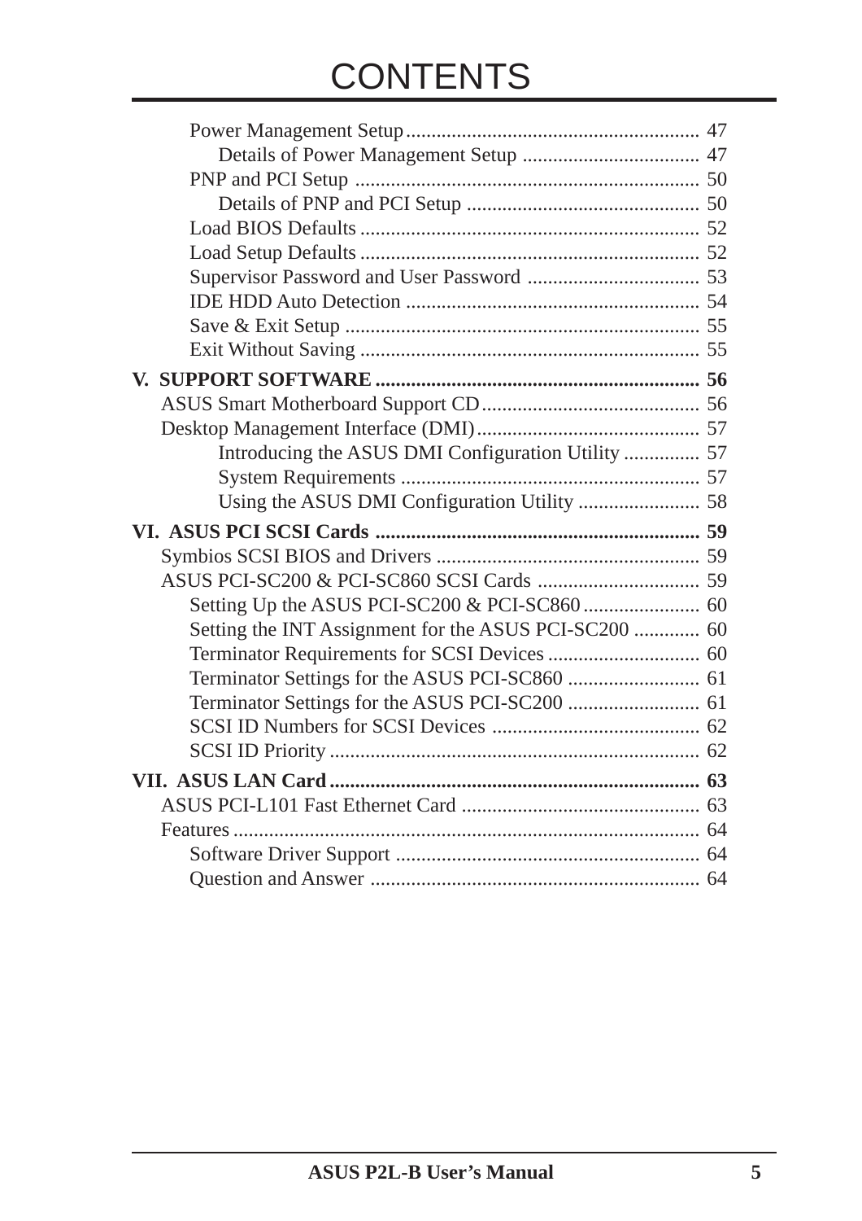# CONTENTS

- Power Management Setup ... 47
  - Details of Power Management Setup ... 47
- PNP and PCI Setup ... 50
  - Details of PNP and PCI Setup ... 50
- Load BIOS Defaults ... 52
- Load Setup Defaults ... 52
- Supervisor Password and User Password ... 53
- IDE HDD Auto Detection ... 54
- Save & Exit Setup ... 55
- Exit Without Saving ... 55

**V. SUPPORT SOFTWARE ... 56**

- ASUS Smart Motherboard Support CD ... 56
- Desktop Management Interface (DMI) ... 57
  - Introducing the ASUS DMI Configuration Utility ... 57
  - System Requirements ... 57
  - Using the ASUS DMI Configuration Utility ... 58

**VI. ASUS PCI SCSI Cards ... 59**

- Symbios SCSI BIOS and Drivers ... 59
- ASUS PCI-SC200 & PCI-SC860 SCSI Cards ... 59
  - Setting Up the ASUS PCI-SC200 & PCI-SC860 ... 60
  - Setting the INT Assignment for the ASUS PCI-SC200 ... 60
  - Terminator Requirements for SCSI Devices ... 60
  - Terminator Settings for the ASUS PCI-SC860 ... 61
  - Terminator Settings for the ASUS PCI-SC200 ... 61
  - SCSI ID Numbers for SCSI Devices ... 62
  - SCSI ID Priority ... 62

**VII. ASUS LAN Card ... 63**

- ASUS PCI-L101 Fast Ethernet Card ... 63
- Features ... 64
  - Software Driver Support ... 64
  - Question and Answer ... 64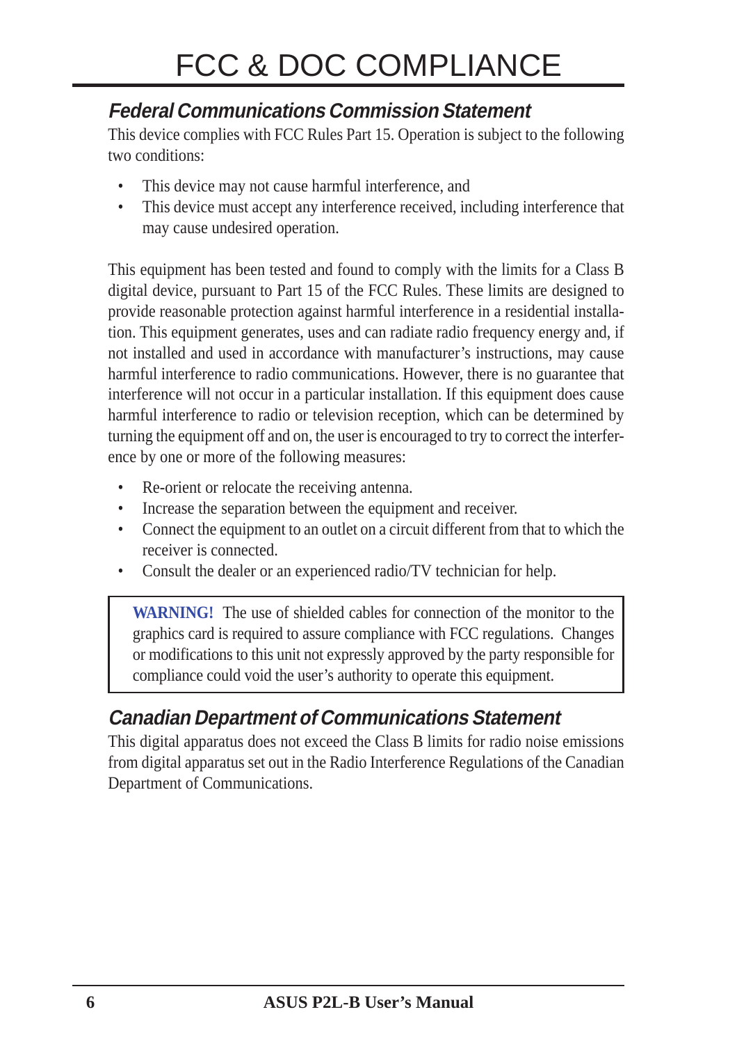# FCC & DOC COMPLIANCE

## *Federal Communications Commission Statement*

This device complies with FCC Rules Part 15. Operation is subject to the following two conditions:

- This device may not cause harmful interference, and
- This device must accept any interference received, including interference that may cause undesired operation.

This equipment has been tested and found to comply with the limits for a Class B digital device, pursuant to Part 15 of the FCC Rules. These limits are designed to provide reasonable protection against harmful interference in a residential installation. This equipment generates, uses and can radiate radio frequency energy and, if not installed and used in accordance with manufacturer's instructions, may cause harmful interference to radio communications. However, there is no guarantee that interference will not occur in a particular installation. If this equipment does cause harmful interference to radio or television reception, which can be determined by turning the equipment off and on, the user is encouraged to try to correct the interference by one or more of the following measures:

- Re-orient or relocate the receiving antenna.
- Increase the separation between the equipment and receiver.
- Connect the equipment to an outlet on a circuit different from that to which the receiver is connected.
- Consult the dealer or an experienced radio/TV technician for help.

> **WARNING!** The use of shielded cables for connection of the monitor to the graphics card is required to assure compliance with FCC regulations. Changes or modifications to this unit not expressly approved by the party responsible for compliance could void the user's authority to operate this equipment.

## *Canadian Department of Communications Statement*

This digital apparatus does not exceed the Class B limits for radio noise emissions from digital apparatus set out in the Radio Interference Regulations of the Canadian Department of Communications.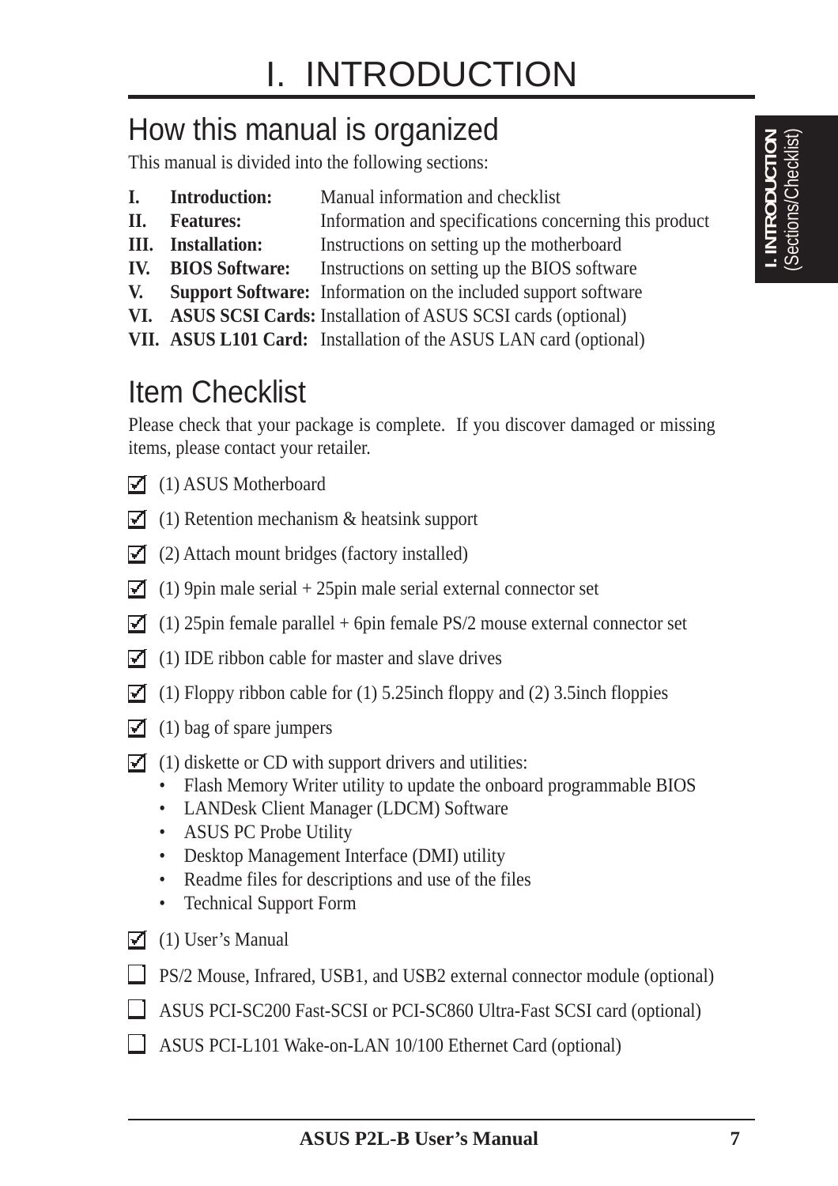# I. INTRODUCTION

## How this manual is organized

This manual is divided into the following sections:

| | | |
|---|---|---|
| **I.** | **Introduction:** | Manual information and checklist |
| **II.** | **Features:** | Information and specifications concerning this product |
| **III.** | **Installation:** | Instructions on setting up the motherboard |
| **IV.** | **BIOS Software:** | Instructions on setting up the BIOS software |
| **V.** | **Support Software:** | Information on the included support software |
| **VI.** | **ASUS SCSI Cards:** | Installation of ASUS SCSI cards (optional) |
| **VII.** | **ASUS L101 Card:** | Installation of the ASUS LAN card (optional) |

## Item Checklist

Please check that your package is complete. If you discover damaged or missing items, please contact your retailer.

- [x] (1) ASUS Motherboard
- [x] (1) Retention mechanism & heatsink support
- [x] (2) Attach mount bridges (factory installed)
- [x] (1) 9pin male serial + 25pin male serial external connector set
- [x] (1) 25pin female parallel + 6pin female PS/2 mouse external connector set
- [x] (1) IDE ribbon cable for master and slave drives
- [x] (1) Floppy ribbon cable for (1) 5.25inch floppy and (2) 3.5inch floppies
- [x] (1) bag of spare jumpers
- [x] (1) diskette or CD with support drivers and utilities:
  - Flash Memory Writer utility to update the onboard programmable BIOS
  - LANDesk Client Manager (LDCM) Software
  - ASUS PC Probe Utility
  - Desktop Management Interface (DMI) utility
  - Readme files for descriptions and use of the files
  - Technical Support Form
- [x] (1) User's Manual
- [ ] PS/2 Mouse, Infrared, USB1, and USB2 external connector module (optional)
- [ ] ASUS PCI-SC200 Fast-SCSI or PCI-SC860 Ultra-Fast SCSI card (optional)
- [ ] ASUS PCI-L101 Wake-on-LAN 10/100 Ethernet Card (optional)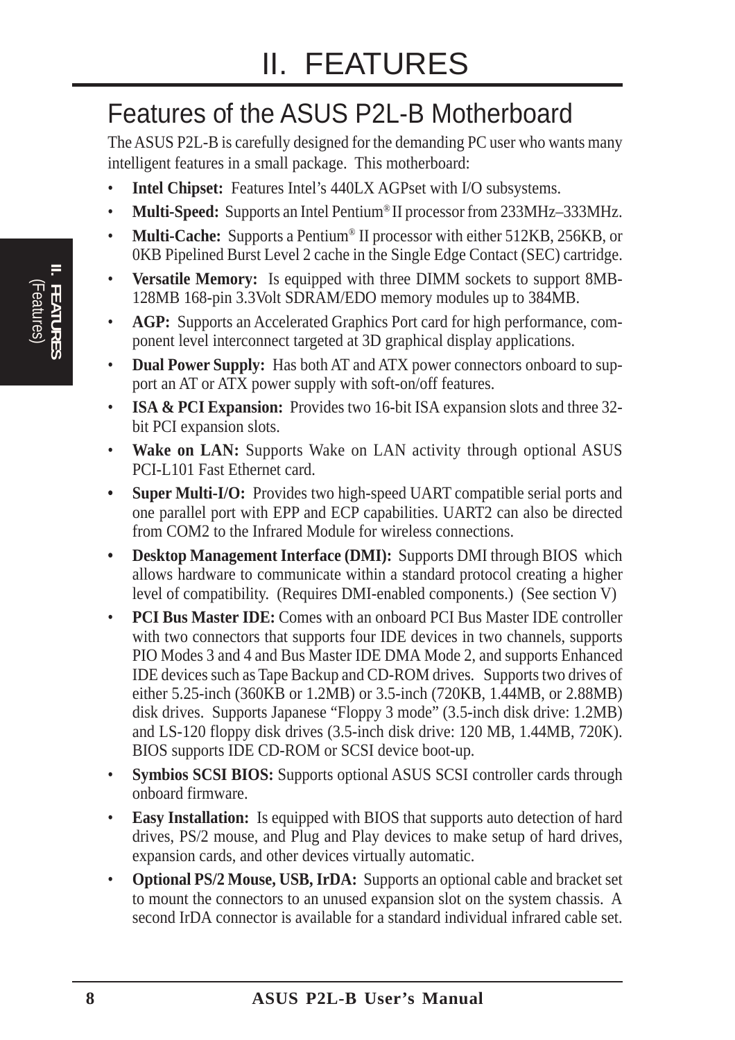# II. FEATURES

## Features of the ASUS P2L-B Motherboard

The ASUS P2L-B is carefully designed for the demanding PC user who wants many intelligent features in a small package. This motherboard:

- **Intel Chipset:** Features Intel's 440LX AGPset with I/O subsystems.
- **Multi-Speed:** Supports an Intel Pentium® II processor from 233MHz–333MHz.
- **Multi-Cache:** Supports a Pentium® II processor with either 512KB, 256KB, or 0KB Pipelined Burst Level 2 cache in the Single Edge Contact (SEC) cartridge.
- **Versatile Memory:** Is equipped with three DIMM sockets to support 8MB-128MB 168-pin 3.3Volt SDRAM/EDO memory modules up to 384MB.
- **AGP:** Supports an Accelerated Graphics Port card for high performance, component level interconnect targeted at 3D graphical display applications.
- **Dual Power Supply:** Has both AT and ATX power connectors onboard to support an AT or ATX power supply with soft-on/off features.
- **ISA & PCI Expansion:** Provides two 16-bit ISA expansion slots and three 32-bit PCI expansion slots.
- **Wake on LAN:** Supports Wake on LAN activity through optional ASUS PCI-L101 Fast Ethernet card.
- **Super Multi-I/O:** Provides two high-speed UART compatible serial ports and one parallel port with EPP and ECP capabilities. UART2 can also be directed from COM2 to the Infrared Module for wireless connections.
- **Desktop Management Interface (DMI):** Supports DMI through BIOS which allows hardware to communicate within a standard protocol creating a higher level of compatibility. (Requires DMI-enabled components.) (See section V)
- **PCI Bus Master IDE:** Comes with an onboard PCI Bus Master IDE controller with two connectors that supports four IDE devices in two channels, supports PIO Modes 3 and 4 and Bus Master IDE DMA Mode 2, and supports Enhanced IDE devices such as Tape Backup and CD-ROM drives. Supports two drives of either 5.25-inch (360KB or 1.2MB) or 3.5-inch (720KB, 1.44MB, or 2.88MB) disk drives. Supports Japanese "Floppy 3 mode" (3.5-inch disk drive: 1.2MB) and LS-120 floppy disk drives (3.5-inch disk drive: 120 MB, 1.44MB, 720K). BIOS supports IDE CD-ROM or SCSI device boot-up.
- **Symbios SCSI BIOS:** Supports optional ASUS SCSI controller cards through onboard firmware.
- **Easy Installation:** Is equipped with BIOS that supports auto detection of hard drives, PS/2 mouse, and Plug and Play devices to make setup of hard drives, expansion cards, and other devices virtually automatic.
- **Optional PS/2 Mouse, USB, IrDA:** Supports an optional cable and bracket set to mount the connectors to an unused expansion slot on the system chassis. A second IrDA connector is available for a standard individual infrared cable set.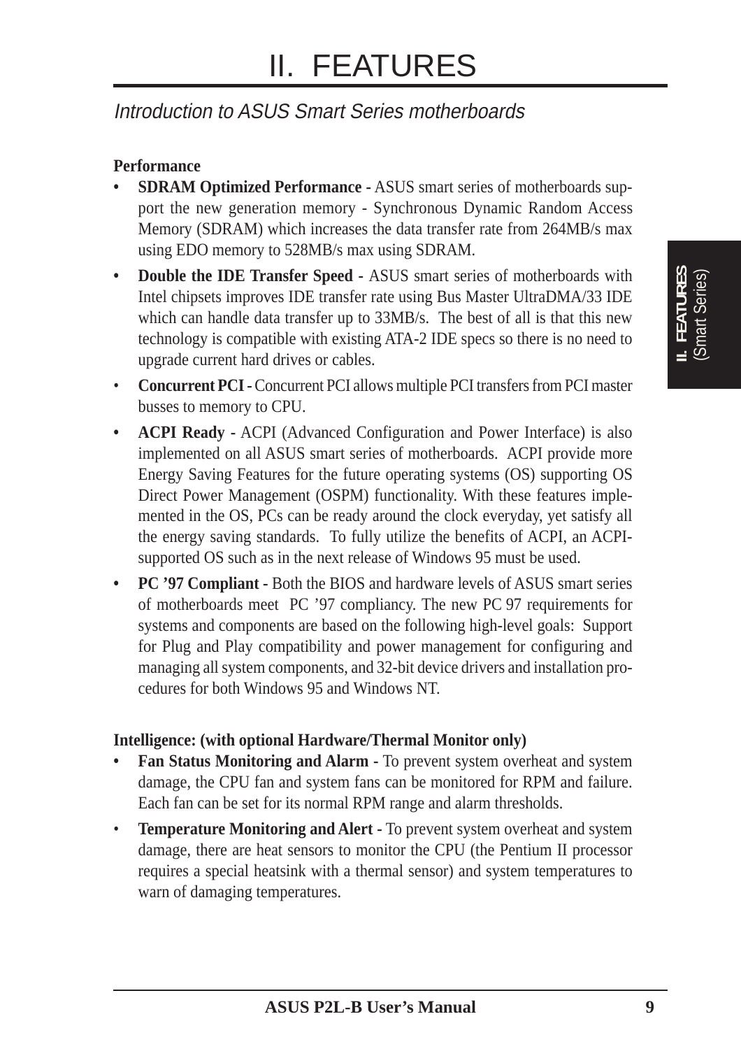# II. FEATURES

## *Introduction to ASUS Smart Series motherboards*

**Performance**

- **SDRAM Optimized Performance -** ASUS smart series of motherboards support the new generation memory - Synchronous Dynamic Random Access Memory (SDRAM) which increases the data transfer rate from 264MB/s max using EDO memory to 528MB/s max using SDRAM.
- **Double the IDE Transfer Speed -** ASUS smart series of motherboards with Intel chipsets improves IDE transfer rate using Bus Master UltraDMA/33 IDE which can handle data transfer up to 33MB/s. The best of all is that this new technology is compatible with existing ATA-2 IDE specs so there is no need to upgrade current hard drives or cables.
- **Concurrent PCI -** Concurrent PCI allows multiple PCI transfers from PCI master busses to memory to CPU.
- **ACPI Ready -** ACPI (Advanced Configuration and Power Interface) is also implemented on all ASUS smart series of motherboards. ACPI provide more Energy Saving Features for the future operating systems (OS) supporting OS Direct Power Management (OSPM) functionality. With these features implemented in the OS, PCs can be ready around the clock everyday, yet satisfy all the energy saving standards. To fully utilize the benefits of ACPI, an ACPI-supported OS such as in the next release of Windows 95 must be used.
- **PC '97 Compliant -** Both the BIOS and hardware levels of ASUS smart series of motherboards meet PC '97 compliancy. The new PC 97 requirements for systems and components are based on the following high-level goals: Support for Plug and Play compatibility and power management for configuring and managing all system components, and 32-bit device drivers and installation procedures for both Windows 95 and Windows NT.

**Intelligence: (with optional Hardware/Thermal Monitor only)**

- **Fan Status Monitoring and Alarm -** To prevent system overheat and system damage, the CPU fan and system fans can be monitored for RPM and failure. Each fan can be set for its normal RPM range and alarm thresholds.
- **Temperature Monitoring and Alert -** To prevent system overheat and system damage, there are heat sensors to monitor the CPU (the Pentium II processor requires a special heatsink with a thermal sensor) and system temperatures to warn of damaging temperatures.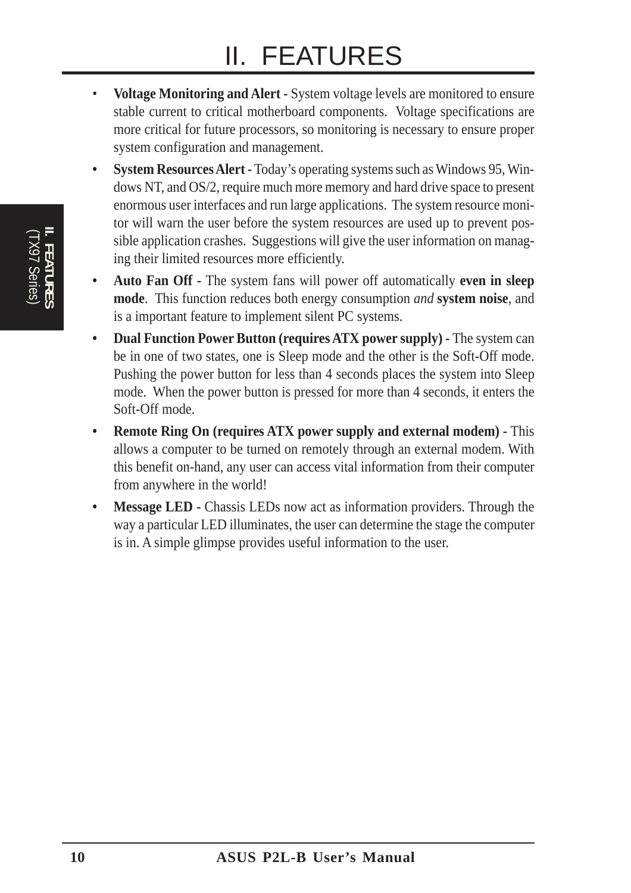# II. FEATURES

- **Voltage Monitoring and Alert -** System voltage levels are monitored to ensure stable current to critical motherboard components. Voltage specifications are more critical for future processors, so monitoring is necessary to ensure proper system configuration and management.
- **System Resources Alert -** Today's operating systems such as Windows 95, Windows NT, and OS/2, require much more memory and hard drive space to present enormous user interfaces and run large applications. The system resource monitor will warn the user before the system resources are used up to prevent possible application crashes. Suggestions will give the user information on managing their limited resources more efficiently.
- **Auto Fan Off -** The system fans will power off automatically **even in sleep mode**. This function reduces both energy consumption *and* **system noise**, and is a important feature to implement silent PC systems.
- **Dual Function Power Button (requires ATX power supply) -** The system can be in one of two states, one is Sleep mode and the other is the Soft-Off mode. Pushing the power button for less than 4 seconds places the system into Sleep mode. When the power button is pressed for more than 4 seconds, it enters the Soft-Off mode.
- **Remote Ring On (requires ATX power supply and external modem) -** This allows a computer to be turned on remotely through an external modem. With this benefit on-hand, any user can access vital information from their computer from anywhere in the world!
- **Message LED -** Chassis LEDs now act as information providers. Through the way a particular LED illuminates, the user can determine the stage the computer is in. A simple glimpse provides useful information to the user.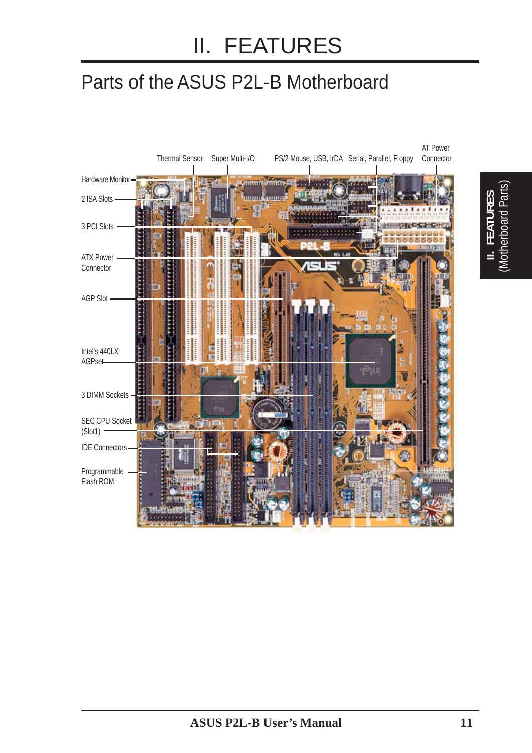# II. FEATURES

## Parts of the ASUS P2L-B Motherboard

Hardware Monitor

2 ISA Slots

3 PCI Slots

ATX Power Connector

AGP Slot

Intel's 440LX AGPset

3 DIMM Sockets

SEC CPU Socket (Slot1)

IDE Connectors

Programmable Flash ROM

Thermal Sensor

Super Multi-I/O

PS/2 Mouse, USB, IrDA

Serial, Parallel, Floppy

AT Power Connector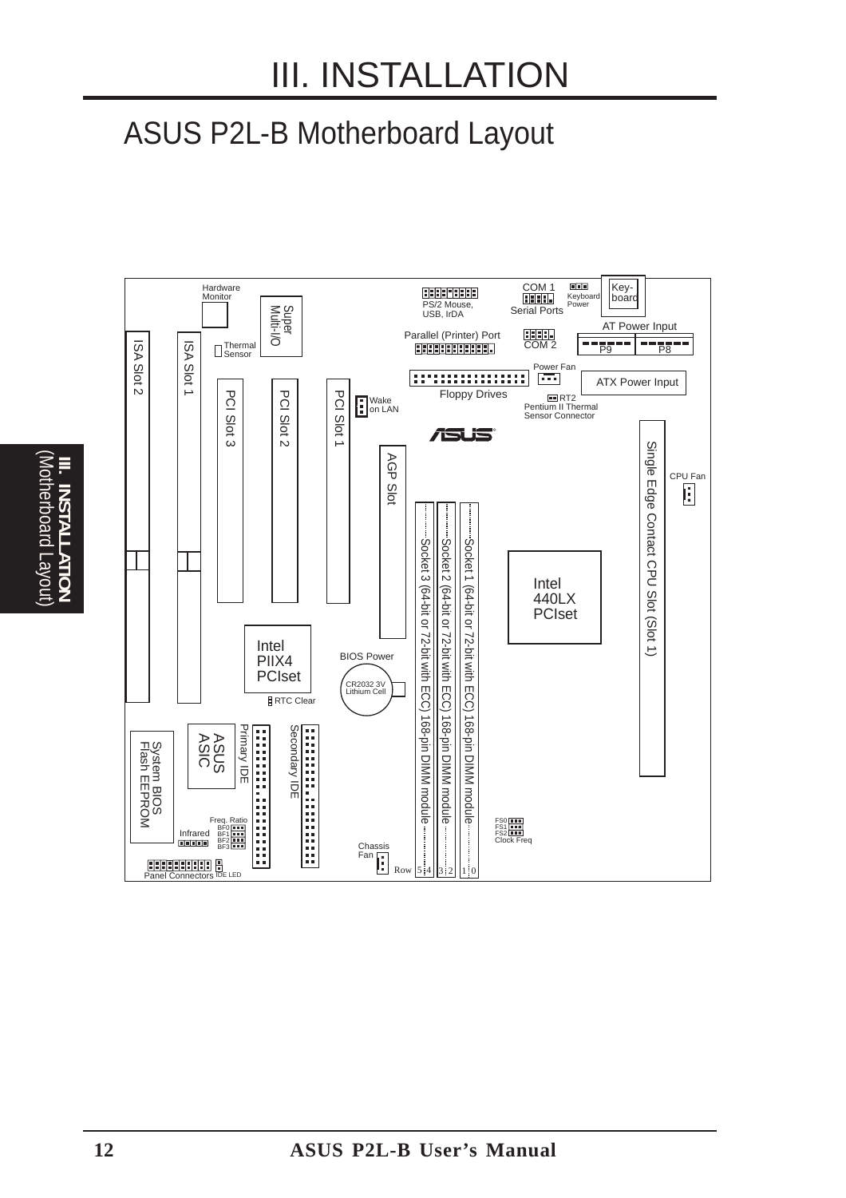# III. INSTALLATION

## ASUS P2L-B Motherboard Layout

Hardware Monitor

Super Multi-I/O

PS/2 Mouse, USB, IrDA

COM 1 Serial Ports

Keyboard Power

Key-board

AT Power Input

Parallel (Printer) Port

COM 2

P9

P8

Thermal Sensor

ISA Slot 2

ISA Slot 1

PCI Slot 3

PCI Slot 2

PCI Slot 1

Wake on LAN

Power Fan

ATX Power Input

Floppy Drives

RT2 Pentium II Thermal Sensor Connector

AGP Slot

Single Edge Contact CPU Slot (Slot 1)

CPU Fan

Socket 3 (64-bit or 72-bit with ECC) 168-pin DIMM module

Socket 2 (64-bit or 72-bit with ECC) 168-pin DIMM module

Socket 1 (64-bit or 72-bit with ECC) 168-pin DIMM module

Intel 440LX PCIset

Intel PIIX4 PCIset

BIOS Power

CR2032 3V Lithium Cell

RTC Clear

System BIOS Flash EEPROM

ASUS ASIC

Primary IDE

Secondary IDE

Freq. Ratio BF0 BF1 BF2 BF3

Infrared

FS0 FS1 FS2 Clock Freq

Chassis Fan

Row 5 4 3 2 1 0

Panel Connectors

IDE LED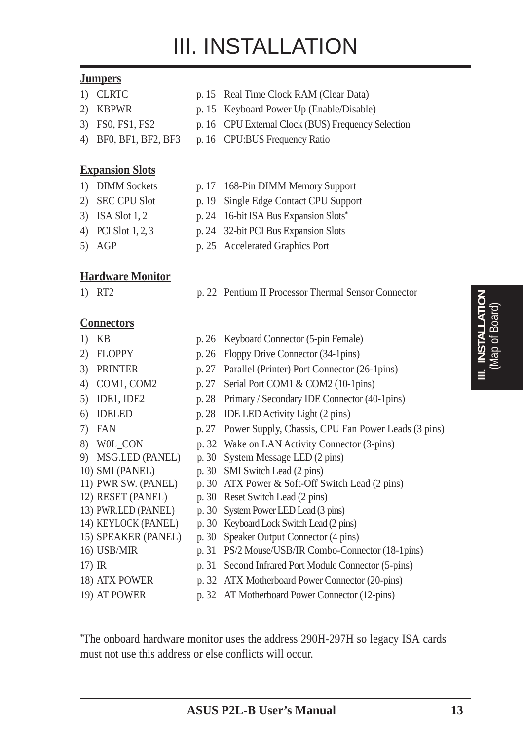# III. INSTALLATION

**Jumpers**

| | | |
|---|---|---|
| 1) CLRTC | p. 15 | Real Time Clock RAM (Clear Data) |
| 2) KBPWR | p. 15 | Keyboard Power Up (Enable/Disable) |
| 3) FS0, FS1, FS2 | p. 16 | CPU External Clock (BUS) Frequency Selection |
| 4) BF0, BF1, BF2, BF3 | p. 16 | CPU:BUS Frequency Ratio |

**Expansion Slots**

| | | |
|---|---|---|
| 1) DIMM Sockets | p. 17 | 168-Pin DIMM Memory Support |
| 2) SEC CPU Slot | p. 19 | Single Edge Contact CPU Support |
| 3) ISA Slot 1, 2 | p. 24 | 16-bit ISA Bus Expansion Slots* |
| 4) PCI Slot 1, 2, 3 | p. 24 | 32-bit PCI Bus Expansion Slots |
| 5) AGP | p. 25 | Accelerated Graphics Port |

**Hardware Monitor**

| | | |
|---|---|---|
| 1) RT2 | p. 22 | Pentium II Processor Thermal Sensor Connector |

**Connectors**

| | | |
|---|---|---|
| 1) KB | p. 26 | Keyboard Connector (5-pin Female) |
| 2) FLOPPY | p. 26 | Floppy Drive Connector (34-1pins) |
| 3) PRINTER | p. 27 | Parallel (Printer) Port Connector (26-1pins) |
| 4) COM1, COM2 | p. 27 | Serial Port COM1 & COM2 (10-1pins) |
| 5) IDE1, IDE2 | p. 28 | Primary / Secondary IDE Connector (40-1pins) |
| 6) IDELED | p. 28 | IDE LED Activity Light (2 pins) |
| 7) FAN | p. 27 | Power Supply, Chassis, CPU Fan Power Leads (3 pins) |
| 8) W0L_CON | p. 32 | Wake on LAN Activity Connector (3-pins) |
| 9) MSG.LED (PANEL) | p. 30 | System Message LED (2 pins) |
| 10) SMI (PANEL) | p. 30 | SMI Switch Lead (2 pins) |
| 11) PWR SW. (PANEL) | p. 30 | ATX Power & Soft-Off Switch Lead (2 pins) |
| 12) RESET (PANEL) | p. 30 | Reset Switch Lead (2 pins) |
| 13) PWR.LED (PANEL) | p. 30 | System Power LED Lead (3 pins) |
| 14) KEYLOCK (PANEL) | p. 30 | Keyboard Lock Switch Lead (2 pins) |
| 15) SPEAKER (PANEL) | p. 30 | Speaker Output Connector (4 pins) |
| 16) USB/MIR | p. 31 | PS/2 Mouse/USB/IR Combo-Connector (18-1pins) |
| 17) IR | p. 31 | Second Infrared Port Module Connector (5-pins) |
| 18) ATX POWER | p. 32 | ATX Motherboard Power Connector (20-pins) |
| 19) AT POWER | p. 32 | AT Motherboard Power Connector (12-pins) |

*The onboard hardware monitor uses the address 290H-297H so legacy ISA cards must not use this address or else conflicts will occur.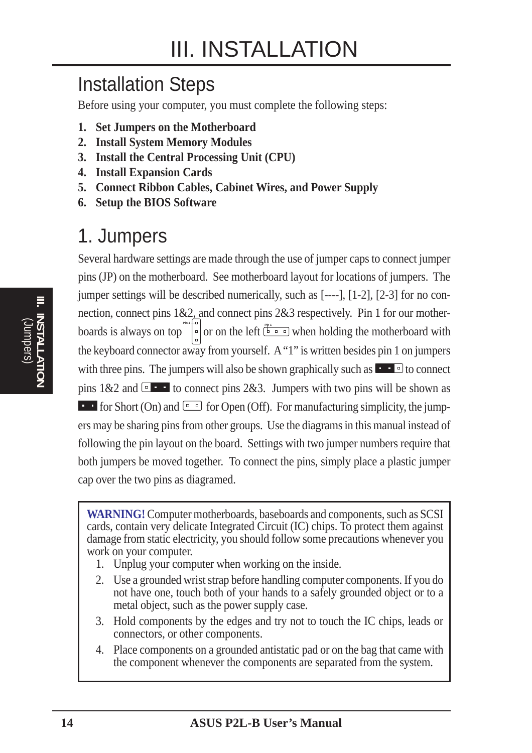# III. INSTALLATION

## Installation Steps

Before using your computer, you must complete the following steps:

1. **Set Jumpers on the Motherboard**
2. **Install System Memory Modules**
3. **Install the Central Processing Unit (CPU)**
4. **Install Expansion Cards**
5. **Connect Ribbon Cables, Cabinet Wires, and Power Supply**
6. **Setup the BIOS Software**

## 1. Jumpers

Several hardware settings are made through the use of jumper caps to connect jumper pins (JP) on the motherboard. See motherboard layout for locations of jumpers. The jumper settings will be described numerically, such as [----], [1-2], [2-3] for no connection, connect pins 1&2, and connect pins 2&3 respectively. Pin 1 for our motherboards is always on top or on the left when holding the motherboard with the keyboard connector away from yourself. A "1" is written besides pin 1 on jumpers with three pins. The jumpers will also be shown graphically such as to connect pins 1&2 and to connect pins 2&3. Jumpers with two pins will be shown as for Short (On) and for Open (Off). For manufacturing simplicity, the jumpers may be sharing pins from other groups. Use the diagrams in this manual instead of following the pin layout on the board. Settings with two jumper numbers require that both jumpers be moved together. To connect the pins, simply place a plastic jumper cap over the two pins as diagramed.

> **WARNING!** Computer motherboards, baseboards and components, such as SCSI cards, contain very delicate Integrated Circuit (IC) chips. To protect them against damage from static electricity, you should follow some precautions whenever you work on your computer.
>
> 1. Unplug your computer when working on the inside.
> 2. Use a grounded wrist strap before handling computer components. If you do not have one, touch both of your hands to a safely grounded object or to a metal object, such as the power supply case.
> 3. Hold components by the edges and try not to touch the IC chips, leads or connectors, or other components.
> 4. Place components on a grounded antistatic pad or on the bag that came with the component whenever the components are separated from the system.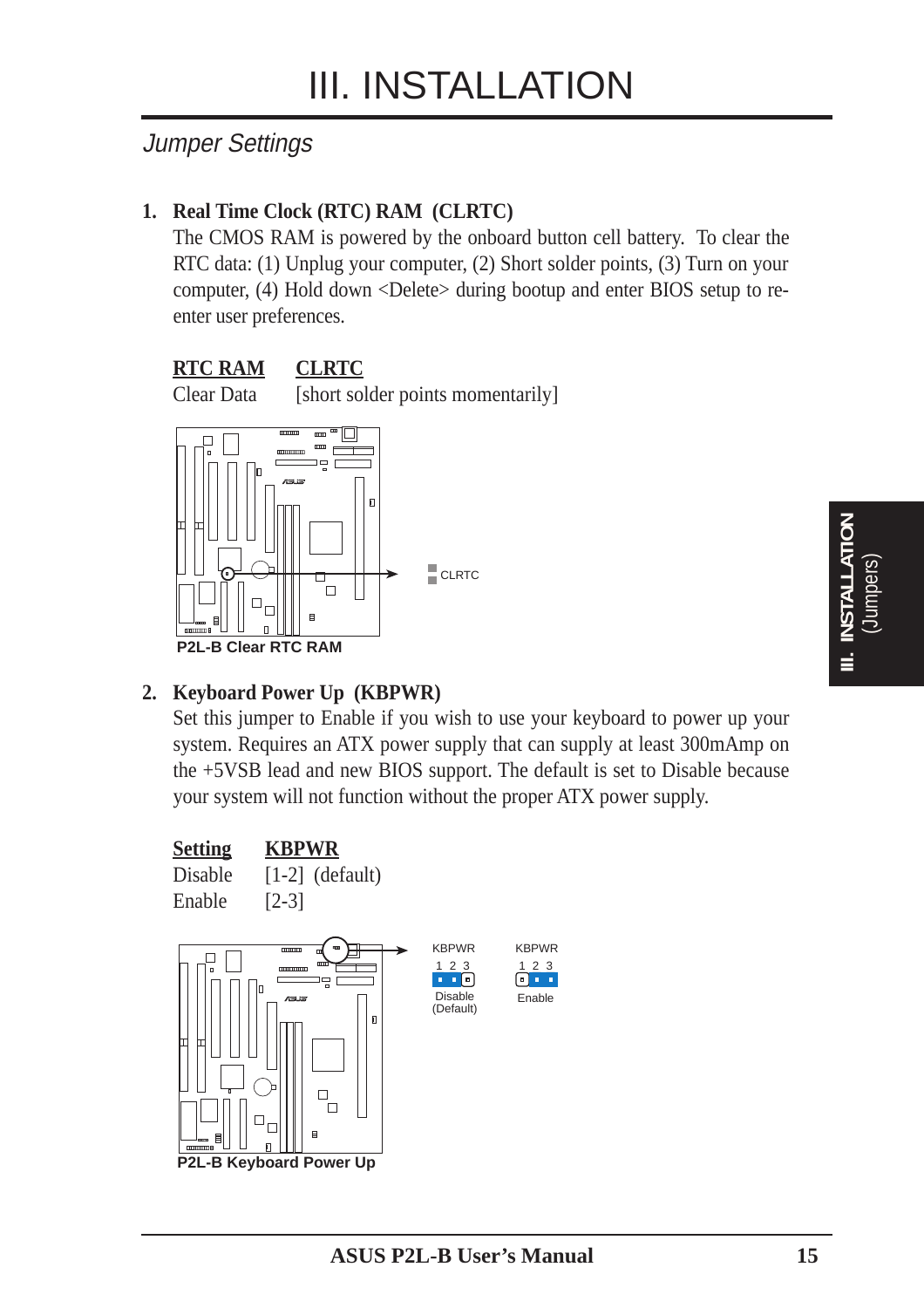# III. INSTALLATION

## Jumper Settings

**1. Real Time Clock (RTC) RAM (CLRTC)**

The CMOS RAM is powered by the onboard button cell battery. To clear the RTC data: (1) Unplug your computer, (2) Short solder points, (3) Turn on your computer, (4) Hold down <Delete> during bootup and enter BIOS setup to re-enter user preferences.

| RTC RAM | CLRTC |
|---|---|
| Clear Data | [short solder points momentarily] |

CLRTC

P2L-B Clear RTC RAM

**2. Keyboard Power Up (KBPWR)**

Set this jumper to Enable if you wish to use your keyboard to power up your system. Requires an ATX power supply that can supply at least 300mAmp on the +5VSB lead and new BIOS support. The default is set to Disable because your system will not function without the proper ATX power supply.

| Setting | KBPWR |
|---|---|
| Disable | [1-2] (default) |
| Enable | [2-3] |

KBPWR 1 2 3 Disable (Default)

KBPWR 1 2 3 Enable

P2L-B Keyboard Power Up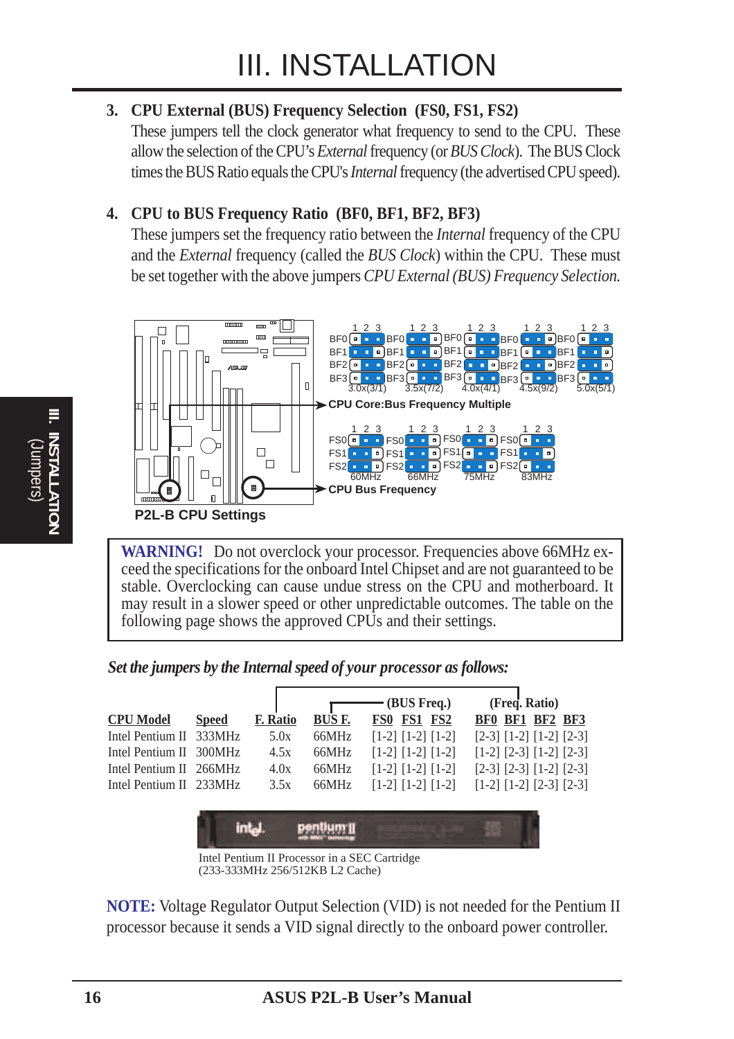# III. INSTALLATION

3. **CPU External (BUS) Frequency Selection (FS0, FS1, FS2)**
   These jumpers tell the clock generator what frequency to send to the CPU. These allow the selection of the CPU's *External* frequency (or *BUS Clock*). The BUS Clock times the BUS Ratio equals the CPU's *Internal* frequency (the advertised CPU speed).

4. **CPU to BUS Frequency Ratio (BF0, BF1, BF2, BF3)**
   These jumpers set the frequency ratio between the *Internal* frequency of the CPU and the *External* frequency (called the *BUS Clock*) within the CPU. These must be set together with the above jumpers *CPU External (BUS) Frequency Selection.*

CPU Core:Bus Frequency Multiple: 3.0x(3/1), 3.5x(7/2), 4.0x(4/1), 4.5x(9/2), 5.0x(5/1)

CPU Bus Frequency: 60MHz, 66MHz, 75MHz, 83MHz

**P2L-B CPU Settings**

> **WARNING!** Do not overclock your processor. Frequencies above 66MHz exceed the specifications for the onboard Intel Chipset and are not guaranteed to be stable. Overclocking can cause undue stress on the CPU and motherboard. It may result in a slower speed or other unpredictable outcomes. The table on the following page shows the approved CPUs and their settings.

***Set the jumpers by the Internal speed of your processor as follows:***

| CPU Model | Speed | F. Ratio | BUS F. | FS0 | FS1 | FS2 | BF0 | BF1 | BF2 | BF3 |
|---|---|---|---|---|---|---|---|---|---|---|
| | | | | (BUS Freq.) | | | (Freq. Ratio) | | | |
| Intel Pentium II | 333MHz | 5.0x | 66MHz | [1-2] | [1-2] | [1-2] | [2-3] | [1-2] | [1-2] | [2-3] |
| Intel Pentium II | 300MHz | 4.5x | 66MHz | [1-2] | [1-2] | [1-2] | [1-2] | [2-3] | [1-2] | [2-3] |
| Intel Pentium II | 266MHz | 4.0x | 66MHz | [1-2] | [1-2] | [1-2] | [2-3] | [2-3] | [1-2] | [2-3] |
| Intel Pentium II | 233MHz | 3.5x | 66MHz | [1-2] | [1-2] | [1-2] | [1-2] | [1-2] | [2-3] | [2-3] |

Intel Pentium II Processor in a SEC Cartridge
(233-333MHz 256/512KB L2 Cache)

**NOTE:** Voltage Regulator Output Selection (VID) is not needed for the Pentium II processor because it sends a VID signal directly to the onboard power controller.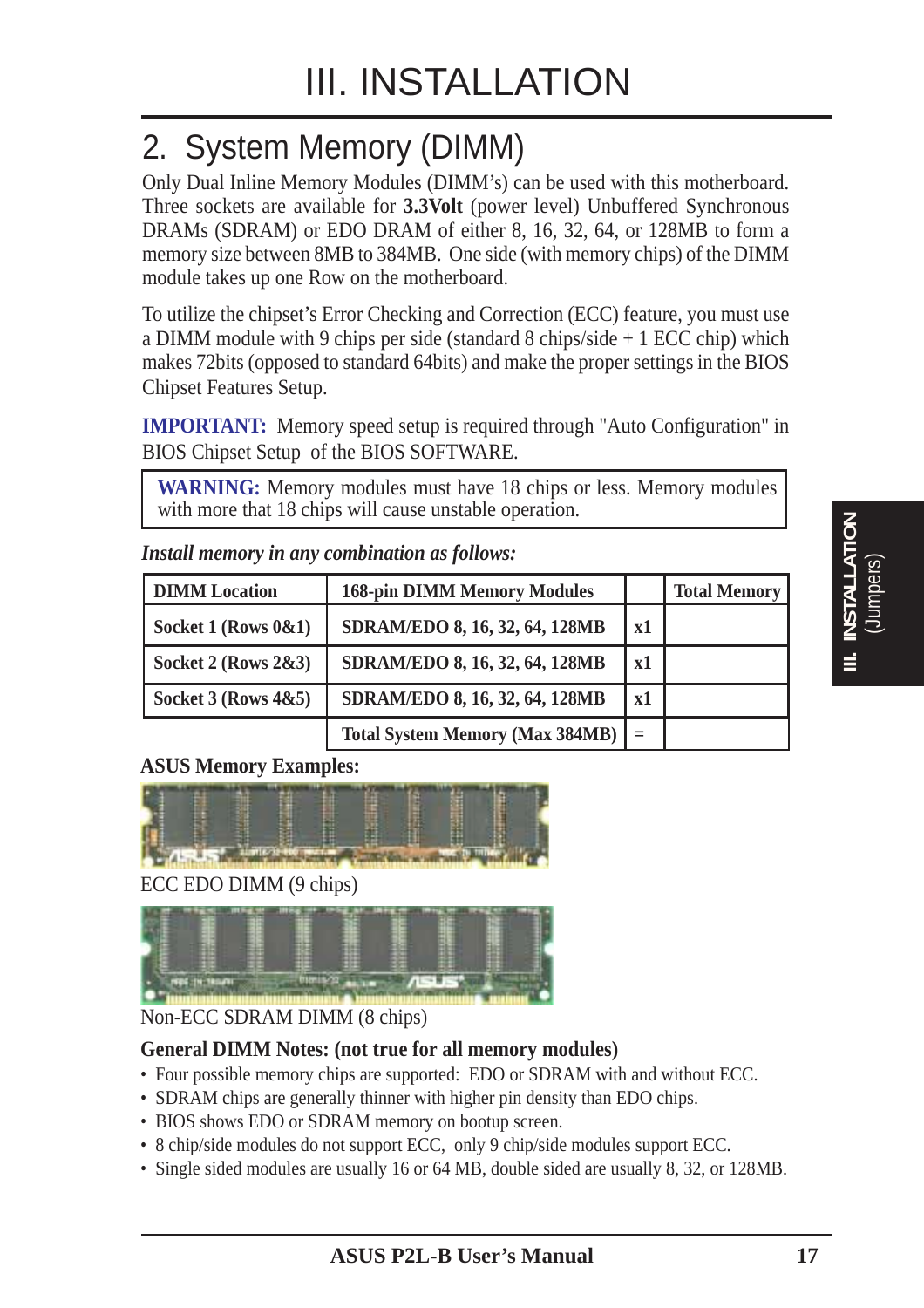# III. INSTALLATION

## 2. System Memory (DIMM)

Only Dual Inline Memory Modules (DIMM's) can be used with this motherboard. Three sockets are available for **3.3Volt** (power level) Unbuffered Synchronous DRAMs (SDRAM) or EDO DRAM of either 8, 16, 32, 64, or 128MB to form a memory size between 8MB to 384MB. One side (with memory chips) of the DIMM module takes up one Row on the motherboard.

To utilize the chipset's Error Checking and Correction (ECC) feature, you must use a DIMM module with 9 chips per side (standard 8 chips/side + 1 ECC chip) which makes 72bits (opposed to standard 64bits) and make the proper settings in the BIOS Chipset Features Setup.

**IMPORTANT:** Memory speed setup is required through "Auto Configuration" in BIOS Chipset Setup of the BIOS SOFTWARE.

> **WARNING:** Memory modules must have 18 chips or less. Memory modules with more that 18 chips will cause unstable operation.

***Install memory in any combination as follows:***

| DIMM Location | 168-pin DIMM Memory Modules | | Total Memory |
|---|---|---|---|
| Socket 1 (Rows 0&1) | SDRAM/EDO 8, 16, 32, 64, 128MB | x1 | |
| Socket 2 (Rows 2&3) | SDRAM/EDO 8, 16, 32, 64, 128MB | x1 | |
| Socket 3 (Rows 4&5) | SDRAM/EDO 8, 16, 32, 64, 128MB | x1 | |
| | Total System Memory (Max 384MB) | = | |

**ASUS Memory Examples:**

ECC EDO DIMM (9 chips)

Non-ECC SDRAM DIMM (8 chips)

**General DIMM Notes: (not true for all memory modules)**

- Four possible memory chips are supported: EDO or SDRAM with and without ECC.
- SDRAM chips are generally thinner with higher pin density than EDO chips.
- BIOS shows EDO or SDRAM memory on bootup screen.
- 8 chip/side modules do not support ECC, only 9 chip/side modules support ECC.
- Single sided modules are usually 16 or 64 MB, double sided are usually 8, 32, or 128MB.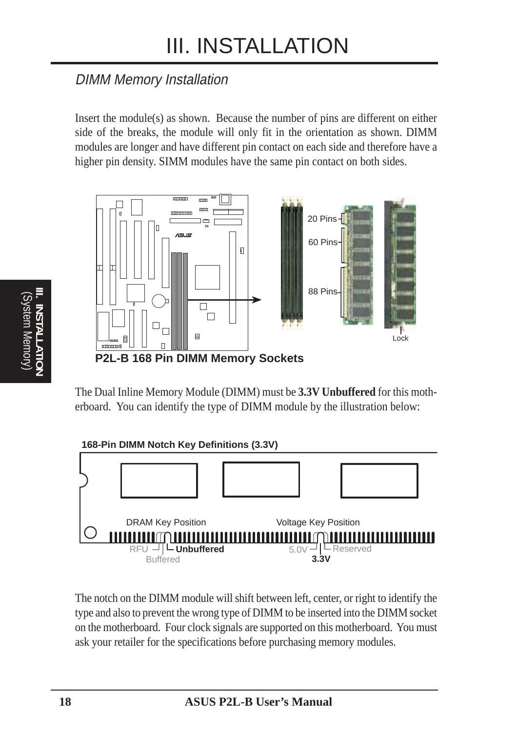# III. INSTALLATION

## DIMM Memory Installation

Insert the module(s) as shown. Because the number of pins are different on either side of the breaks, the module will only fit in the orientation as shown. DIMM modules are longer and have different pin contact on each side and therefore have a higher pin density. SIMM modules have the same pin contact on both sides.

20 Pins
60 Pins
88 Pins
Lock

**P2L-B 168 Pin DIMM Memory Sockets**

The Dual Inline Memory Module (DIMM) must be **3.3V Unbuffered** for this motherboard. You can identify the type of DIMM module by the illustration below:

**168-Pin DIMM Notch Key Definitions (3.3V)**

DRAM Key Position: RFU, Buffered, **Unbuffered**

Voltage Key Position: 5.0V, **3.3V**, Reserved

The notch on the DIMM module will shift between left, center, or right to identify the type and also to prevent the wrong type of DIMM to be inserted into the DIMM socket on the motherboard. Four clock signals are supported on this motherboard. You must ask your retailer for the specifications before purchasing memory modules.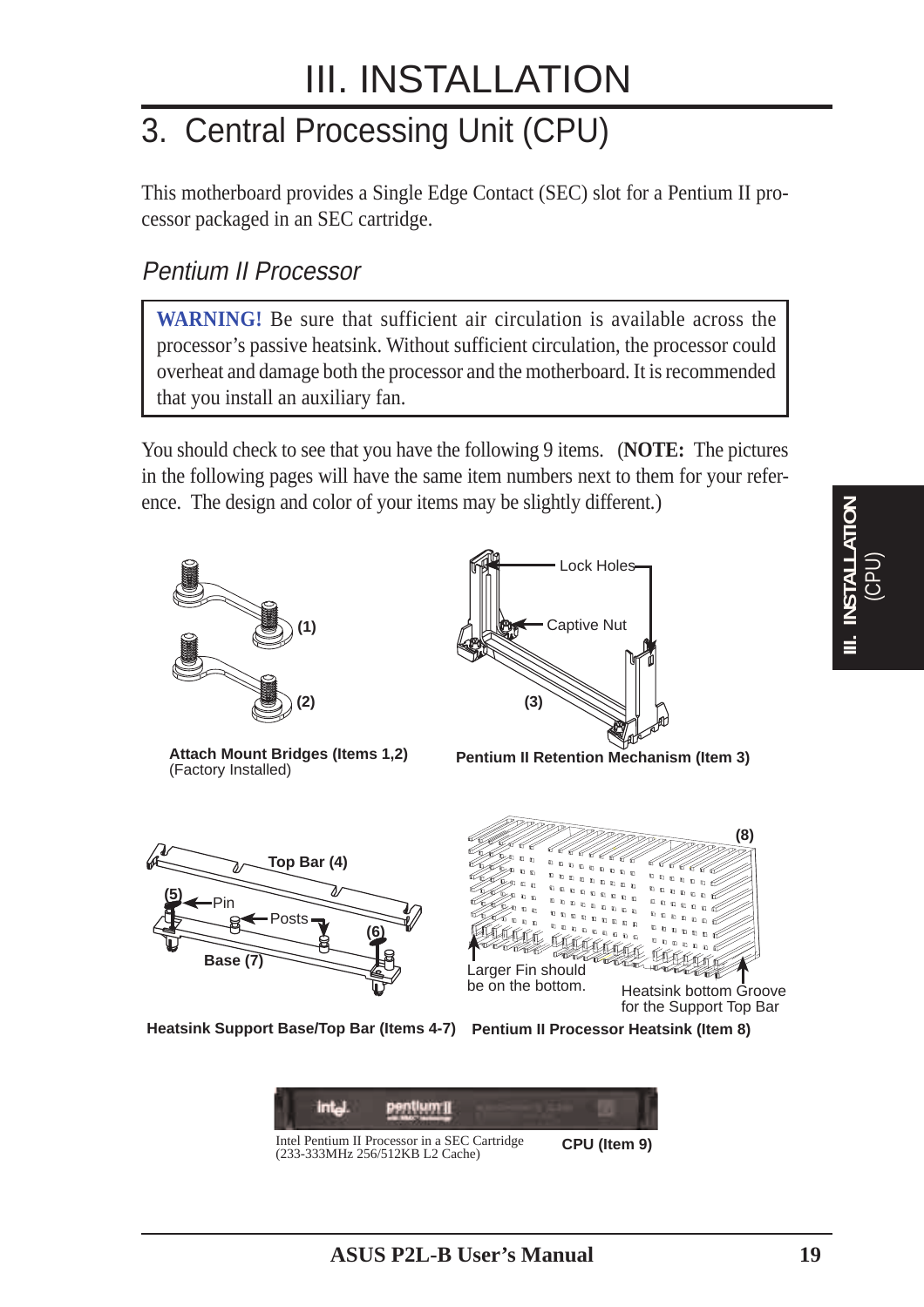# III. INSTALLATION

## 3. Central Processing Unit (CPU)

This motherboard provides a Single Edge Contact (SEC) slot for a Pentium II processor packaged in an SEC cartridge.

### *Pentium II Processor*

> **WARNING!** Be sure that sufficient air circulation is available across the processor's passive heatsink. Without sufficient circulation, the processor could overheat and damage both the processor and the motherboard. It is recommended that you install an auxiliary fan.

You should check to see that you have the following 9 items. (**NOTE:** The pictures in the following pages will have the same item numbers next to them for your reference. The design and color of your items may be slightly different.)

(1)

(2)

**Attach Mount Bridges (Items 1,2)**
(Factory Installed)

Lock Holes

Captive Nut

(3)

**Pentium II Retention Mechanism (Item 3)**

Top Bar (4)

(5) Pin

Posts

(6)

Base (7)

**Heatsink Support Base/Top Bar (Items 4-7)**

(8)

Larger Fin should be on the bottom.

Heatsink bottom Groove for the Support Top Bar

**Pentium II Processor Heatsink (Item 8)**

Intel Pentium II Processor in a SEC Cartridge
(233-333MHz 256/512KB L2 Cache)

**CPU (Item 9)**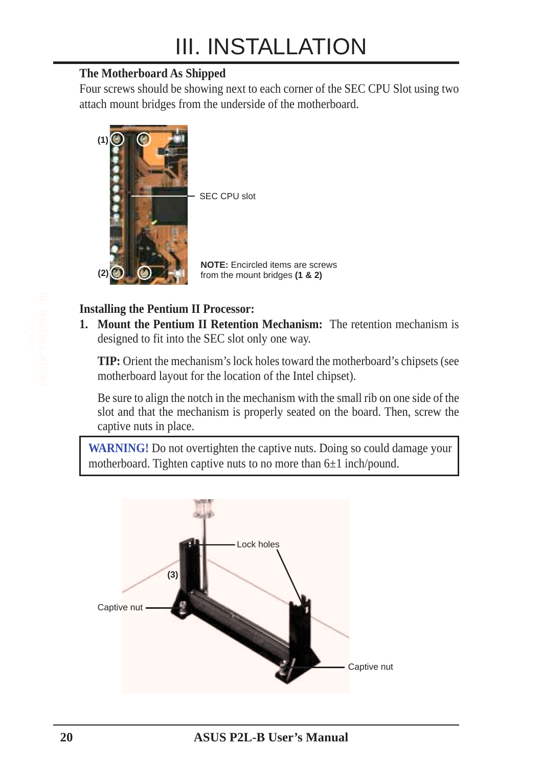# III. INSTALLATION

### The Motherboard As Shipped

Four screws should be showing next to each corner of the SEC CPU Slot using two attach mount bridges from the underside of the motherboard.

(1)

SEC CPU slot

(2)

**NOTE:** Encircled items are screws from the mount bridges **(1 & 2)**

### Installing the Pentium II Processor:

1. **Mount the Pentium II Retention Mechanism:** The retention mechanism is designed to fit into the SEC slot only one way.

   **TIP:** Orient the mechanism's lock holes toward the motherboard's chipsets (see motherboard layout for the location of the Intel chipset).

   Be sure to align the notch in the mechanism with the small rib on one side of the slot and that the mechanism is properly seated on the board. Then, screw the captive nuts in place.

> **WARNING!** Do not overtighten the captive nuts. Doing so could damage your motherboard. Tighten captive nuts to no more than 6±1 inch/pound.

Lock holes

(3)

Captive nut

Captive nut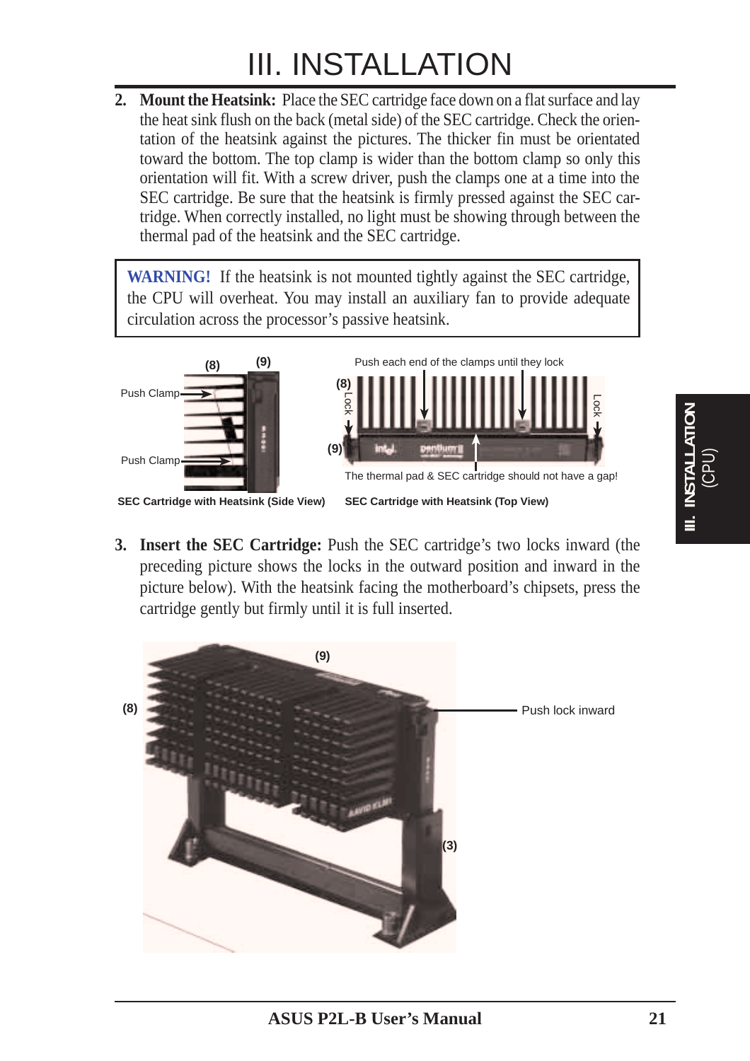# III. INSTALLATION

2. **Mount the Heatsink:** Place the SEC cartridge face down on a flat surface and lay the heat sink flush on the back (metal side) of the SEC cartridge. Check the orientation of the heatsink against the pictures. The thicker fin must be orientated toward the bottom. The top clamp is wider than the bottom clamp so only this orientation will fit. With a screw driver, push the clamps one at a time into the SEC cartridge. Be sure that the heatsink is firmly pressed against the SEC cartridge. When correctly installed, no light must be showing through between the thermal pad of the heatsink and the SEC cartridge.

> **WARNING!** If the heatsink is not mounted tightly against the SEC cartridge, the CPU will overheat. You may install an auxiliary fan to provide adequate circulation across the processor's passive heatsink.

(8) (9)
Push Clamp
Push Clamp

**SEC Cartridge with Heatsink (Side View)**

Push each end of the clamps until they lock
(8) Lock
(9)
Lock
The thermal pad & SEC cartridge should not have a gap!

**SEC Cartridge with Heatsink (Top View)**

3. **Insert the SEC Cartridge:** Push the SEC cartridge's two locks inward (the preceding picture shows the locks in the outward position and inward in the picture below). With the heatsink facing the motherboard's chipsets, press the cartridge gently but firmly until it is full inserted.

(9)
(8)
Push lock inward
(3)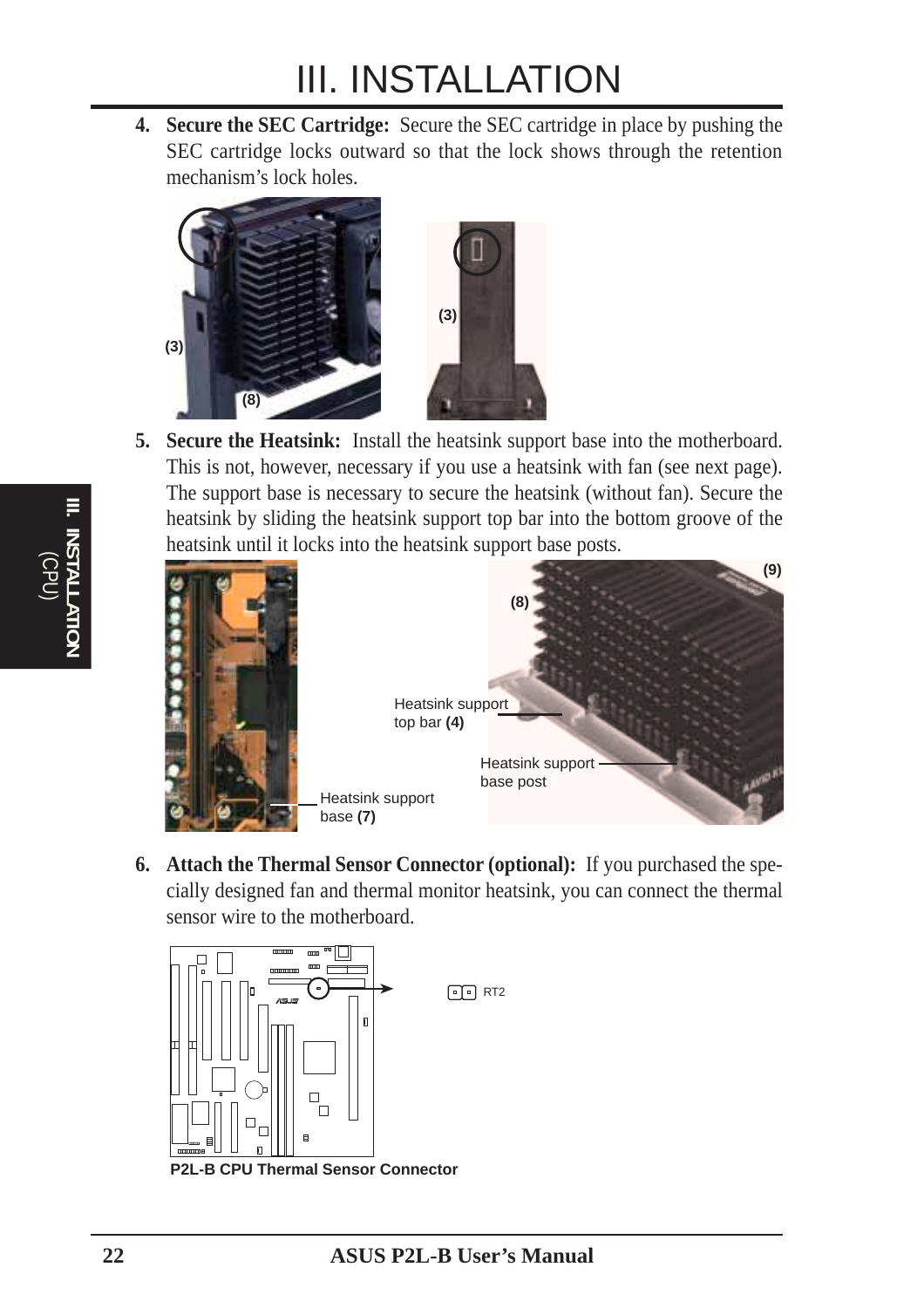4. **Secure the SEC Cartridge:** Secure the SEC cartridge in place by pushing the SEC cartridge locks outward so that the lock shows through the retention mechanism's lock holes.

(3) (8) (3)

5. **Secure the Heatsink:** Install the heatsink support base into the motherboard. This is not, however, necessary if you use a heatsink with fan (see next page). The support base is necessary to secure the heatsink (without fan). Secure the heatsink by sliding the heatsink support top bar into the bottom groove of the heatsink until it locks into the heatsink support base posts.

(9) (8)

Heatsink support top bar **(4)**

Heatsink support base post

Heatsink support base **(7)**

6. **Attach the Thermal Sensor Connector (optional):** If you purchased the specially designed fan and thermal monitor heatsink, you can connect the thermal sensor wire to the motherboard.

RT2

**P2L-B CPU Thermal Sensor Connector**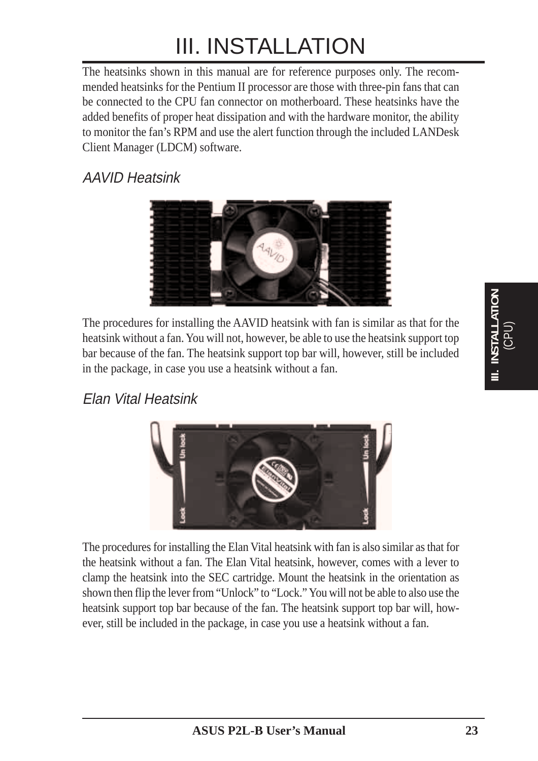# III. INSTALLATION

The heatsinks shown in this manual are for reference purposes only. The recommended heatsinks for the Pentium II processor are those with three-pin fans that can be connected to the CPU fan connector on motherboard. These heatsinks have the added benefits of proper heat dissipation and with the hardware monitor, the ability to monitor the fan's RPM and use the alert function through the included LANDesk Client Manager (LDCM) software.

## *AAVID Heatsink*

The procedures for installing the AAVID heatsink with fan is similar as that for the heatsink without a fan. You will not, however, be able to use the heatsink support top bar because of the fan. The heatsink support top bar will, however, still be included in the package, in case you use a heatsink without a fan.

## *Elan Vital Heatsink*

The procedures for installing the Elan Vital heatsink with fan is also similar as that for the heatsink without a fan. The Elan Vital heatsink, however, comes with a lever to clamp the heatsink into the SEC cartridge. Mount the heatsink in the orientation as shown then flip the lever from "Unlock" to "Lock." You will not be able to also use the heatsink support top bar because of the fan. The heatsink support top bar will, however, still be included in the package, in case you use a heatsink without a fan.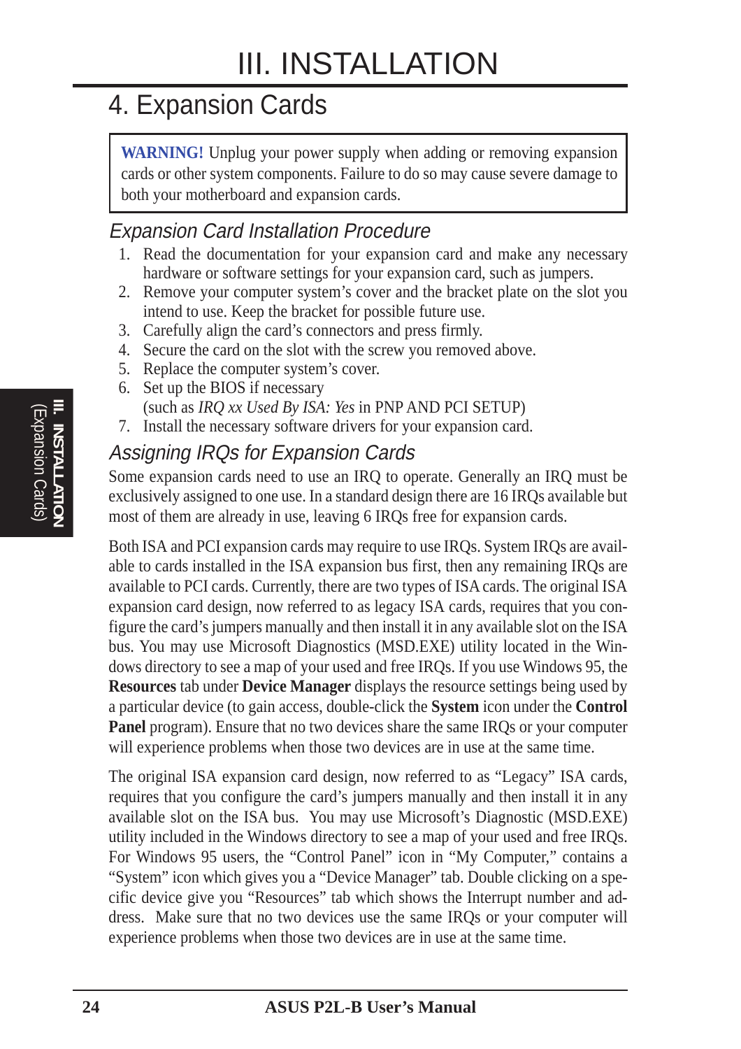# III. INSTALLATION

## 4. Expansion Cards

> **WARNING!** Unplug your power supply when adding or removing expansion cards or other system components. Failure to do so may cause severe damage to both your motherboard and expansion cards.

### Expansion Card Installation Procedure

1. Read the documentation for your expansion card and make any necessary hardware or software settings for your expansion card, such as jumpers.
2. Remove your computer system's cover and the bracket plate on the slot you intend to use. Keep the bracket for possible future use.
3. Carefully align the card's connectors and press firmly.
4. Secure the card on the slot with the screw you removed above.
5. Replace the computer system's cover.
6. Set up the BIOS if necessary (such as *IRQ xx Used By ISA: Yes* in PNP AND PCI SETUP)
7. Install the necessary software drivers for your expansion card.

### Assigning IRQs for Expansion Cards

Some expansion cards need to use an IRQ to operate. Generally an IRQ must be exclusively assigned to one use. In a standard design there are 16 IRQs available but most of them are already in use, leaving 6 IRQs free for expansion cards.

Both ISA and PCI expansion cards may require to use IRQs. System IRQs are available to cards installed in the ISA expansion bus first, then any remaining IRQs are available to PCI cards. Currently, there are two types of ISA cards. The original ISA expansion card design, now referred to as legacy ISA cards, requires that you configure the card's jumpers manually and then install it in any available slot on the ISA bus. You may use Microsoft Diagnostics (MSD.EXE) utility located in the Windows directory to see a map of your used and free IRQs. If you use Windows 95, the **Resources** tab under **Device Manager** displays the resource settings being used by a particular device (to gain access, double-click the **System** icon under the **Control Panel** program). Ensure that no two devices share the same IRQs or your computer will experience problems when those two devices are in use at the same time.

The original ISA expansion card design, now referred to as "Legacy" ISA cards, requires that you configure the card's jumpers manually and then install it in any available slot on the ISA bus. You may use Microsoft's Diagnostic (MSD.EXE) utility included in the Windows directory to see a map of your used and free IRQs. For Windows 95 users, the "Control Panel" icon in "My Computer," contains a "System" icon which gives you a "Device Manager" tab. Double clicking on a specific device give you "Resources" tab which shows the Interrupt number and address. Make sure that no two devices use the same IRQs or your computer will experience problems when those two devices are in use at the same time.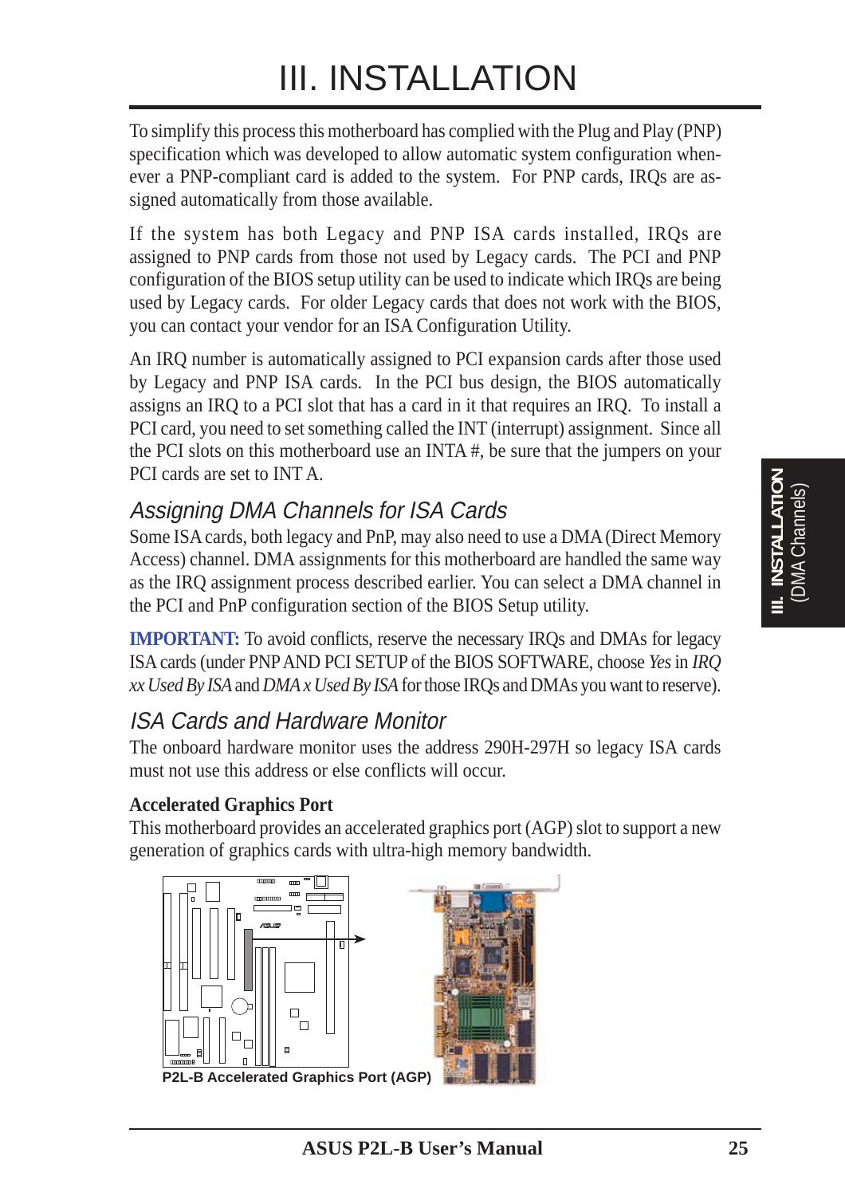# III. INSTALLATION

To simplify this process this motherboard has complied with the Plug and Play (PNP) specification which was developed to allow automatic system configuration whenever a PNP-compliant card is added to the system. For PNP cards, IRQs are assigned automatically from those available.

If the system has both Legacy and PNP ISA cards installed, IRQs are assigned to PNP cards from those not used by Legacy cards. The PCI and PNP configuration of the BIOS setup utility can be used to indicate which IRQs are being used by Legacy cards. For older Legacy cards that does not work with the BIOS, you can contact your vendor for an ISA Configuration Utility.

An IRQ number is automatically assigned to PCI expansion cards after those used by Legacy and PNP ISA cards. In the PCI bus design, the BIOS automatically assigns an IRQ to a PCI slot that has a card in it that requires an IRQ. To install a PCI card, you need to set something called the INT (interrupt) assignment. Since all the PCI slots on this motherboard use an INTA #, be sure that the jumpers on your PCI cards are set to INT A.

## *Assigning DMA Channels for ISA Cards*

Some ISA cards, both legacy and PnP, may also need to use a DMA (Direct Memory Access) channel. DMA assignments for this motherboard are handled the same way as the IRQ assignment process described earlier. You can select a DMA channel in the PCI and PnP configuration section of the BIOS Setup utility.

**IMPORTANT:** To avoid conflicts, reserve the necessary IRQs and DMAs for legacy ISA cards (under PNP AND PCI SETUP of the BIOS SOFTWARE, choose *Yes* in *IRQ xx Used By ISA* and *DMA x Used By ISA* for those IRQs and DMAs you want to reserve).

## *ISA Cards and Hardware Monitor*

The onboard hardware monitor uses the address 290H-297H so legacy ISA cards must not use this address or else conflicts will occur.

### Accelerated Graphics Port

This motherboard provides an accelerated graphics port (AGP) slot to support a new generation of graphics cards with ultra-high memory bandwidth.

**P2L-B Accelerated Graphics Port (AGP)**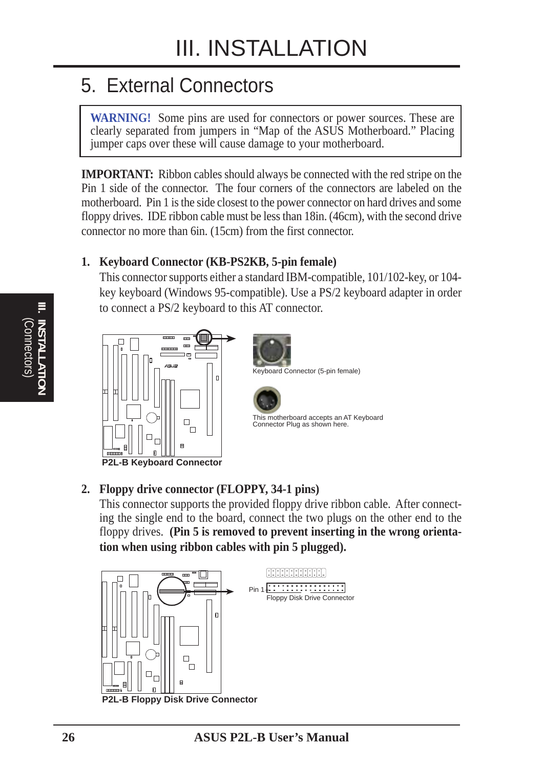# III. INSTALLATION

## 5. External Connectors

**WARNING!** Some pins are used for connectors or power sources. These are clearly separated from jumpers in "Map of the ASUS Motherboard." Placing jumper caps over these will cause damage to your motherboard.

**IMPORTANT:** Ribbon cables should always be connected with the red stripe on the Pin 1 side of the connector. The four corners of the connectors are labeled on the motherboard. Pin 1 is the side closest to the power connector on hard drives and some floppy drives. IDE ribbon cable must be less than 18in. (46cm), with the second drive connector no more than 6in. (15cm) from the first connector.

**1. Keyboard Connector (KB-PS2KB, 5-pin female)**

This connector supports either a standard IBM-compatible, 101/102-key, or 104-key keyboard (Windows 95-compatible). Use a PS/2 keyboard adapter in order to connect a PS/2 keyboard to this AT connector.

Keyboard Connector (5-pin female)

This motherboard accepts an AT Keyboard Connector Plug as shown here.

**P2L-B Keyboard Connector**

**2. Floppy drive connector (FLOPPY, 34-1 pins)**

This connector supports the provided floppy drive ribbon cable. After connecting the single end to the board, connect the two plugs on the other end to the floppy drives. **(Pin 5 is removed to prevent inserting in the wrong orientation when using ribbon cables with pin 5 plugged).**

Pin 1

Floppy Disk Drive Connector

**P2L-B Floppy Disk Drive Connector**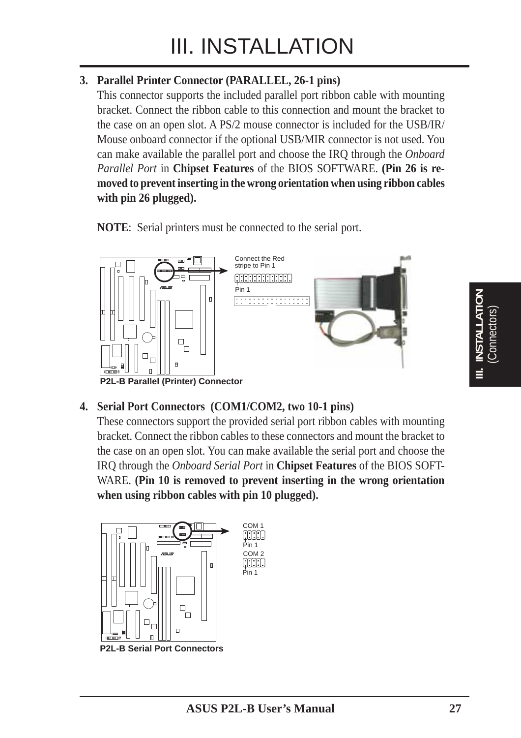3. **Parallel Printer Connector (PARALLEL, 26-1 pins)**
   This connector supports the included parallel port ribbon cable with mounting bracket. Connect the ribbon cable to this connection and mount the bracket to the case on an open slot. A PS/2 mouse connector is included for the USB/IR/Mouse onboard connector if the optional USB/MIR connector is not used. You can make available the parallel port and choose the IRQ through the *Onboard Parallel Port* in **Chipset Features** of the BIOS SOFTWARE. **(Pin 26 is removed to prevent inserting in the wrong orientation when using ribbon cables with pin 26 plugged).**

   **NOTE**: Serial printers must be connected to the serial port.

Connect the Red stripe to Pin 1

Pin 1

**P2L-B Parallel (Printer) Connector**

4. **Serial Port Connectors (COM1/COM2, two 10-1 pins)**
   These connectors support the provided serial port ribbon cables with mounting bracket. Connect the ribbon cables to these connectors and mount the bracket to the case on an open slot. You can make available the serial port and choose the IRQ through the *Onboard Serial Port* in **Chipset Features** of the BIOS SOFTWARE. **(Pin 10 is removed to prevent inserting in the wrong orientation when using ribbon cables with pin 10 plugged).**

COM 1

Pin 1

COM 2

Pin 1

**P2L-B Serial Port Connectors**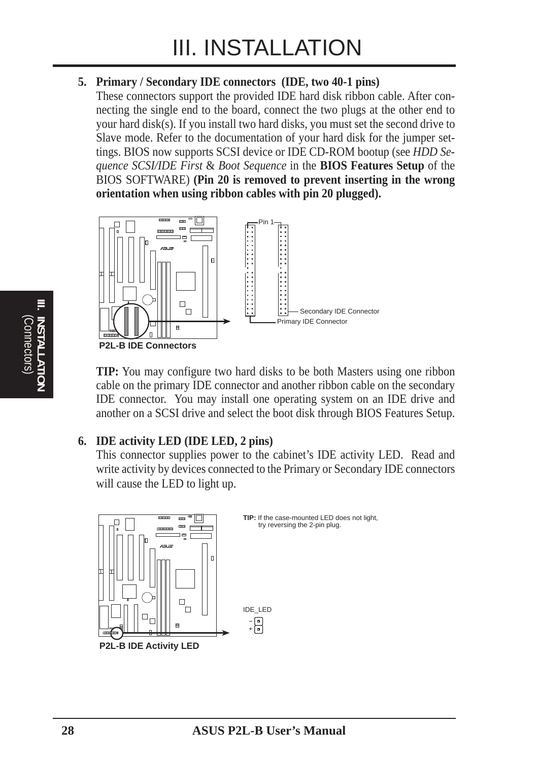# III. INSTALLATION

**5. Primary / Secondary IDE connectors (IDE, two 40-1 pins)**

These connectors support the provided IDE hard disk ribbon cable. After connecting the single end to the board, connect the two plugs at the other end to your hard disk(s). If you install two hard disks, you must set the second drive to Slave mode. Refer to the documentation of your hard disk for the jumper settings. BIOS now supports SCSI device or IDE CD-ROM bootup (see *HDD Sequence SCSI/IDE First* & *Boot Sequence* in the **BIOS Features Setup** of the BIOS SOFTWARE) **(Pin 20 is removed to prevent inserting in the wrong orientation when using ribbon cables with pin 20 plugged).**

Pin 1

Secondary IDE Connector

Primary IDE Connector

**P2L-B IDE Connectors**

**TIP:** You may configure two hard disks to be both Masters using one ribbon cable on the primary IDE connector and another ribbon cable on the secondary IDE connector. You may install one operating system on an IDE drive and another on a SCSI drive and select the boot disk through BIOS Features Setup.

**6. IDE activity LED (IDE LED, 2 pins)**

This connector supplies power to the cabinet's IDE activity LED. Read and write activity by devices connected to the Primary or Secondary IDE connectors will cause the LED to light up.

**TIP:** If the case-mounted LED does not light, try reversing the 2-pin plug.

IDE_LED

−
+

**P2L-B IDE Activity LED**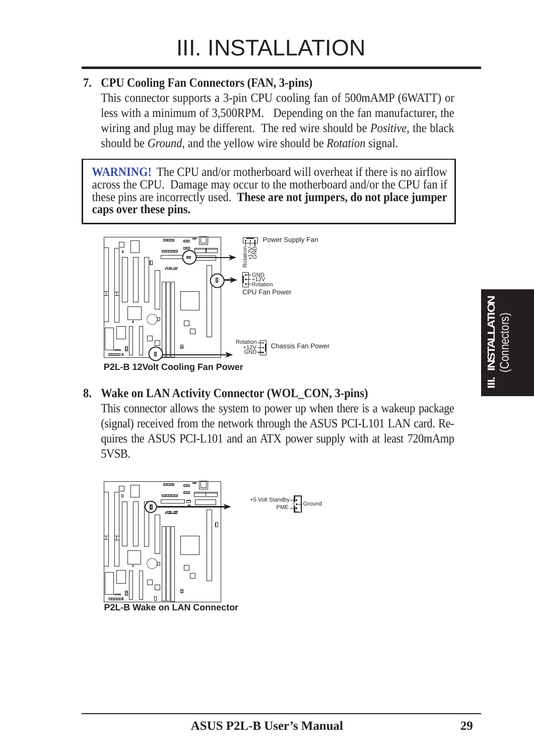# III. INSTALLATION

**7. CPU Cooling Fan Connectors (FAN, 3-pins)**

This connector supports a 3-pin CPU cooling fan of 500mAMP (6WATT) or less with a minimum of 3,500RPM. Depending on the fan manufacturer, the wiring and plug may be different. The red wire should be *Positive*, the black should be *Ground*, and the yellow wire should be *Rotation* signal.

> **WARNING!** The CPU and/or motherboard will overheat if there is no airflow across the CPU. Damage may occur to the motherboard and/or the CPU fan if these pins are incorrectly used. **These are not jumpers, do not place jumper caps over these pins.**

Power Supply Fan: Rotation, +12V, GND

CPU Fan Power: GND, +12V, Rotation

Chassis Fan Power: Rotation, +12V, GND

**P2L-B 12Volt Cooling Fan Power**

**8. Wake on LAN Activity Connector (WOL_CON, 3-pins)**

This connector allows the system to power up when there is a wakeup package (signal) received from the network through the ASUS PCI-L101 LAN card. Requires the ASUS PCI-L101 and an ATX power supply with at least 720mAmp 5VSB.

+5 Volt Standby, Ground, PME

**P2L-B Wake on LAN Connector**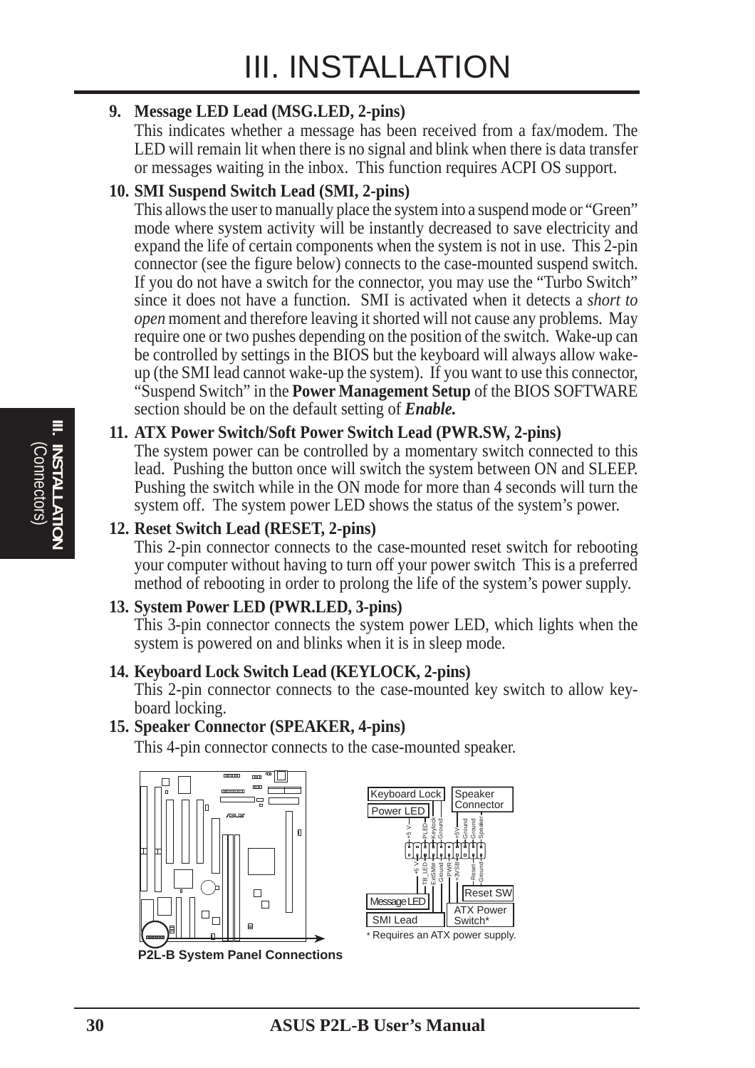9. **Message LED Lead (MSG.LED, 2-pins)**

   This indicates whether a message has been received from a fax/modem. The LED will remain lit when there is no signal and blink when there is data transfer or messages waiting in the inbox. This function requires ACPI OS support.

10. **SMI Suspend Switch Lead (SMI, 2-pins)**

    This allows the user to manually place the system into a suspend mode or "Green" mode where system activity will be instantly decreased to save electricity and expand the life of certain components when the system is not in use. This 2-pin connector (see the figure below) connects to the case-mounted suspend switch. If you do not have a switch for the connector, you may use the "Turbo Switch" since it does not have a function. SMI is activated when it detects a *short to open* moment and therefore leaving it shorted will not cause any problems. May require one or two pushes depending on the position of the switch. Wake-up can be controlled by settings in the BIOS but the keyboard will always allow wake-up (the SMI lead cannot wake-up the system). If you want to use this connector, "Suspend Switch" in the **Power Management Setup** of the BIOS SOFTWARE section should be on the default setting of ***Enable.***

11. **ATX Power Switch/Soft Power Switch Lead (PWR.SW, 2-pins)**

    The system power can be controlled by a momentary switch connected to this lead. Pushing the button once will switch the system between ON and SLEEP. Pushing the switch while in the ON mode for more than 4 seconds will turn the system off. The system power LED shows the status of the system's power.

12. **Reset Switch Lead (RESET, 2-pins)**

    This 2-pin connector connects to the case-mounted reset switch for rebooting your computer without having to turn off your power switch This is a preferred method of rebooting in order to prolong the life of the system's power supply.

13. **System Power LED (PWR.LED, 3-pins)**

    This 3-pin connector connects the system power LED, which lights when the system is powered on and blinks when it is in sleep mode.

14. **Keyboard Lock Switch Lead (KEYLOCK, 2-pins)**

    This 2-pin connector connects to the case-mounted key switch to allow keyboard locking.

15. **Speaker Connector (SPEAKER, 4-pins)**

    This 4-pin connector connects to the case-mounted speaker.

Keyboard Lock | Speaker Connector | Power LED | +5 V | PLED | Keylock | Ground | +5V | Ground | Ground | Speaker | +5 V | TB_LED | ExtSMI# | Ground | PWR | +3VSB | Reset | Ground | Reset SW | Message LED | SMI Lead | ATX Power Switch*

\* Requires an ATX power supply.

**P2L-B System Panel Connections**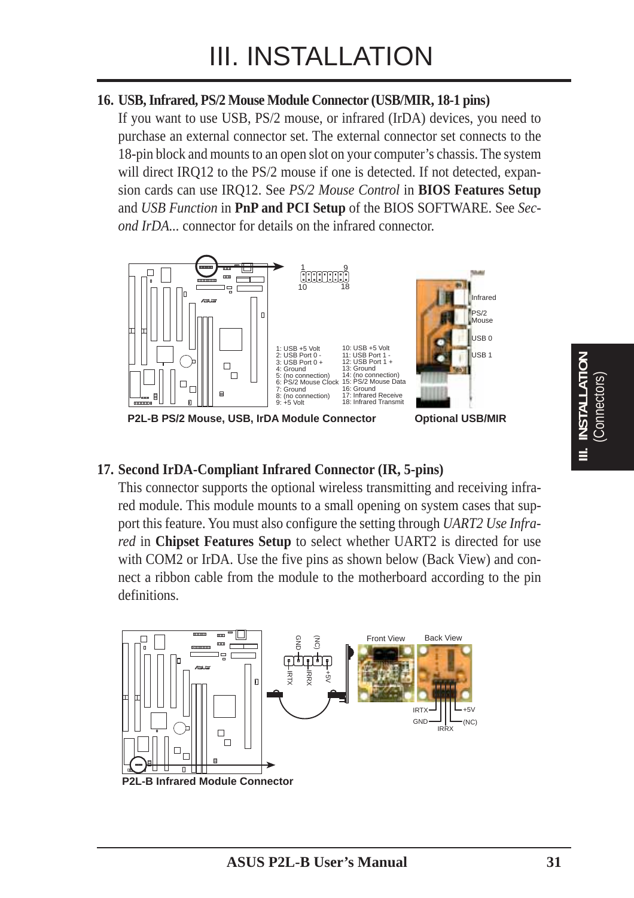# III. INSTALLATION

**16. USB, Infrared, PS/2 Mouse Module Connector (USB/MIR, 18-1 pins)**

If you want to use USB, PS/2 mouse, or infrared (IrDA) devices, you need to purchase an external connector set. The external connector set connects to the 18-pin block and mounts to an open slot on your computer's chassis. The system will direct IRQ12 to the PS/2 mouse if one is detected. If not detected, expansion cards can use IRQ12. See *PS/2 Mouse Control* in **BIOS Features Setup** and *USB Function* in **PnP and PCI Setup** of the BIOS SOFTWARE. See *Second IrDA...* connector for details on the infrared connector.

| Pin | Definition | Pin | Definition |
|---|---|---|---|
| 1 | USB +5 Volt | 10 | USB +5 Volt |
| 2 | USB Port 0 - | 11 | USB Port 1 - |
| 3 | USB Port 0 + | 12 | USB Port 1 + |
| 4 | Ground | 13 | Ground |
| 5 | (no connection) | 14 | (no connection) |
| 6 | PS/2 Mouse Clock | 15 | PS/2 Mouse Data |
| 7 | Ground | 16 | Ground |
| 8 | (no connection) | 17 | Infrared Receive |
| 9 | +5 Volt | 18 | Infrared Transmit |

Infrared, PS/2 Mouse, USB 0, USB 1

**P2L-B PS/2 Mouse, USB, IrDA Module Connector** **Optional USB/MIR**

**17. Second IrDA-Compliant Infrared Connector (IR, 5-pins)**

This connector supports the optional wireless transmitting and receiving infrared module. This module mounts to a small opening on system cases that support this feature. You must also configure the setting through *UART2 Use Infrared* in **Chipset Features Setup** to select whether UART2 is directed for use with COM2 or IrDA. Use the five pins as shown below (Back View) and connect a ribbon cable from the module to the motherboard according to the pin definitions.

GND, (NC), IRTX, IRRX, +5V

Front View / Back View: IRTX, GND, IRRX, +5V, (NC)

**P2L-B Infrared Module Connector**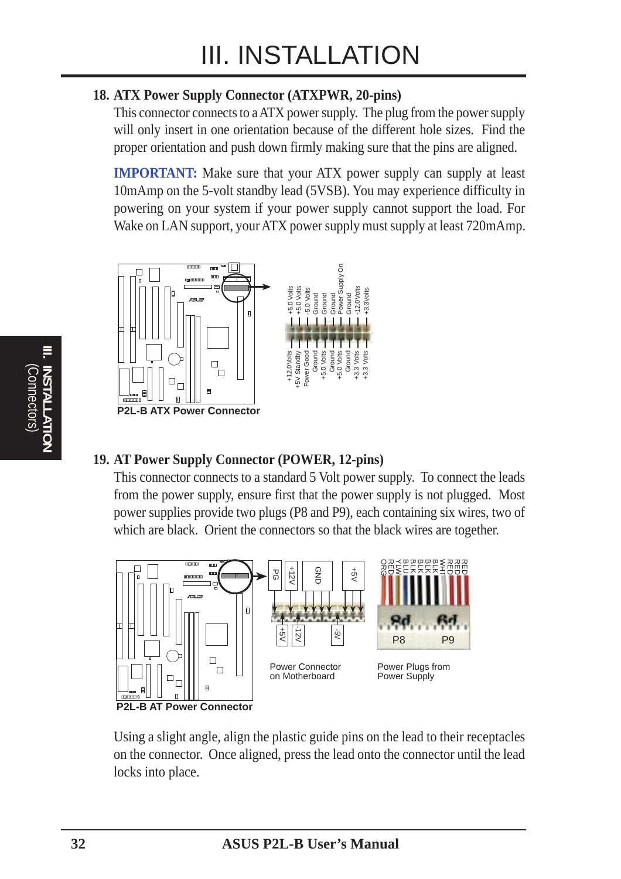# III. INSTALLATION

### 18. ATX Power Supply Connector (ATXPWR, 20-pins)

This connector connects to a ATX power supply. The plug from the power supply will only insert in one orientation because of the different hole sizes. Find the proper orientation and push down firmly making sure that the pins are aligned.

**IMPORTANT:** Make sure that your ATX power supply can supply at least 10mAmp on the 5-volt standby lead (5VSB). You may experience difficulty in powering on your system if your power supply cannot support the load. For Wake on LAN support, your ATX power supply must supply at least 720mAmp.

+5.0 Volts, +5.0 Volts, -5.0 Volts, Ground, Ground, Ground, Power Supply On, Ground, -12.0 Volts, +3.3Volts

+12.0Volts, +5V Standby, Power Good, Ground, +5.0 Volts, Ground, +5.0 Volts, Ground, +3.3 Volts, +3.3 Volts

**P2L-B ATX Power Connector**

### 19. AT Power Supply Connector (POWER, 12-pins)

This connector connects to a standard 5 Volt power supply. To connect the leads from the power supply, ensure first that the power supply is not plugged. Most power supplies provide two plugs (P8 and P9), each containing six wires, two of which are black. Orient the connectors so that the black wires are together.

PG, +12V, GND, +5V

+5V, -12V, -5V

ORG, RED, YLW, BLU, BLK, BLK, BLK, BLK, WHT, RED, RED, RED

P8, P9

**P2L-B AT Power Connector**

Power Connector on Motherboard

Power Plugs from Power Supply

Using a slight angle, align the plastic guide pins on the lead to their receptacles on the connector. Once aligned, press the lead onto the connector until the lead locks into place.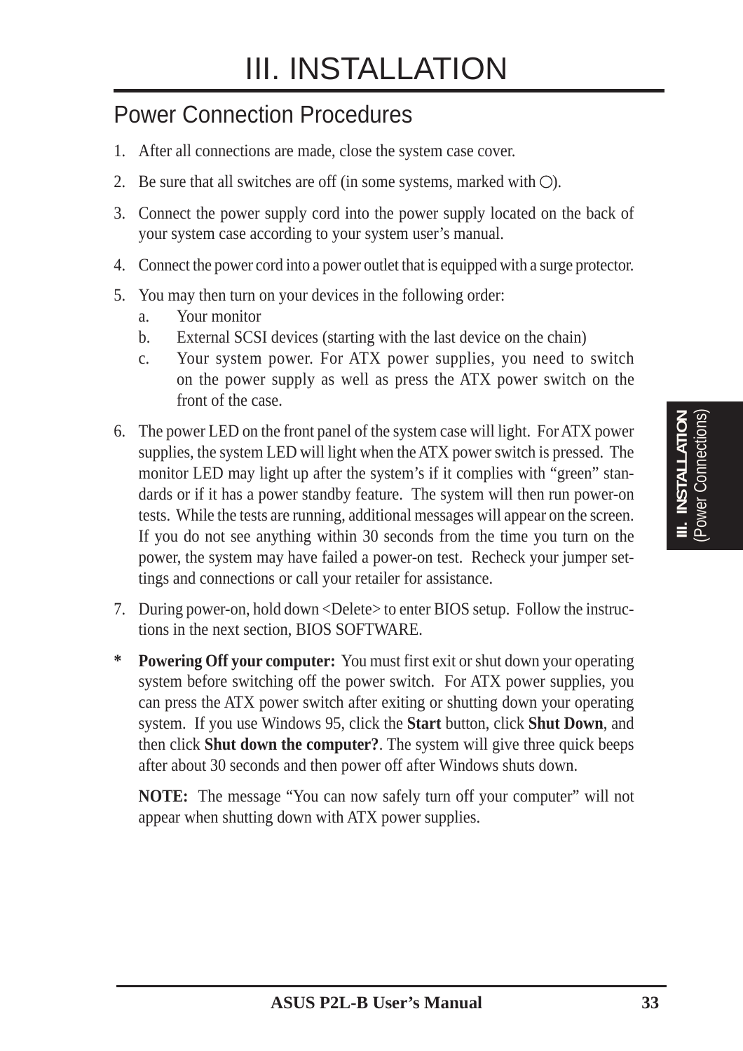# III. INSTALLATION

## Power Connection Procedures

1. After all connections are made, close the system case cover.
2. Be sure that all switches are off (in some systems, marked with ○).
3. Connect the power supply cord into the power supply located on the back of your system case according to your system user's manual.
4. Connect the power cord into a power outlet that is equipped with a surge protector.
5. You may then turn on your devices in the following order:
   a. Your monitor
   b. External SCSI devices (starting with the last device on the chain)
   c. Your system power. For ATX power supplies, you need to switch on the power supply as well as press the ATX power switch on the front of the case.
6. The power LED on the front panel of the system case will light. For ATX power supplies, the system LED will light when the ATX power switch is pressed. The monitor LED may light up after the system's if it complies with "green" standards or if it has a power standby feature. The system will then run power-on tests. While the tests are running, additional messages will appear on the screen. If you do not see anything within 30 seconds from the time you turn on the power, the system may have failed a power-on test. Recheck your jumper settings and connections or call your retailer for assistance.
7. During power-on, hold down <Delete> to enter BIOS setup. Follow the instructions in the next section, BIOS SOFTWARE.

\* **Powering Off your computer:** You must first exit or shut down your operating system before switching off the power switch. For ATX power supplies, you can press the ATX power switch after exiting or shutting down your operating system. If you use Windows 95, click the **Start** button, click **Shut Down**, and then click **Shut down the computer?**. The system will give three quick beeps after about 30 seconds and then power off after Windows shuts down.

**NOTE:** The message "You can now safely turn off your computer" will not appear when shutting down with ATX power supplies.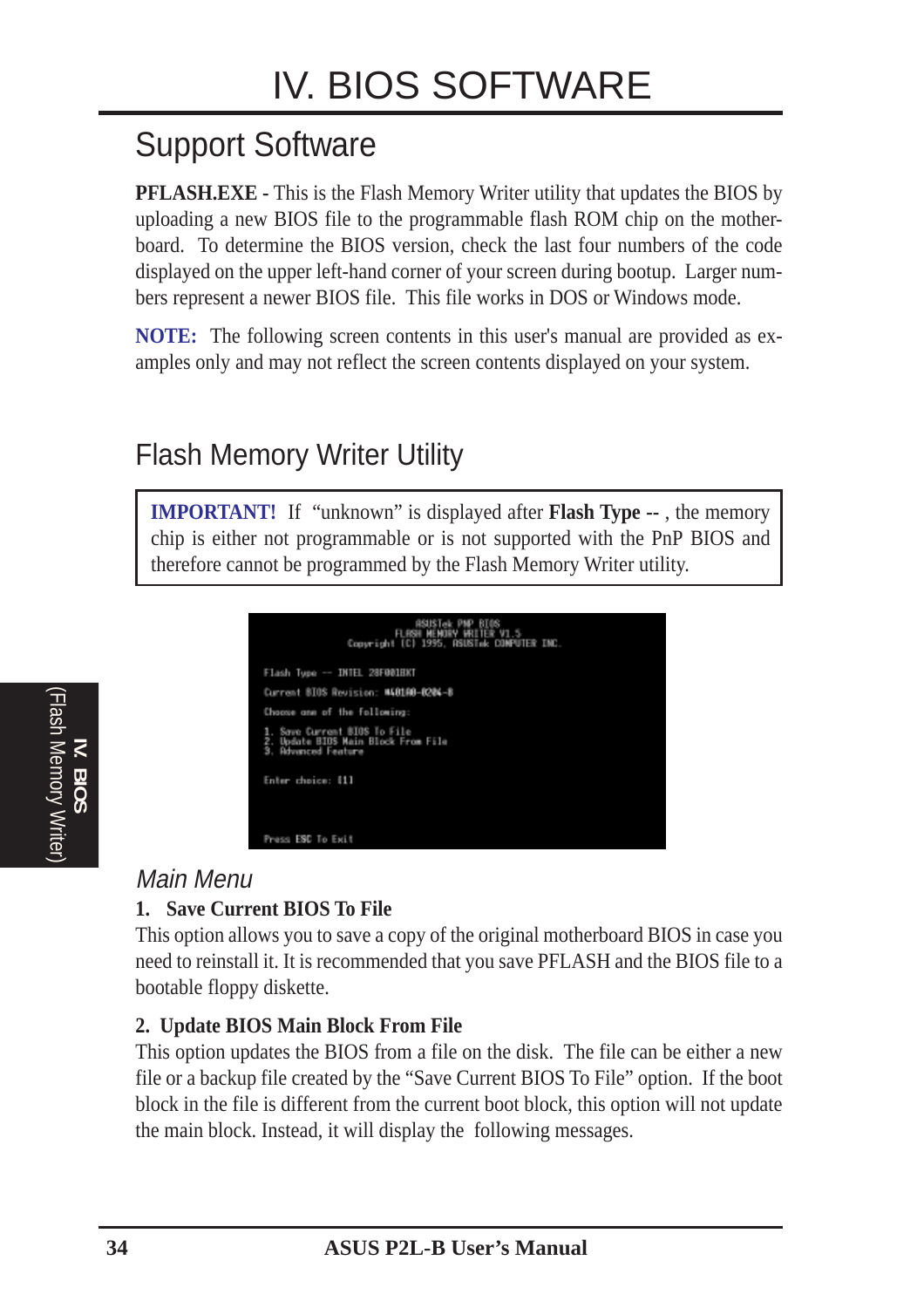# IV. BIOS SOFTWARE

## Support Software

**PFLASH.EXE** - This is the Flash Memory Writer utility that updates the BIOS by uploading a new BIOS file to the programmable flash ROM chip on the motherboard. To determine the BIOS version, check the last four numbers of the code displayed on the upper left-hand corner of your screen during bootup. Larger numbers represent a newer BIOS file. This file works in DOS or Windows mode.

**NOTE:** The following screen contents in this user's manual are provided as examples only and may not reflect the screen contents displayed on your system.

## Flash Memory Writer Utility

> **IMPORTANT!** If "unknown" is displayed after **Flash Type --** , the memory chip is either not programmable or is not supported with the PnP BIOS and therefore cannot be programmed by the Flash Memory Writer utility.

```
ASUSTek PNP BIOS
FLASH MEMORY WRITER V1.5
Copyright (C) 1995, ASUSTek COMPUTER INC.

Flash Type -- INTEL 28F001BXT

Current BIOS Revision: #401A0-0204-B

Choose one of the following:

1. Save Current BIOS To File
2. Update BIOS Main Block From File
3. Advanced Feature

Enter choice: [1]

Press ESC To Exit
```

### *Main Menu*

**1. Save Current BIOS To File**

This option allows you to save a copy of the original motherboard BIOS in case you need to reinstall it. It is recommended that you save PFLASH and the BIOS file to a bootable floppy diskette.

**2. Update BIOS Main Block From File**

This option updates the BIOS from a file on the disk. The file can be either a new file or a backup file created by the "Save Current BIOS To File" option. If the boot block in the file is different from the current boot block, this option will not update the main block. Instead, it will display the following messages.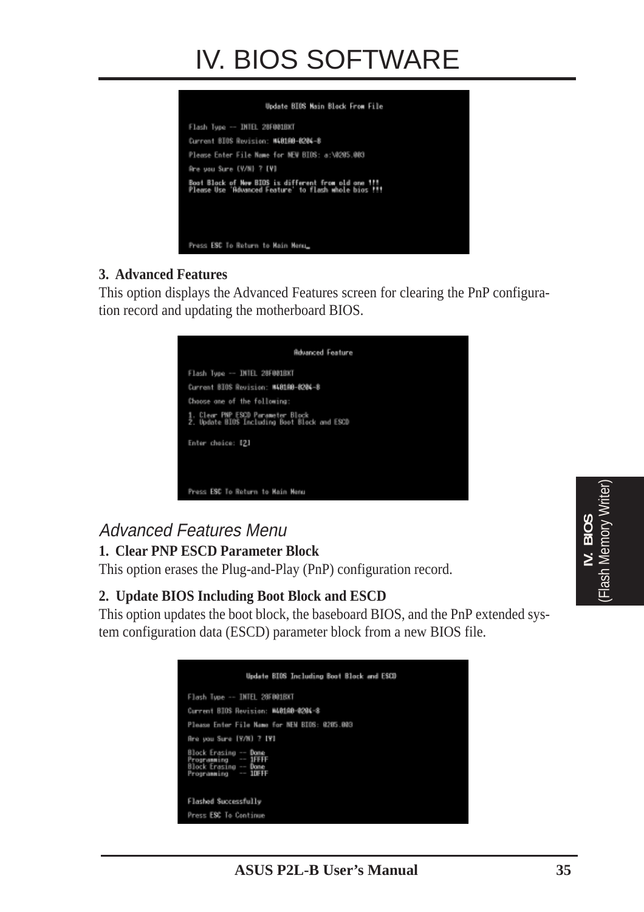# IV. BIOS SOFTWARE

```
Update BIOS Main Block From File

Flash Type -- INTEL 28F001BXT
Current BIOS Revision: #401A0-0204-8
Please Enter File Name for NEW BIOS: a:\0205.003
Are you Sure (Y/N) ? [Y]
Boot Block of New BIOS is different from old one !!!
Please Use 'Advanced Feature' to flash whole bios !!!

Press ESC To Return to Main Menu
```

**3. Advanced Features**

This option displays the Advanced Features screen for clearing the PnP configuration record and updating the motherboard BIOS.

```
Advanced Feature

Flash Type -- INTEL 28F001BXT
Current BIOS Revision: #401A0-0204-8
Choose one of the following:
1. Clear PNP ESCD Parameter Block
2. Update BIOS Including Boot Block and ESCD
Enter choice: [2]

Press ESC To Return to Main Menu
```

## *Advanced Features Menu*

**1. Clear PNP ESCD Parameter Block**

This option erases the Plug-and-Play (PnP) configuration record.

**2. Update BIOS Including Boot Block and ESCD**

This option updates the boot block, the baseboard BIOS, and the PnP extended system configuration data (ESCD) parameter block from a new BIOS file.

```
Update BIOS Including Boot Block and ESCD

Flash Type -- INTEL 28F001BXT
Current BIOS Revision: #401A0-0204-8
Please Enter File Name for NEW BIOS: 0205.003
Are you Sure (Y/N) ? [Y]
Block Erasing -- Done
Programming   -- 1FFFF
Block Erasing -- Done
Programming   -- 1DFFF

Flashed Successfully
Press ESC To Continue
```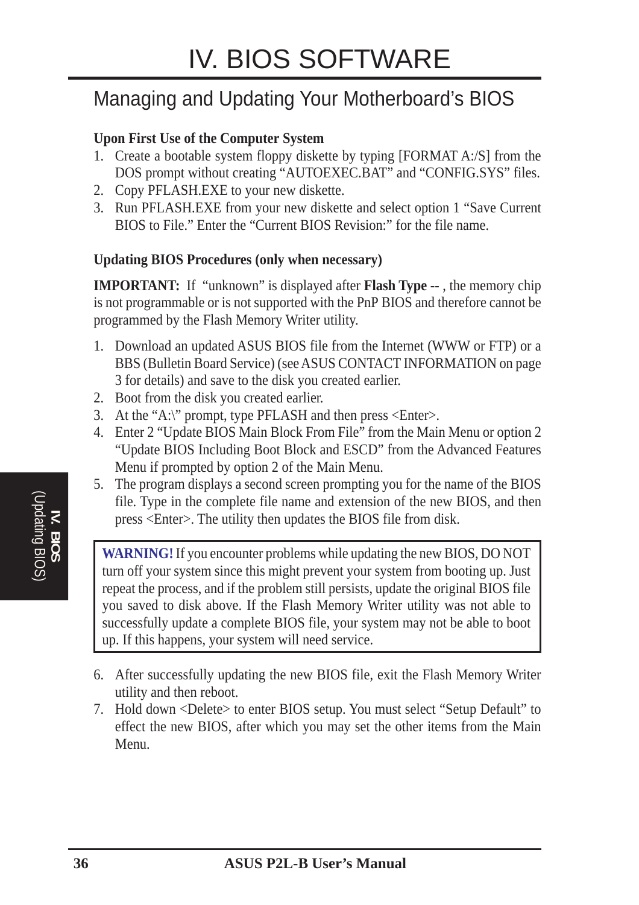# IV. BIOS SOFTWARE

## Managing and Updating Your Motherboard's BIOS

**Upon First Use of the Computer System**

1. Create a bootable system floppy diskette by typing [FORMAT A:/S] from the DOS prompt without creating "AUTOEXEC.BAT" and "CONFIG.SYS" files.
2. Copy PFLASH.EXE to your new diskette.
3. Run PFLASH.EXE from your new diskette and select option 1 "Save Current BIOS to File." Enter the "Current BIOS Revision:" for the file name.

**Updating BIOS Procedures (only when necessary)**

**IMPORTANT:** If "unknown" is displayed after **Flash Type --** , the memory chip is not programmable or is not supported with the PnP BIOS and therefore cannot be programmed by the Flash Memory Writer utility.

1. Download an updated ASUS BIOS file from the Internet (WWW or FTP) or a BBS (Bulletin Board Service) (see ASUS CONTACT INFORMATION on page 3 for details) and save to the disk you created earlier.
2. Boot from the disk you created earlier.
3. At the "A:\" prompt, type PFLASH and then press <Enter>.
4. Enter 2 "Update BIOS Main Block From File" from the Main Menu or option 2 "Update BIOS Including Boot Block and ESCD" from the Advanced Features Menu if prompted by option 2 of the Main Menu.
5. The program displays a second screen prompting you for the name of the BIOS file. Type in the complete file name and extension of the new BIOS, and then press <Enter>. The utility then updates the BIOS file from disk.

> **WARNING!** If you encounter problems while updating the new BIOS, DO NOT turn off your system since this might prevent your system from booting up. Just repeat the process, and if the problem still persists, update the original BIOS file you saved to disk above. If the Flash Memory Writer utility was not able to successfully update a complete BIOS file, your system may not be able to boot up. If this happens, your system will need service.

6. After successfully updating the new BIOS file, exit the Flash Memory Writer utility and then reboot.
7. Hold down <Delete> to enter BIOS setup. You must select "Setup Default" to effect the new BIOS, after which you may set the other items from the Main Menu.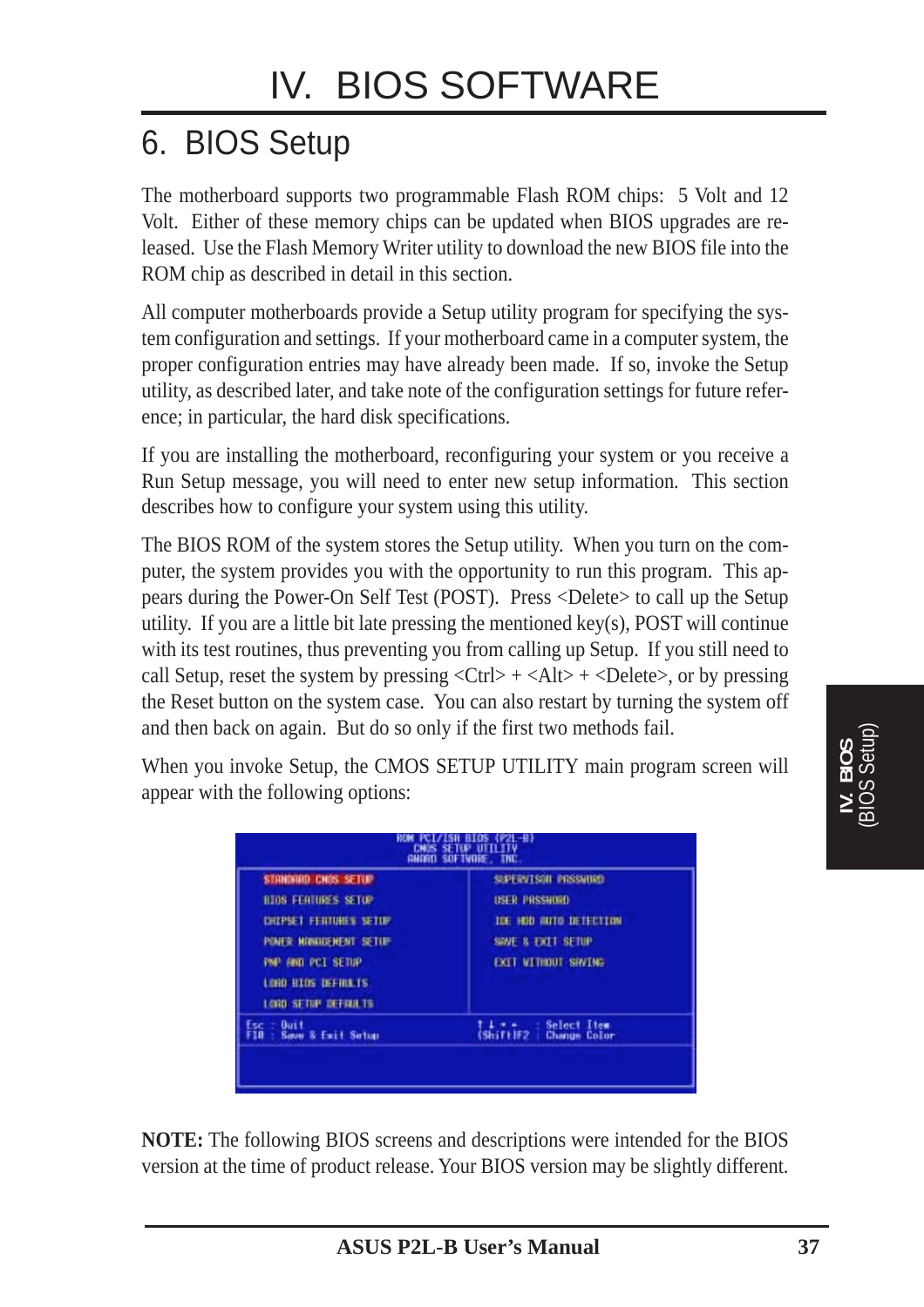# IV. BIOS SOFTWARE

## 6. BIOS Setup

The motherboard supports two programmable Flash ROM chips: 5 Volt and 12 Volt. Either of these memory chips can be updated when BIOS upgrades are released. Use the Flash Memory Writer utility to download the new BIOS file into the ROM chip as described in detail in this section.

All computer motherboards provide a Setup utility program for specifying the system configuration and settings. If your motherboard came in a computer system, the proper configuration entries may have already been made. If so, invoke the Setup utility, as described later, and take note of the configuration settings for future reference; in particular, the hard disk specifications.

If you are installing the motherboard, reconfiguring your system or you receive a Run Setup message, you will need to enter new setup information. This section describes how to configure your system using this utility.

The BIOS ROM of the system stores the Setup utility. When you turn on the computer, the system provides you with the opportunity to run this program. This appears during the Power-On Self Test (POST). Press <Delete> to call up the Setup utility. If you are a little bit late pressing the mentioned key(s), POST will continue with its test routines, thus preventing you from calling up Setup. If you still need to call Setup, reset the system by pressing <Ctrl> + <Alt> + <Delete>, or by pressing the Reset button on the system case. You can also restart by turning the system off and then back on again. But do so only if the first two methods fail.

When you invoke Setup, the CMOS SETUP UTILITY main program screen will appear with the following options:

```
ROM PCI/ISA BIOS (P2L-B)
CMOS SETUP UTILITY
AWARD SOFTWARE, INC.

STANDARD CMOS SETUP          SUPERVISOR PASSWORD
BIOS FEATURES SETUP          USER PASSWORD
CHIPSET FEATURES SETUP       IDE HDD AUTO DETECTION
POWER MANAGEMENT SETUP       SAVE & EXIT SETUP
PNP AND PCI SETUP            EXIT WITHOUT SAVING
LOAD BIOS DEFAULTS
LOAD SETUP DEFAULTS

Esc : Quit                   ↑ ↓ → ←   : Select Item
F10 : Save & Exit Setup      (Shift)F2 : Change Color
```

**NOTE:** The following BIOS screens and descriptions were intended for the BIOS version at the time of product release. Your BIOS version may be slightly different.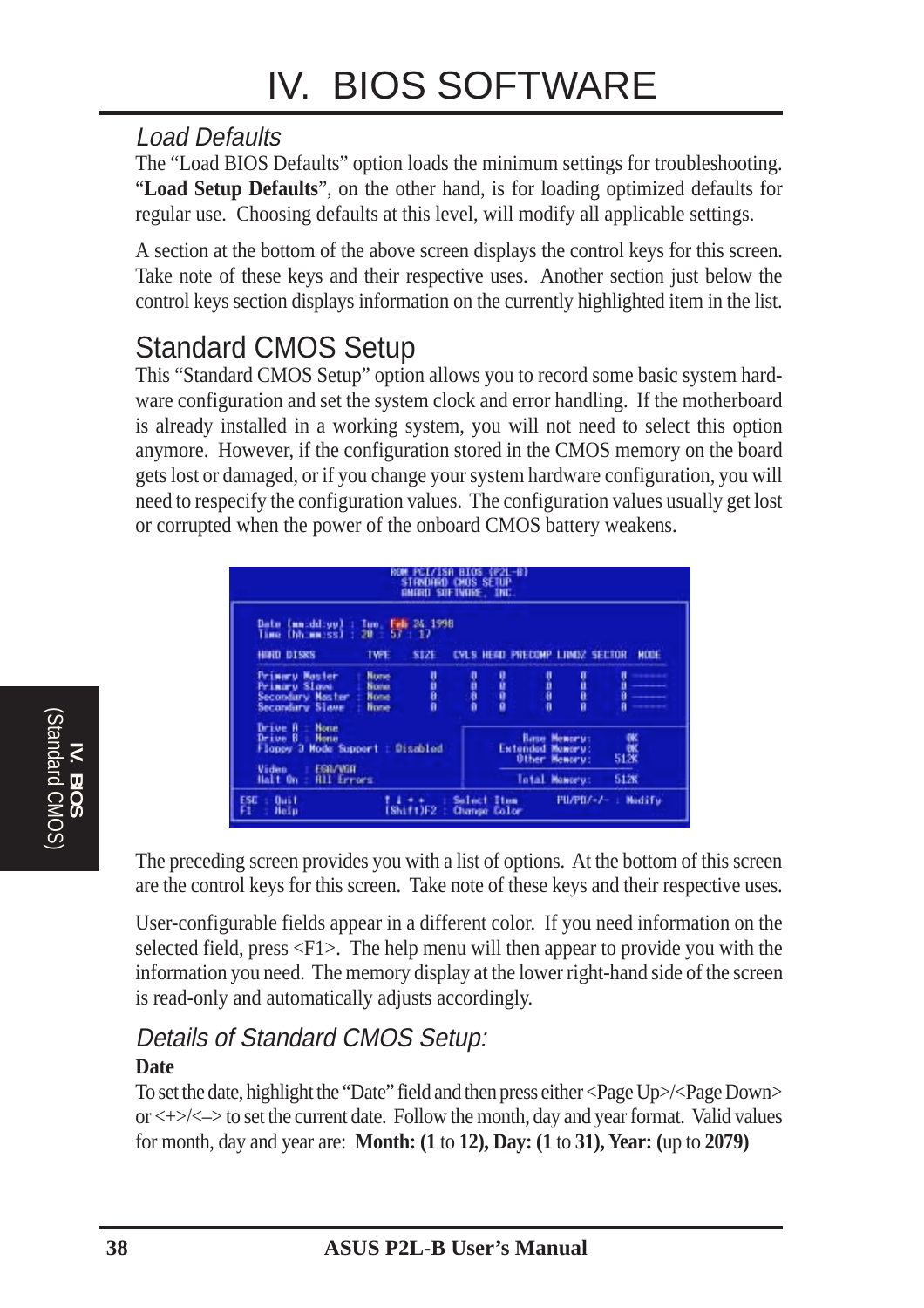# IV. BIOS SOFTWARE

### *Load Defaults*

The "Load BIOS Defaults" option loads the minimum settings for troubleshooting. "**Load Setup Defaults**", on the other hand, is for loading optimized defaults for regular use. Choosing defaults at this level, will modify all applicable settings.

A section at the bottom of the above screen displays the control keys for this screen. Take note of these keys and their respective uses. Another section just below the control keys section displays information on the currently highlighted item in the list.

## Standard CMOS Setup

This "Standard CMOS Setup" option allows you to record some basic system hardware configuration and set the system clock and error handling. If the motherboard is already installed in a working system, you will not need to select this option anymore. However, if the configuration stored in the CMOS memory on the board gets lost or damaged, or if you change your system hardware configuration, you will need to respecify the configuration values. The configuration values usually get lost or corrupted when the power of the onboard CMOS battery weakens.

```
ROM PCI/ISA BIOS (P2L-B)
STANDARD CMOS SETUP
AWARD SOFTWARE, INC.

Date (mm:dd:yy) : Tue, Feb 24 1998
Time (hh:mm:ss) : 20 : 57 : 17

HARD DISKS          TYPE    SIZE   CYLS HEAD PRECOMP LANDZ SECTOR  MODE
Primary Master    : None     0      0    0     0       0     0     -------
Primary Slave     : None     0      0    0     0       0     0     -------
Secondary Master  : None     0      0    0     0       0     0     -------
Secondary Slave   : None     0      0    0     0       0     0     -------

Drive A : None
Drive B : None                                 Base Memory:      0K
Floppy 3 Mode Support : Disabled           Extended Memory:      0K
                                              Other Memory:    512K
Video   : EGA/VGA
Halt On : All Errors                          Total Memory:    512K

ESC : Quit          ↑ ↓ → ←   : Select Item     PU/PD/+/- : Modify
F1  : Help          (Shift)F2 : Change Color
```

The preceding screen provides you with a list of options. At the bottom of this screen are the control keys for this screen. Take note of these keys and their respective uses.

User-configurable fields appear in a different color. If you need information on the selected field, press <F1>. The help menu will then appear to provide you with the information you need. The memory display at the lower right-hand side of the screen is read-only and automatically adjusts accordingly.

### *Details of Standard CMOS Setup:*

**Date**

To set the date, highlight the "Date" field and then press either <Page Up>/<Page Down> or <+>/<–> to set the current date. Follow the month, day and year format. Valid values for month, day and year are: **Month: (1** to **12), Day: (1** to **31), Year: (**up to **2079)**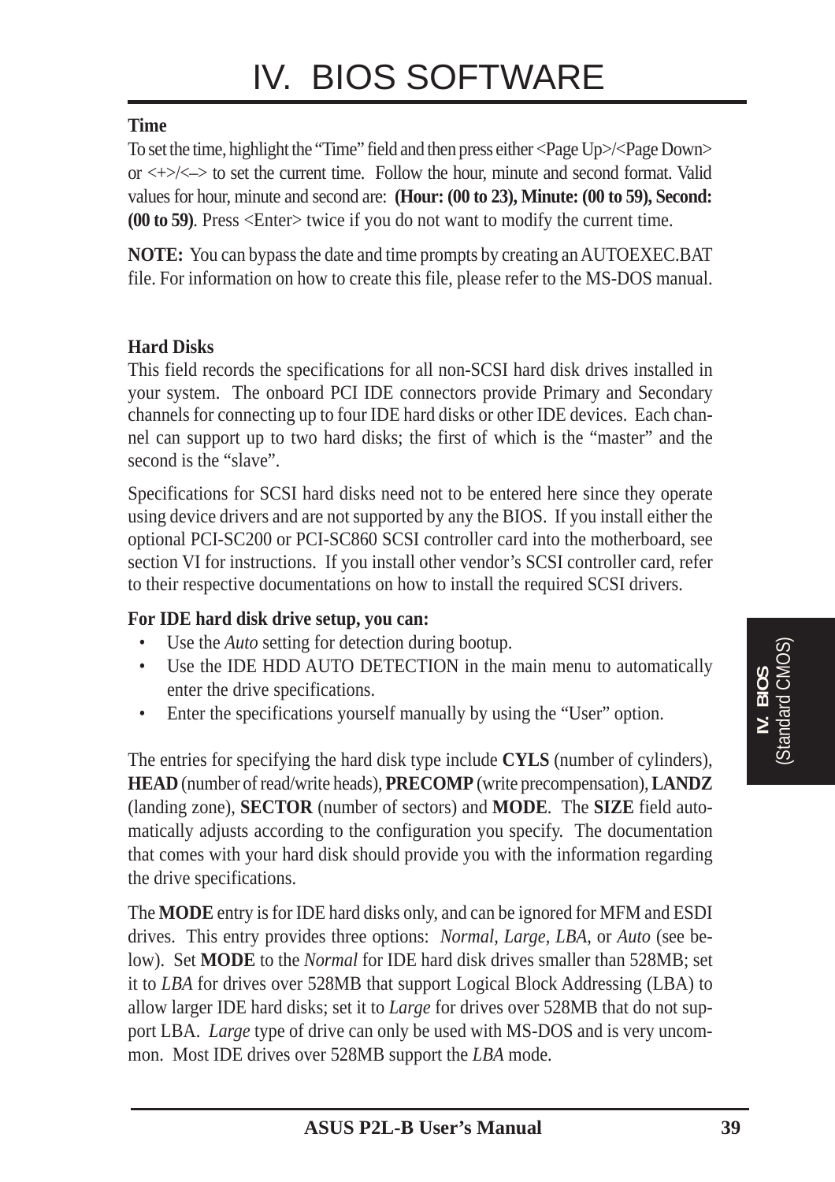**Time**

To set the time, highlight the "Time" field and then press either <Page Up>/<Page Down> or <+>/<–> to set the current time. Follow the hour, minute and second format. Valid values for hour, minute and second are: **(Hour: (00 to 23), Minute: (00 to 59), Second: (00 to 59)**. Press <Enter> twice if you do not want to modify the current time.

**NOTE:** You can bypass the date and time prompts by creating an AUTOEXEC.BAT file. For information on how to create this file, please refer to the MS-DOS manual.

**Hard Disks**

This field records the specifications for all non-SCSI hard disk drives installed in your system. The onboard PCI IDE connectors provide Primary and Secondary channels for connecting up to four IDE hard disks or other IDE devices. Each channel can support up to two hard disks; the first of which is the "master" and the second is the "slave".

Specifications for SCSI hard disks need not to be entered here since they operate using device drivers and are not supported by any the BIOS. If you install either the optional PCI-SC200 or PCI-SC860 SCSI controller card into the motherboard, see section VI for instructions. If you install other vendor's SCSI controller card, refer to their respective documentations on how to install the required SCSI drivers.

**For IDE hard disk drive setup, you can:**

- Use the *Auto* setting for detection during bootup.
- Use the IDE HDD AUTO DETECTION in the main menu to automatically enter the drive specifications.
- Enter the specifications yourself manually by using the "User" option.

The entries for specifying the hard disk type include **CYLS** (number of cylinders), **HEAD** (number of read/write heads), **PRECOMP** (write precompensation), **LANDZ** (landing zone), **SECTOR** (number of sectors) and **MODE**. The **SIZE** field automatically adjusts according to the configuration you specify. The documentation that comes with your hard disk should provide you with the information regarding the drive specifications.

The **MODE** entry is for IDE hard disks only, and can be ignored for MFM and ESDI drives. This entry provides three options: *Normal, Large, LBA*, or *Auto* (see below). Set **MODE** to the *Normal* for IDE hard disk drives smaller than 528MB; set it to *LBA* for drives over 528MB that support Logical Block Addressing (LBA) to allow larger IDE hard disks; set it to *Large* for drives over 528MB that do not support LBA. *Large* type of drive can only be used with MS-DOS and is very uncommon. Most IDE drives over 528MB support the *LBA* mode.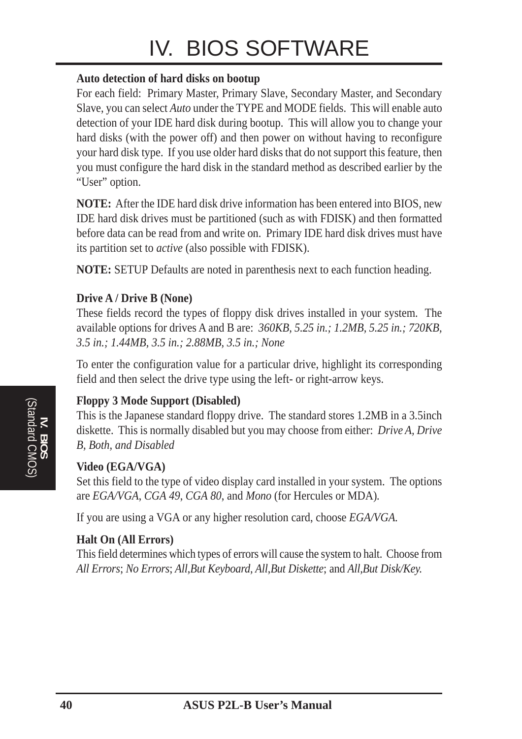**Auto detection of hard disks on bootup**

For each field: Primary Master, Primary Slave, Secondary Master, and Secondary Slave, you can select *Auto* under the TYPE and MODE fields. This will enable auto detection of your IDE hard disk during bootup. This will allow you to change your hard disks (with the power off) and then power on without having to reconfigure your hard disk type. If you use older hard disks that do not support this feature, then you must configure the hard disk in the standard method as described earlier by the "User" option.

**NOTE:** After the IDE hard disk drive information has been entered into BIOS, new IDE hard disk drives must be partitioned (such as with FDISK) and then formatted before data can be read from and write on. Primary IDE hard disk drives must have its partition set to *active* (also possible with FDISK).

**NOTE:** SETUP Defaults are noted in parenthesis next to each function heading.

**Drive A / Drive B (None)**

These fields record the types of floppy disk drives installed in your system. The available options for drives A and B are: *360KB, 5.25 in.; 1.2MB, 5.25 in.; 720KB, 3.5 in.; 1.44MB, 3.5 in.; 2.88MB, 3.5 in.; None*

To enter the configuration value for a particular drive, highlight its corresponding field and then select the drive type using the left- or right-arrow keys.

**Floppy 3 Mode Support (Disabled)**

This is the Japanese standard floppy drive. The standard stores 1.2MB in a 3.5inch diskette. This is normally disabled but you may choose from either: *Drive A, Drive B, Both, and Disabled*

**Video (EGA/VGA)**

Set this field to the type of video display card installed in your system. The options are *EGA/VGA*, *CGA 49*, *CGA 80*, and *Mono* (for Hercules or MDA).

If you are using a VGA or any higher resolution card, choose *EGA/VGA.*

**Halt On (All Errors)**

This field determines which types of errors will cause the system to halt. Choose from *All Errors*; *No Errors*; *All,But Keyboard, All,But Diskette*; and *All,But Disk/Key.*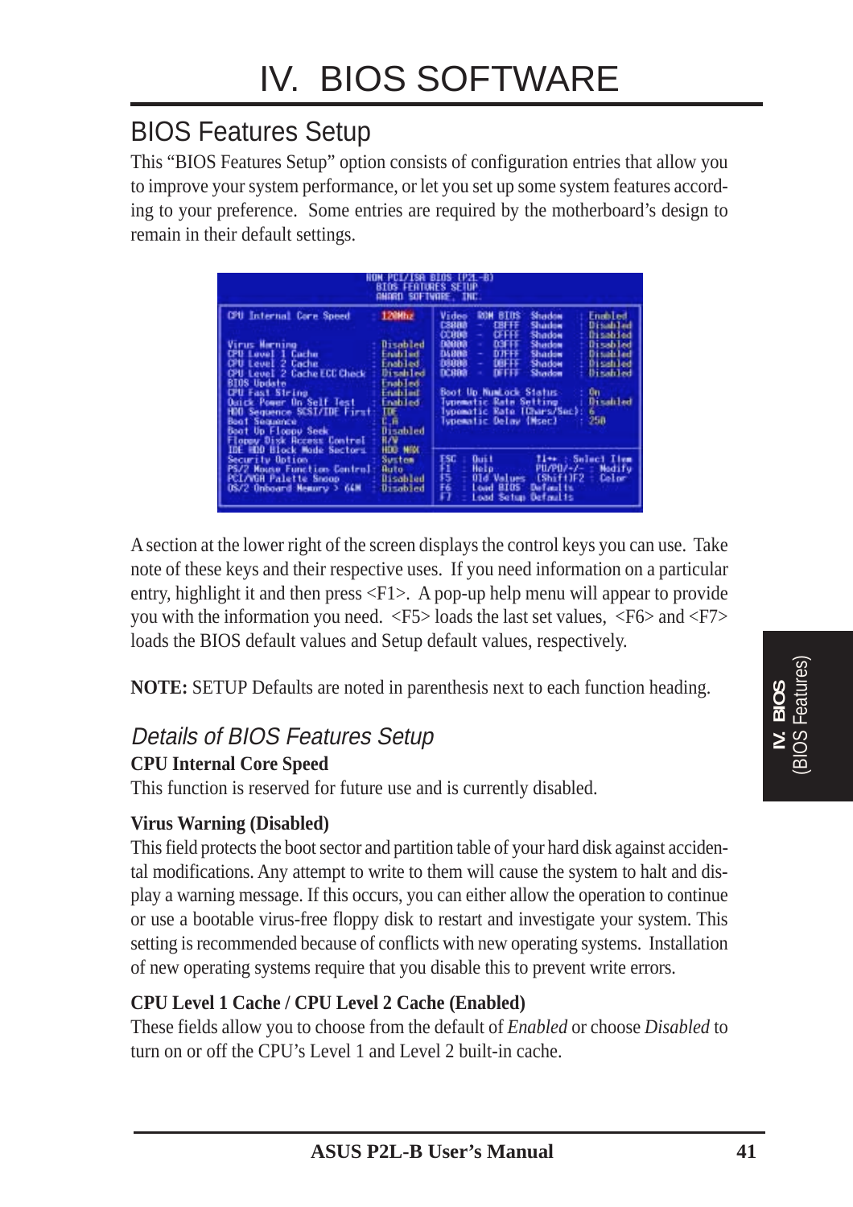# IV. BIOS SOFTWARE

## BIOS Features Setup

This "BIOS Features Setup" option consists of configuration entries that allow you to improve your system performance, or let you set up some system features according to your preference. Some entries are required by the motherboard's design to remain in their default settings.

```
                      ROM PCI/ISA BIOS (P2L-B)
                        BIOS FEATURES SETUP
                        AWARD SOFTWARE, INC.

CPU Internal Core Speed      : 120Mhz        Video   ROM BIOS  Shadow  : Enabled
                                             C8000 - CBFFF     Shadow  : Disabled
Virus Warning                : Disabled      CC000 - CFFFF     Shadow  : Disabled
CPU Level 1 Cache            : Enabled       D0000 - D3FFF     Shadow  : Disabled
CPU Level 2 Cache            : Enabled       D4000 - D7FFF     Shadow  : Disabled
CPU Level 2 Cache ECC Check  : Disabled      D8000 - DBFFF     Shadow  : Disabled
BIOS Update                  : Enabled       DC000 - DFFFF     Shadow  : Disabled
CPU Fast String              : Enabled
Quick Power On Self Test     : Enabled       Boot Up NumLock Status      : On
HDD Sequence SCSI/IDE First  : IDE           Typematic Rate Setting      : Disabled
Boot Sequence                : C,A           Typematic Rate (Chars/Sec)  : 6
Boot Up Floppy Seek          : Disabled      Typematic Delay (Msec)      : 250
Floppy Disk Access Control   : R/W
IDE HDD Block Mode Sectors   : HDD MAX
Security Option              : System        ESC : Quit        ↑↓→← : Select Item
PS/2 Mouse Function Control  : Auto          F1  : Help        PU/PD/+/- : Modify
PCI/VGA Palette Snoop        : Disabled      F5  : Old Values  (Shift)F2 : Color
OS/2 Onboard Memory > 64M    : Disabled      F6  : Load BIOS  Defaults
                                             F7  : Load Setup Defaults
```

A section at the lower right of the screen displays the control keys you can use. Take note of these keys and their respective uses. If you need information on a particular entry, highlight it and then press <F1>. A pop-up help menu will appear to provide you with the information you need. <F5> loads the last set values, <F6> and <F7> loads the BIOS default values and Setup default values, respectively.

**NOTE:** SETUP Defaults are noted in parenthesis next to each function heading.

### *Details of BIOS Features Setup*

**CPU Internal Core Speed**

This function is reserved for future use and is currently disabled.

**Virus Warning (Disabled)**

This field protects the boot sector and partition table of your hard disk against accidental modifications. Any attempt to write to them will cause the system to halt and display a warning message. If this occurs, you can either allow the operation to continue or use a bootable virus-free floppy disk to restart and investigate your system. This setting is recommended because of conflicts with new operating systems. Installation of new operating systems require that you disable this to prevent write errors.

**CPU Level 1 Cache / CPU Level 2 Cache (Enabled)**

These fields allow you to choose from the default of *Enabled* or choose *Disabled* to turn on or off the CPU's Level 1 and Level 2 built-in cache.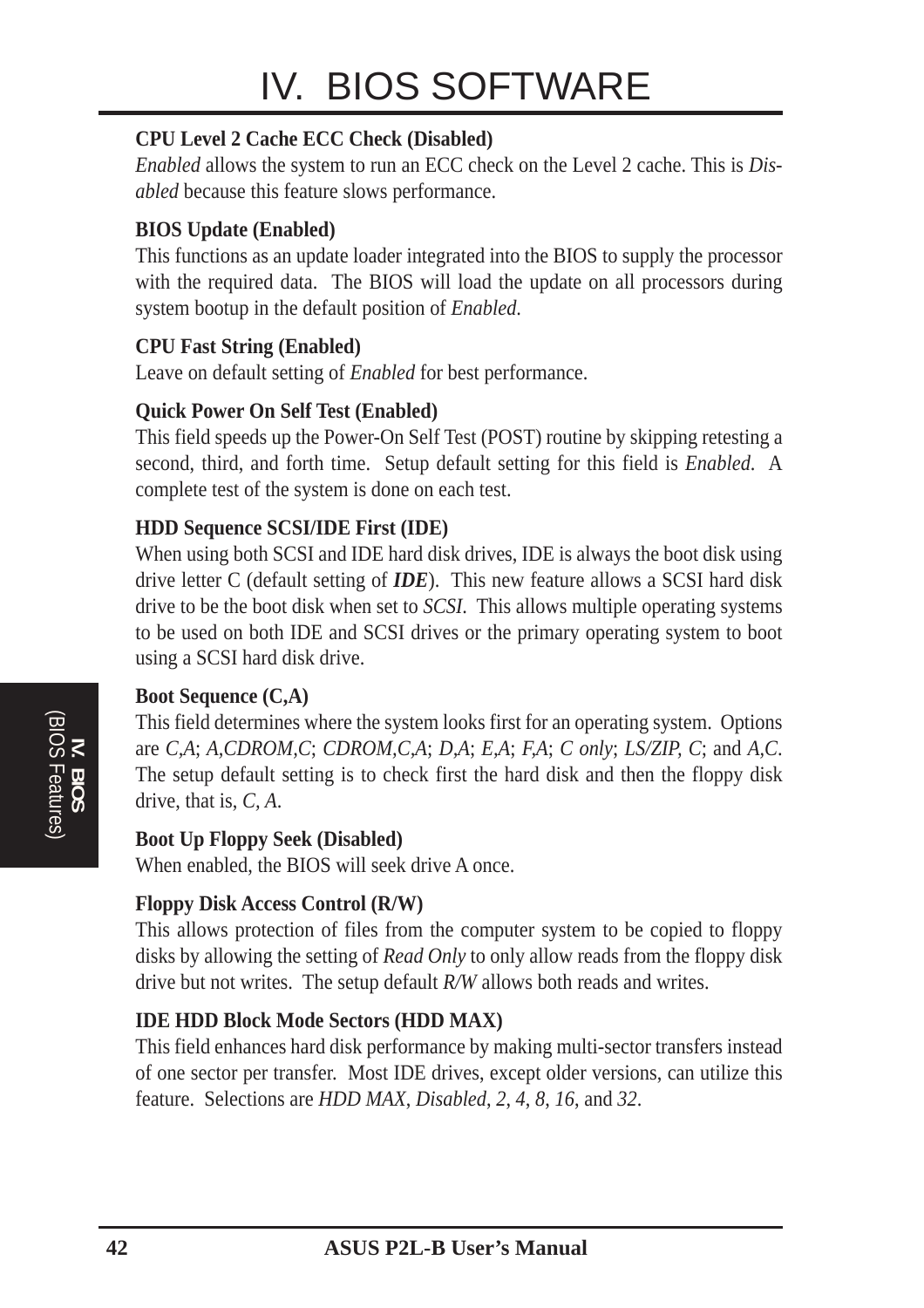**CPU Level 2 Cache ECC Check (Disabled)**

*Enabled* allows the system to run an ECC check on the Level 2 cache. This is *Disabled* because this feature slows performance.

**BIOS Update (Enabled)**

This functions as an update loader integrated into the BIOS to supply the processor with the required data. The BIOS will load the update on all processors during system bootup in the default position of *Enabled*.

**CPU Fast String (Enabled)**

Leave on default setting of *Enabled* for best performance.

**Quick Power On Self Test (Enabled)**

This field speeds up the Power-On Self Test (POST) routine by skipping retesting a second, third, and forth time. Setup default setting for this field is *Enabled*. A complete test of the system is done on each test.

**HDD Sequence SCSI/IDE First (IDE)**

When using both SCSI and IDE hard disk drives, IDE is always the boot disk using drive letter C (default setting of ***IDE***). This new feature allows a SCSI hard disk drive to be the boot disk when set to *SCSI*. This allows multiple operating systems to be used on both IDE and SCSI drives or the primary operating system to boot using a SCSI hard disk drive.

**Boot Sequence (C,A)**

This field determines where the system looks first for an operating system. Options are *C,A*; *A,CDROM,C*; *CDROM,C,A*; *D,A*; *E,A*; *F,A*; *C only*; *LS/ZIP, C*; and *A,C*. The setup default setting is to check first the hard disk and then the floppy disk drive, that is, *C, A*.

**Boot Up Floppy Seek (Disabled)**

When enabled, the BIOS will seek drive A once.

**Floppy Disk Access Control (R/W)**

This allows protection of files from the computer system to be copied to floppy disks by allowing the setting of *Read Only* to only allow reads from the floppy disk drive but not writes. The setup default *R/W* allows both reads and writes.

**IDE HDD Block Mode Sectors (HDD MAX)**

This field enhances hard disk performance by making multi-sector transfers instead of one sector per transfer. Most IDE drives, except older versions, can utilize this feature. Selections are *HDD MAX*, *Disabled*, *2*, *4*, *8*, *16*, and *32*.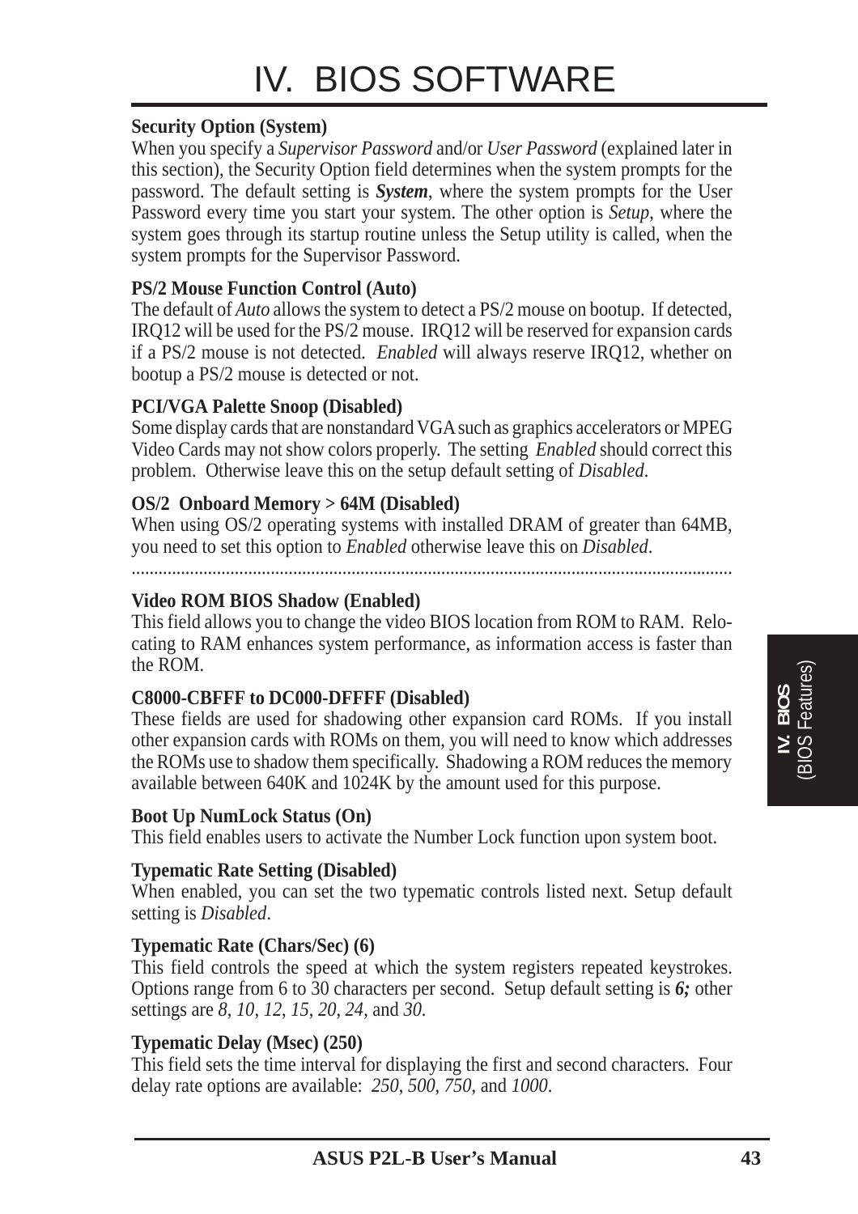# IV. BIOS SOFTWARE

**Security Option (System)**

When you specify a *Supervisor Password* and/or *User Password* (explained later in this section), the Security Option field determines when the system prompts for the password. The default setting is ***System***, where the system prompts for the User Password every time you start your system. The other option is *Setup*, where the system goes through its startup routine unless the Setup utility is called, when the system prompts for the Supervisor Password.

**PS/2 Mouse Function Control (Auto)**

The default of *Auto* allows the system to detect a PS/2 mouse on bootup. If detected, IRQ12 will be used for the PS/2 mouse. IRQ12 will be reserved for expansion cards if a PS/2 mouse is not detected. *Enabled* will always reserve IRQ12, whether on bootup a PS/2 mouse is detected or not.

**PCI/VGA Palette Snoop (Disabled)**

Some display cards that are nonstandard VGA such as graphics accelerators or MPEG Video Cards may not show colors properly. The setting *Enabled* should correct this problem. Otherwise leave this on the setup default setting of *Disabled*.

**OS/2 Onboard Memory > 64M (Disabled)**

When using OS/2 operating systems with installed DRAM of greater than 64MB, you need to set this option to *Enabled* otherwise leave this on *Disabled*.

.......................................................................................................................................

**Video ROM BIOS Shadow (Enabled)**

This field allows you to change the video BIOS location from ROM to RAM. Relocating to RAM enhances system performance, as information access is faster than the ROM.

**C8000-CBFFF to DC000-DFFFF (Disabled)**

These fields are used for shadowing other expansion card ROMs. If you install other expansion cards with ROMs on them, you will need to know which addresses the ROMs use to shadow them specifically. Shadowing a ROM reduces the memory available between 640K and 1024K by the amount used for this purpose.

**Boot Up NumLock Status (On)**

This field enables users to activate the Number Lock function upon system boot.

**Typematic Rate Setting (Disabled)**

When enabled, you can set the two typematic controls listed next. Setup default setting is *Disabled*.

**Typematic Rate (Chars/Sec) (6)**

This field controls the speed at which the system registers repeated keystrokes. Options range from 6 to 30 characters per second. Setup default setting is ***6;*** other settings are *8*, *10*, *12*, *15*, *20*, *24*, and *30*.

**Typematic Delay (Msec) (250)**

This field sets the time interval for displaying the first and second characters. Four delay rate options are available: *250*, *500*, *750*, and *1000*.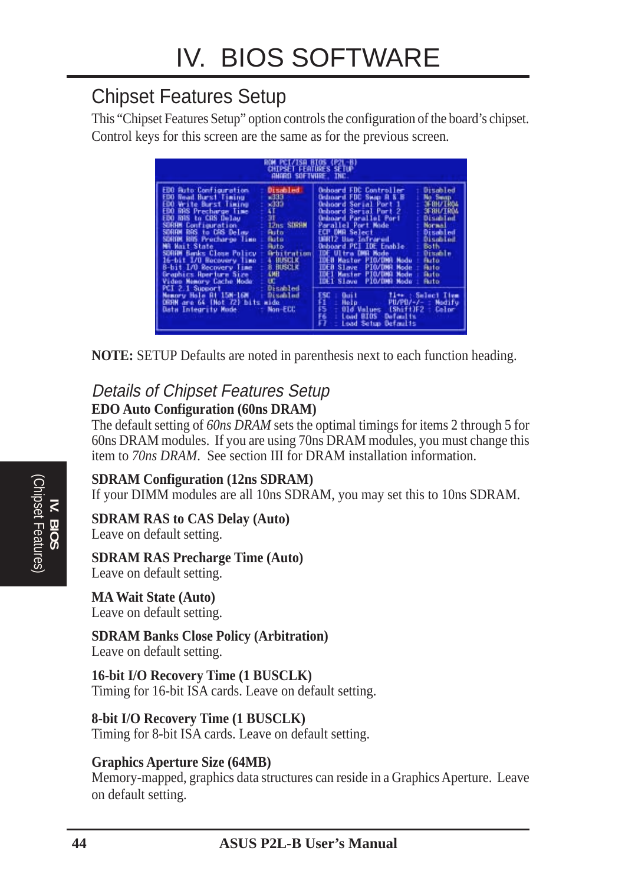# IV. BIOS SOFTWARE

## Chipset Features Setup

This "Chipset Features Setup" option controls the configuration of the board's chipset. Control keys for this screen are the same as for the previous screen.

```
ROM PCI/ISA BIOS (P2L-B)
CHIPSET FEATURES SETUP
AWARD SOFTWARE, INC.

EDO Auto Configuration     : Disabled      Onboard FDC Controller    : Disabled
EDO Read Burst Timing      : x333          Onboard FDC Swap A & B    : No Swap
EDO Write Burst Timing     : x333          Onboard Serial Port 1     : 3F8H/IRQ4
EDO RAS Precharge Time     : 4T            Onboard Serial Port 2     : 3F8H/IRQ4
EDO RAS to CAS Delay       : 3T            Onboard Parallel Port     : Disabled
SDRAM Configuration        : 12ns SDRAM    Parallel Port Mode        : Normal
SDRAM RAS to CAS Delay     : Auto          ECP DMA Select            : Disabled
SDRAM RAS Precharge Time   : Auto          UART2 Use Infrared        : Disabled
MA Wait State              : Auto          Onboard PCI IDE Enable    : Both
SDRAM Banks Close Policy   : Arbitration   IDE Ultra DMA Mode        : Disable
16-bit I/O Recovery Time   : 1 BUSCLK      IDE0 Master PIO/DMA Mode  : Auto
8-bit I/O Recovery Time    : 8 BUSCLK      IDE0 Slave  PIO/DMA Mode  : Auto
Graphics Aperture Size     : 64MB          IDE1 Master PIO/DMA Mode  : Auto
Video Memory Cache Mode    : UC            IDE1 Slave  PIO/DMA Mode  : Auto
PCI 2.1 Support            : Disabled
Memory Hole At 15M-16M     : Disabled      ESC : Quit       ↑↓→← : Select Item
DRAM are 64 (Not 72) bits wide             F1  : Help       PU/PD/+/- : Modify
Data Integrity Mode        : Non-ECC       F5  : Old Values (Shift)F2 : Color
                                           F6  : Load BIOS  Defaults
                                           F7  : Load Setup Defaults
```

**NOTE:** SETUP Defaults are noted in parenthesis next to each function heading.

### *Details of Chipset Features Setup*

**EDO Auto Configuration (60ns DRAM)**
The default setting of *60ns DRAM* sets the optimal timings for items 2 through 5 for 60ns DRAM modules. If you are using 70ns DRAM modules, you must change this item to *70ns DRAM*. See section III for DRAM installation information.

**SDRAM Configuration (12ns SDRAM)**
If your DIMM modules are all 10ns SDRAM, you may set this to 10ns SDRAM.

**SDRAM RAS to CAS Delay (Auto)**
Leave on default setting.

**SDRAM RAS Precharge Time (Auto)**
Leave on default setting.

**MA Wait State (Auto)**
Leave on default setting.

**SDRAM Banks Close Policy (Arbitration)**
Leave on default setting.

**16-bit I/O Recovery Time (1 BUSCLK)**
Timing for 16-bit ISA cards. Leave on default setting.

**8-bit I/O Recovery Time (1 BUSCLK)**
Timing for 8-bit ISA cards. Leave on default setting.

**Graphics Aperture Size (64MB)**
Memory-mapped, graphics data structures can reside in a Graphics Aperture. Leave on default setting.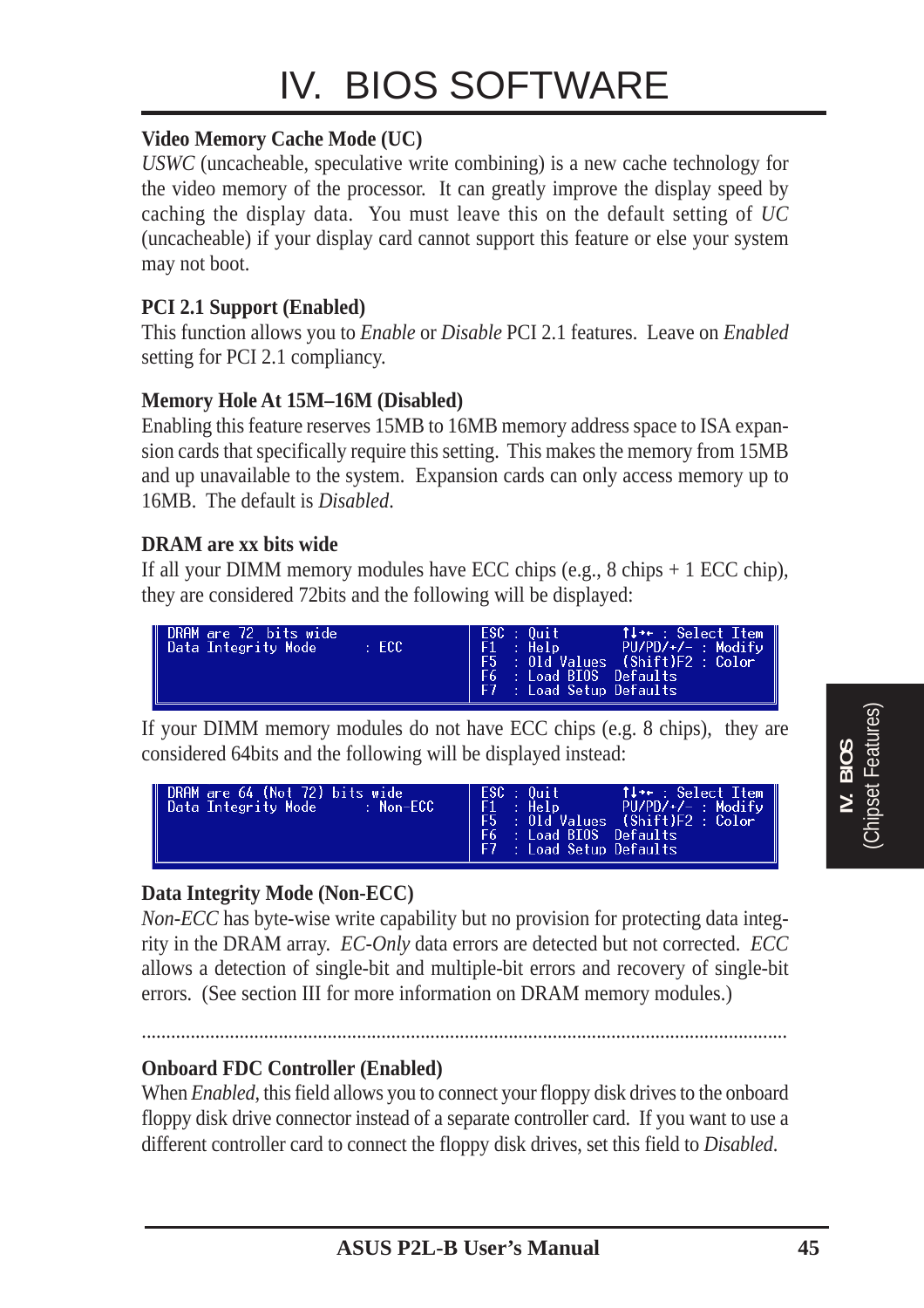### Video Memory Cache Mode (UC)

*USWC* (uncacheable, speculative write combining) is a new cache technology for the video memory of the processor. It can greatly improve the display speed by caching the display data. You must leave this on the default setting of *UC* (uncacheable) if your display card cannot support this feature or else your system may not boot.

### PCI 2.1 Support (Enabled)

This function allows you to *Enable* or *Disable* PCI 2.1 features. Leave on *Enabled* setting for PCI 2.1 compliancy.

### Memory Hole At 15M–16M (Disabled)

Enabling this feature reserves 15MB to 16MB memory address space to ISA expansion cards that specifically require this setting. This makes the memory from 15MB and up unavailable to the system. Expansion cards can only access memory up to 16MB. The default is *Disabled*.

### DRAM are xx bits wide

If all your DIMM memory modules have ECC chips (e.g., 8 chips + 1 ECC chip), they are considered 72bits and the following will be displayed:

```
DRAM are 72 bits wide                    ESC : Quit          ↑↓→← : Select Item
Data Integrity Mode      : ECC           F1  : Help          PU/PD/+/- : Modify
                                         F5  : Old Values    (Shift)F2 : Color
                                         F6  : Load BIOS  Defaults
                                         F7  : Load Setup Defaults
```

If your DIMM memory modules do not have ECC chips (e.g. 8 chips), they are considered 64bits and the following will be displayed instead:

```
DRAM are 64 (Not 72) bits wide           ESC : Quit          ↑↓→← : Select Item
Data Integrity Mode      : Non-ECC       F1  : Help          PU/PD/+/- : Modify
                                         F5  : Old Values    (Shift)F2 : Color
                                         F6  : Load BIOS  Defaults
                                         F7  : Load Setup Defaults
```

### Data Integrity Mode (Non-ECC)

*Non-ECC* has byte-wise write capability but no provision for protecting data integrity in the DRAM array. *EC-Only* data errors are detected but not corrected. *ECC* allows a detection of single-bit and multiple-bit errors and recovery of single-bit errors. (See section III for more information on DRAM memory modules.)

.................................................................................................................................

### Onboard FDC Controller (Enabled)

When *Enabled*, this field allows you to connect your floppy disk drives to the onboard floppy disk drive connector instead of a separate controller card. If you want to use a different controller card to connect the floppy disk drives, set this field to *Disabled*.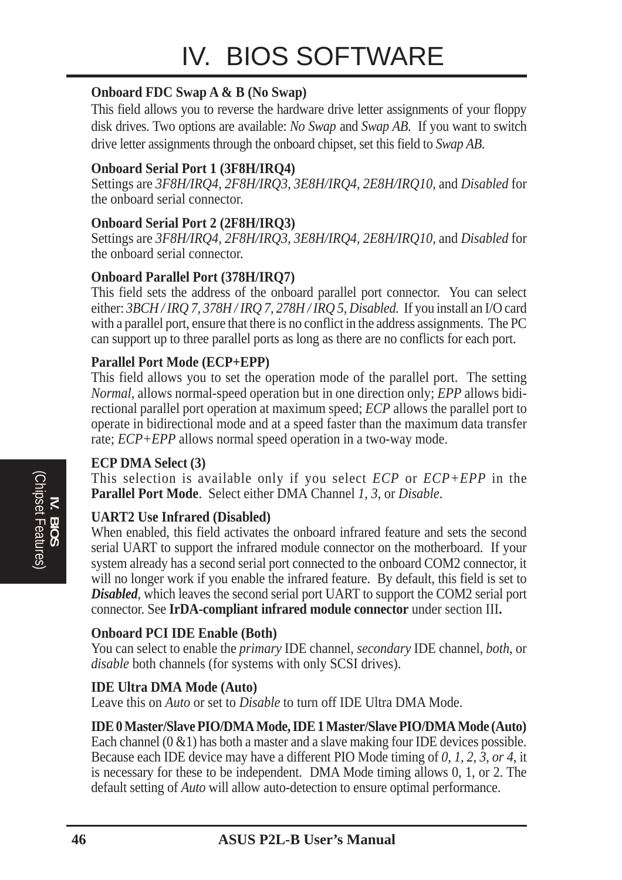**Onboard FDC Swap A & B (No Swap)**

This field allows you to reverse the hardware drive letter assignments of your floppy disk drives. Two options are available: *No Swap* and *Swap AB*. If you want to switch drive letter assignments through the onboard chipset, set this field to *Swap AB*.

**Onboard Serial Port 1 (3F8H/IRQ4)**

Settings are *3F8H/IRQ4*, *2F8H/IRQ3*, *3E8H/IRQ4*, *2E8H/IRQ10*, and *Disabled* for the onboard serial connector.

**Onboard Serial Port 2 (2F8H/IRQ3)**

Settings are *3F8H/IRQ4*, *2F8H/IRQ3*, *3E8H/IRQ4*, *2E8H/IRQ10*, and *Disabled* for the onboard serial connector.

**Onboard Parallel Port (378H/IRQ7)**

This field sets the address of the onboard parallel port connector. You can select either: *3BCH / IRQ 7, 378H / IRQ 7, 278H / IRQ 5, Disabled.* If you install an I/O card with a parallel port, ensure that there is no conflict in the address assignments. The PC can support up to three parallel ports as long as there are no conflicts for each port.

**Parallel Port Mode (ECP+EPP)**

This field allows you to set the operation mode of the parallel port. The setting *Normal*, allows normal-speed operation but in one direction only; *EPP* allows bidirectional parallel port operation at maximum speed; *ECP* allows the parallel port to operate in bidirectional mode and at a speed faster than the maximum data transfer rate; *ECP+EPP* allows normal speed operation in a two-way mode.

**ECP DMA Select (3)**

This selection is available only if you select *ECP* or *ECP+EPP* in the **Parallel Port Mode**. Select either DMA Channel *1, 3*, or *Disable*.

**UART2 Use Infrared (Disabled)**

When enabled, this field activates the onboard infrared feature and sets the second serial UART to support the infrared module connector on the motherboard. If your system already has a second serial port connected to the onboard COM2 connector, it will no longer work if you enable the infrared feature. By default, this field is set to ***Disabled***, which leaves the second serial port UART to support the COM2 serial port connector. See **IrDA-compliant infrared module connector** under section III**.**

**Onboard PCI IDE Enable (Both)**

You can select to enable the *primary* IDE channel, *secondary* IDE channel, *both*, or *disable* both channels (for systems with only SCSI drives).

**IDE Ultra DMA Mode (Auto)**

Leave this on *Auto* or set to *Disable* to turn off IDE Ultra DMA Mode.

**IDE 0 Master/Slave PIO/DMA Mode, IDE 1 Master/Slave PIO/DMA Mode (Auto)**

Each channel (0 &1) has both a master and a slave making four IDE devices possible. Because each IDE device may have a different PIO Mode timing of *0, 1, 2, 3, or 4*, it is necessary for these to be independent. DMA Mode timing allows 0, 1, or 2. The default setting of *Auto* will allow auto-detection to ensure optimal performance.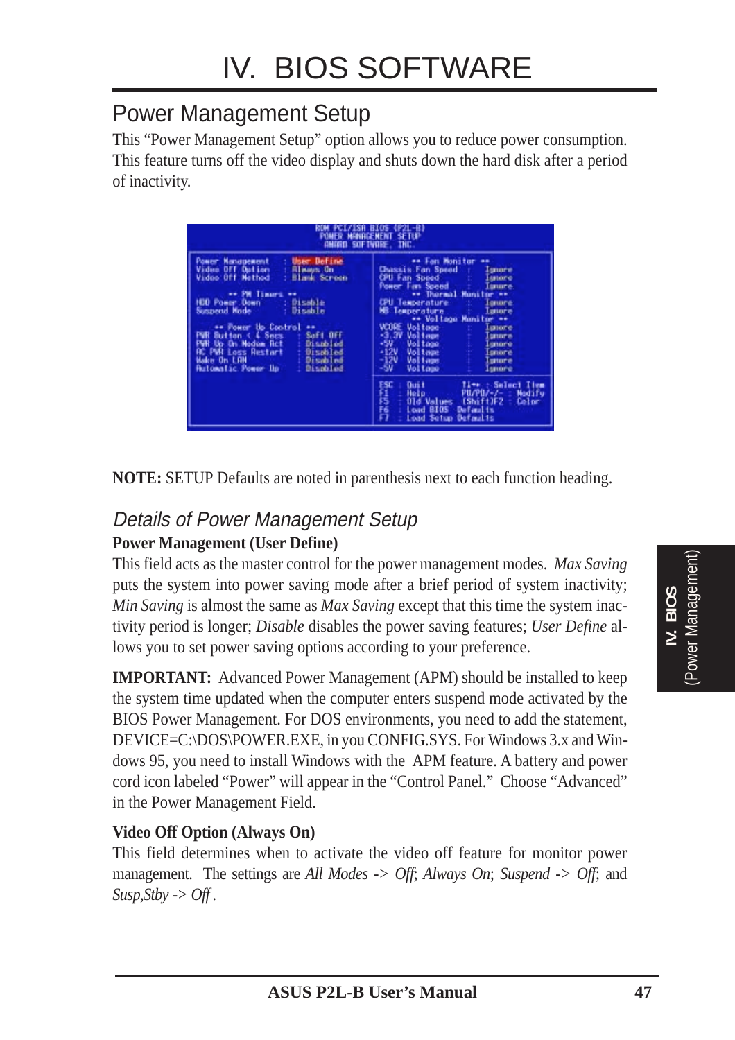# IV. BIOS SOFTWARE

## Power Management Setup

This "Power Management Setup" option allows you to reduce power consumption. This feature turns off the video display and shuts down the hard disk after a period of inactivity.

**NOTE:** SETUP Defaults are noted in parenthesis next to each function heading.

### *Details of Power Management Setup*

**Power Management (User Define)**

This field acts as the master control for the power management modes. *Max Saving* puts the system into power saving mode after a brief period of system inactivity; *Min Saving* is almost the same as *Max Saving* except that this time the system inactivity period is longer; *Disable* disables the power saving features; *User Define* allows you to set power saving options according to your preference.

**IMPORTANT:** Advanced Power Management (APM) should be installed to keep the system time updated when the computer enters suspend mode activated by the BIOS Power Management. For DOS environments, you need to add the statement, DEVICE=C:\DOS\POWER.EXE, in you CONFIG.SYS. For Windows 3.x and Windows 95, you need to install Windows with the APM feature. A battery and power cord icon labeled "Power" will appear in the "Control Panel." Choose "Advanced" in the Power Management Field.

**Video Off Option (Always On)**

This field determines when to activate the video off feature for monitor power management. The settings are *All Modes -> Off*; *Always On*; *Suspend -> Off*; and *Susp,Stby -> Off* .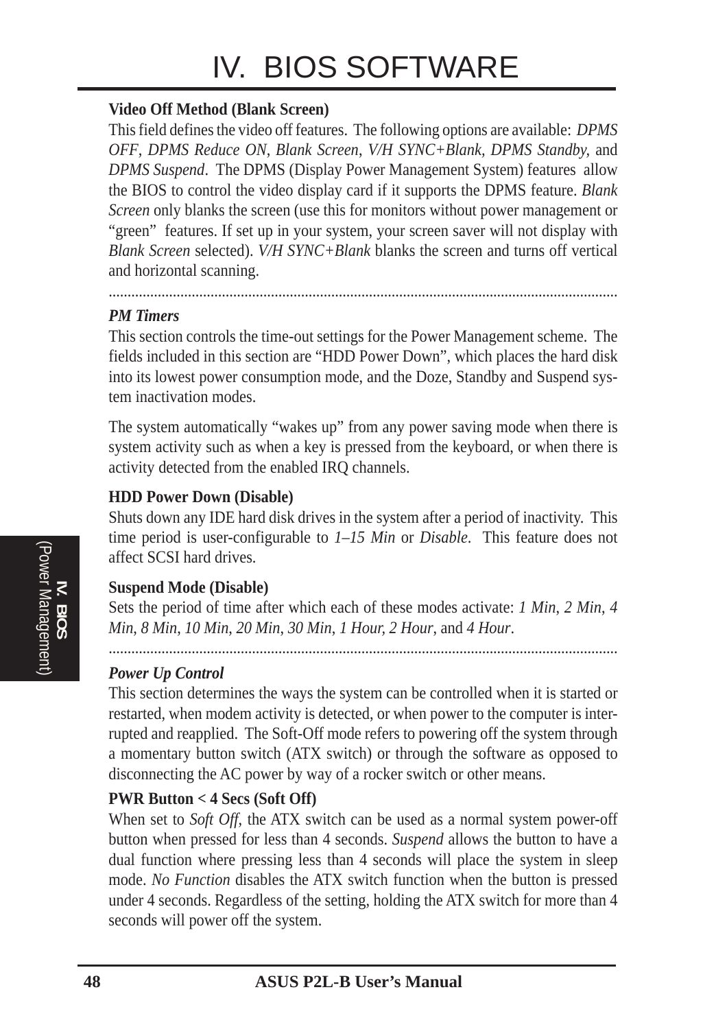**Video Off Method (Blank Screen)**

This field defines the video off features. The following options are available: *DPMS OFF*, *DPMS Reduce ON*, *Blank Screen*, *V/H SYNC+Blank*, *DPMS Standby,* and *DPMS Suspend*. The DPMS (Display Power Management System) features allow the BIOS to control the video display card if it supports the DPMS feature. *Blank Screen* only blanks the screen (use this for monitors without power management or "green" features. If set up in your system, your screen saver will not display with *Blank Screen* selected). *V/H SYNC+Blank* blanks the screen and turns off vertical and horizontal scanning.

---

***PM Timers***

This section controls the time-out settings for the Power Management scheme. The fields included in this section are "HDD Power Down", which places the hard disk into its lowest power consumption mode, and the Doze, Standby and Suspend system inactivation modes.

The system automatically "wakes up" from any power saving mode when there is system activity such as when a key is pressed from the keyboard, or when there is activity detected from the enabled IRQ channels.

**HDD Power Down (Disable)**

Shuts down any IDE hard disk drives in the system after a period of inactivity. This time period is user-configurable to *1–15 Min* or *Disable*. This feature does not affect SCSI hard drives.

**Suspend Mode (Disable)**

Sets the period of time after which each of these modes activate: *1 Min*, *2 Min*, *4 Min*, *8 Min*, *10 Min*, *20 Min*, *30 Min*, *1 Hour*, *2 Hour*, and *4 Hour*.

---

***Power Up Control***

This section determines the ways the system can be controlled when it is started or restarted, when modem activity is detected, or when power to the computer is interrupted and reapplied. The Soft-Off mode refers to powering off the system through a momentary button switch (ATX switch) or through the software as opposed to disconnecting the AC power by way of a rocker switch or other means.

**PWR Button < 4 Secs (Soft Off)**

When set to *Soft Off*, the ATX switch can be used as a normal system power-off button when pressed for less than 4 seconds. *Suspend* allows the button to have a dual function where pressing less than 4 seconds will place the system in sleep mode. *No Function* disables the ATX switch function when the button is pressed under 4 seconds. Regardless of the setting, holding the ATX switch for more than 4 seconds will power off the system.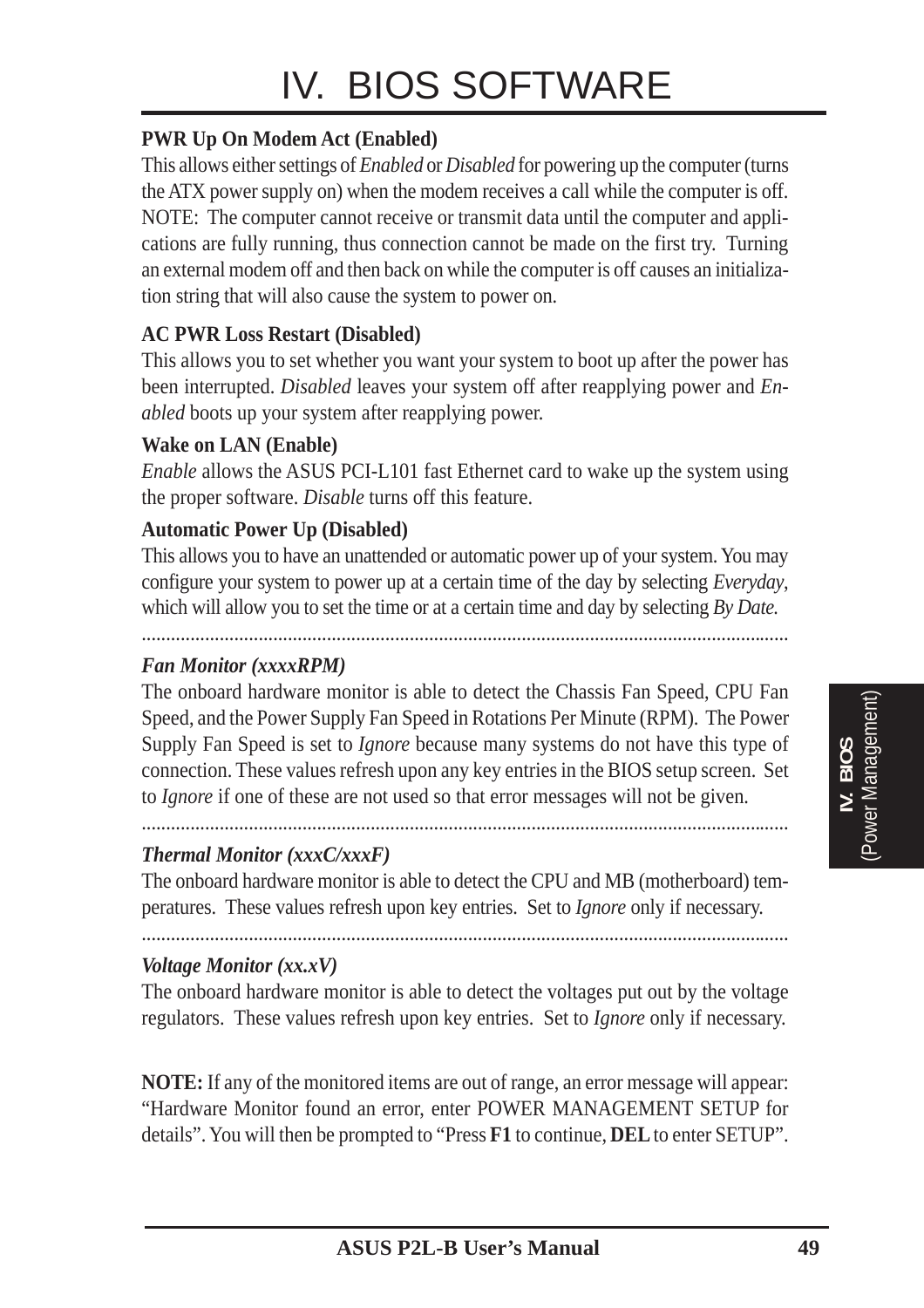**PWR Up On Modem Act (Enabled)**

This allows either settings of *Enabled* or *Disabled* for powering up the computer (turns the ATX power supply on) when the modem receives a call while the computer is off. NOTE: The computer cannot receive or transmit data until the computer and applications are fully running, thus connection cannot be made on the first try. Turning an external modem off and then back on while the computer is off causes an initialization string that will also cause the system to power on.

**AC PWR Loss Restart (Disabled)**

This allows you to set whether you want your system to boot up after the power has been interrupted. *Disabled* leaves your system off after reapplying power and *Enabled* boots up your system after reapplying power.

**Wake on LAN (Enable)**

*Enable* allows the ASUS PCI-L101 fast Ethernet card to wake up the system using the proper software. *Disable* turns off this feature.

**Automatic Power Up (Disabled)**

This allows you to have an unattended or automatic power up of your system. You may configure your system to power up at a certain time of the day by selecting *Everyday*, which will allow you to set the time or at a certain time and day by selecting *By Date.*

---

***Fan Monitor (xxxxRPM)***

The onboard hardware monitor is able to detect the Chassis Fan Speed, CPU Fan Speed, and the Power Supply Fan Speed in Rotations Per Minute (RPM). The Power Supply Fan Speed is set to *Ignore* because many systems do not have this type of connection. These values refresh upon any key entries in the BIOS setup screen. Set to *Ignore* if one of these are not used so that error messages will not be given.

---

***Thermal Monitor (xxxC/xxxF)***

The onboard hardware monitor is able to detect the CPU and MB (motherboard) temperatures. These values refresh upon key entries. Set to *Ignore* only if necessary.

---

***Voltage Monitor (xx.xV)***

The onboard hardware monitor is able to detect the voltages put out by the voltage regulators. These values refresh upon key entries. Set to *Ignore* only if necessary.

**NOTE:** If any of the monitored items are out of range, an error message will appear: "Hardware Monitor found an error, enter POWER MANAGEMENT SETUP for details". You will then be prompted to "Press **F1** to continue, **DEL** to enter SETUP".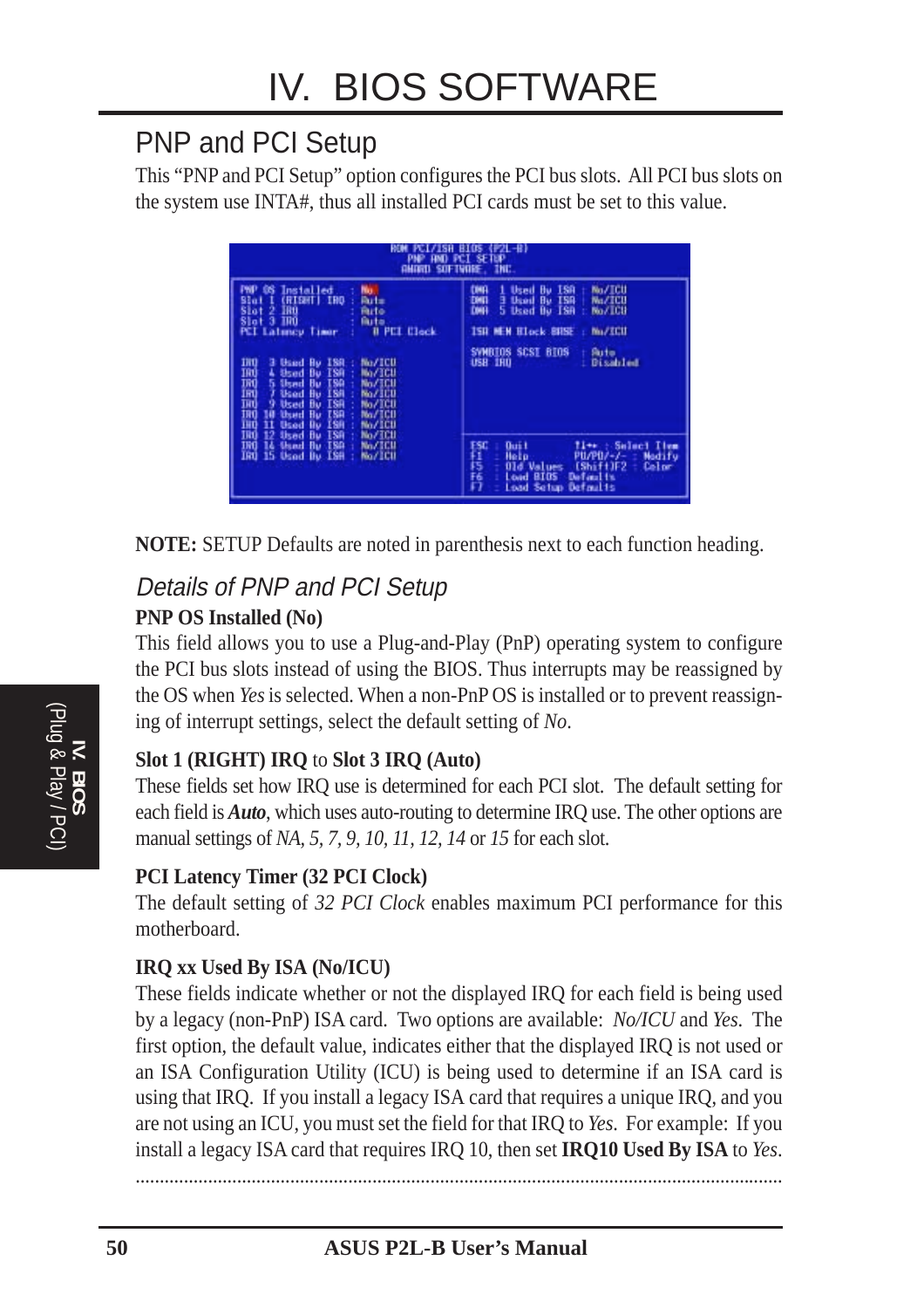# IV. BIOS SOFTWARE

## PNP and PCI Setup

This "PNP and PCI Setup" option configures the PCI bus slots. All PCI bus slots on the system use INTA#, thus all installed PCI cards must be set to this value.

```
                ROM PCI/ISA BIOS (P2L-B)
                    PNP AND PCI SETUP
                 AWARD SOFTWARE, INC.

PNP OS Installed      : No           DMA  1 Used By ISA : No/ICU
Slot 1 (RIGHT) IRQ    : Auto         DMA  3 Used By ISA : No/ICU
Slot 2 IRQ            : Auto         DMA  5 Used By ISA : No/ICU
Slot 3 IRQ            : Auto
PCI Latency Timer     : 0 PCI Clock  ISA MEM Block BASE : No/ICU

IRQ  3 Used By ISA : No/ICU          SYMBIOS SCSI BIOS  : Auto
IRQ  4 Used By ISA : No/ICU          USB IRQ            : Disabled
IRQ  5 Used By ISA : No/ICU
IRQ  7 Used By ISA : No/ICU
IRQ  9 Used By ISA : No/ICU
IRQ 10 Used By ISA : No/ICU
IRQ 11 Used By ISA : No/ICU
IRQ 12 Used By ISA : No/ICU          ESC : Quit        ↑↓→← : Select Item
IRQ 14 Used By ISA : No/ICU          F1  : Help        PU/PD/+/- : Modify
IRQ 15 Used By ISA : No/ICU          F5  : Old Values  (Shift)F2 : Color
                                     F6  : Load BIOS  Defaults
                                     F7  : Load Setup Defaults
```

**NOTE:** SETUP Defaults are noted in parenthesis next to each function heading.

### *Details of PNP and PCI Setup*

**PNP OS Installed (No)**

This field allows you to use a Plug-and-Play (PnP) operating system to configure the PCI bus slots instead of using the BIOS. Thus interrupts may be reassigned by the OS when *Yes* is selected. When a non-PnP OS is installed or to prevent reassigning of interrupt settings, select the default setting of *No*.

**Slot 1 (RIGHT) IRQ** to **Slot 3 IRQ (Auto)**

These fields set how IRQ use is determined for each PCI slot. The default setting for each field is ***Auto***, which uses auto-routing to determine IRQ use. The other options are manual settings of *NA, 5, 7, 9, 10, 11, 12, 14* or *15* for each slot.

**PCI Latency Timer (32 PCI Clock)**

The default setting of *32 PCI Clock* enables maximum PCI performance for this motherboard.

**IRQ xx Used By ISA (No/ICU)**

These fields indicate whether or not the displayed IRQ for each field is being used by a legacy (non-PnP) ISA card. Two options are available: *No/ICU* and *Yes*. The first option, the default value, indicates either that the displayed IRQ is not used or an ISA Configuration Utility (ICU) is being used to determine if an ISA card is using that IRQ. If you install a legacy ISA card that requires a unique IRQ, and you are not using an ICU, you must set the field for that IRQ to *Yes*. For example: If you install a legacy ISA card that requires IRQ 10, then set **IRQ10 Used By ISA** to *Yes*.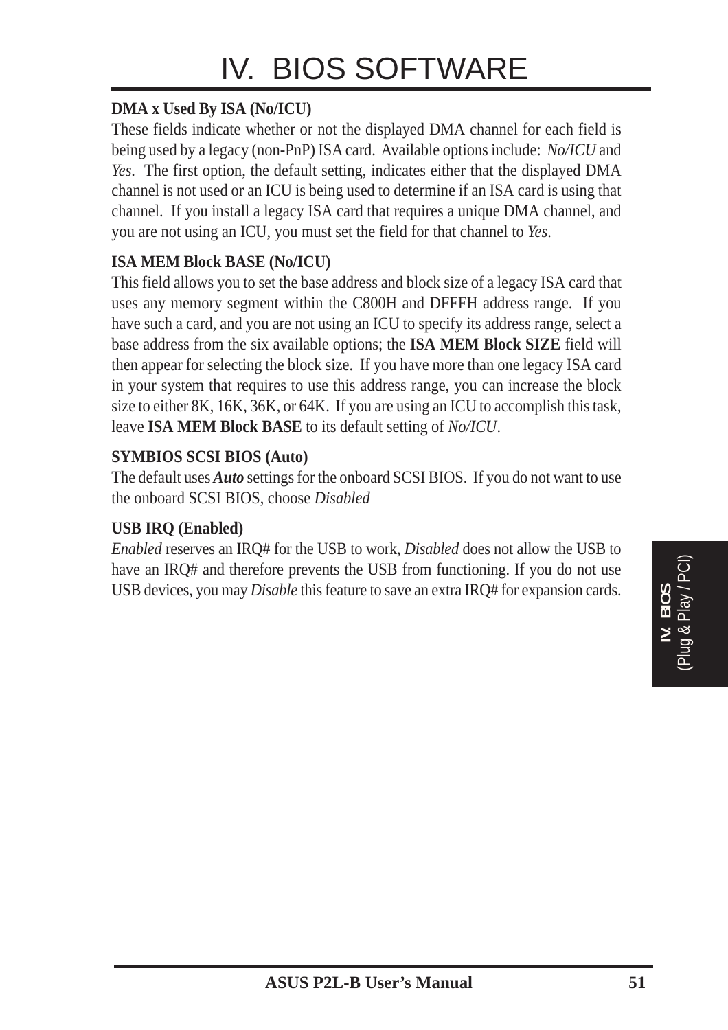**DMA x Used By ISA (No/ICU)**

These fields indicate whether or not the displayed DMA channel for each field is being used by a legacy (non-PnP) ISA card. Available options include: *No/ICU* and *Yes*. The first option, the default setting, indicates either that the displayed DMA channel is not used or an ICU is being used to determine if an ISA card is using that channel. If you install a legacy ISA card that requires a unique DMA channel, and you are not using an ICU, you must set the field for that channel to *Yes*.

**ISA MEM Block BASE (No/ICU)**

This field allows you to set the base address and block size of a legacy ISA card that uses any memory segment within the C800H and DFFFH address range. If you have such a card, and you are not using an ICU to specify its address range, select a base address from the six available options; the **ISA MEM Block SIZE** field will then appear for selecting the block size. If you have more than one legacy ISA card in your system that requires to use this address range, you can increase the block size to either 8K, 16K, 36K, or 64K. If you are using an ICU to accomplish this task, leave **ISA MEM Block BASE** to its default setting of *No/ICU*.

**SYMBIOS SCSI BIOS (Auto)**

The default uses ***Auto*** settings for the onboard SCSI BIOS. If you do not want to use the onboard SCSI BIOS, choose *Disabled*

**USB IRQ (Enabled)**

*Enabled* reserves an IRQ# for the USB to work, *Disabled* does not allow the USB to have an IRQ# and therefore prevents the USB from functioning. If you do not use USB devices, you may *Disable* this feature to save an extra IRQ# for expansion cards.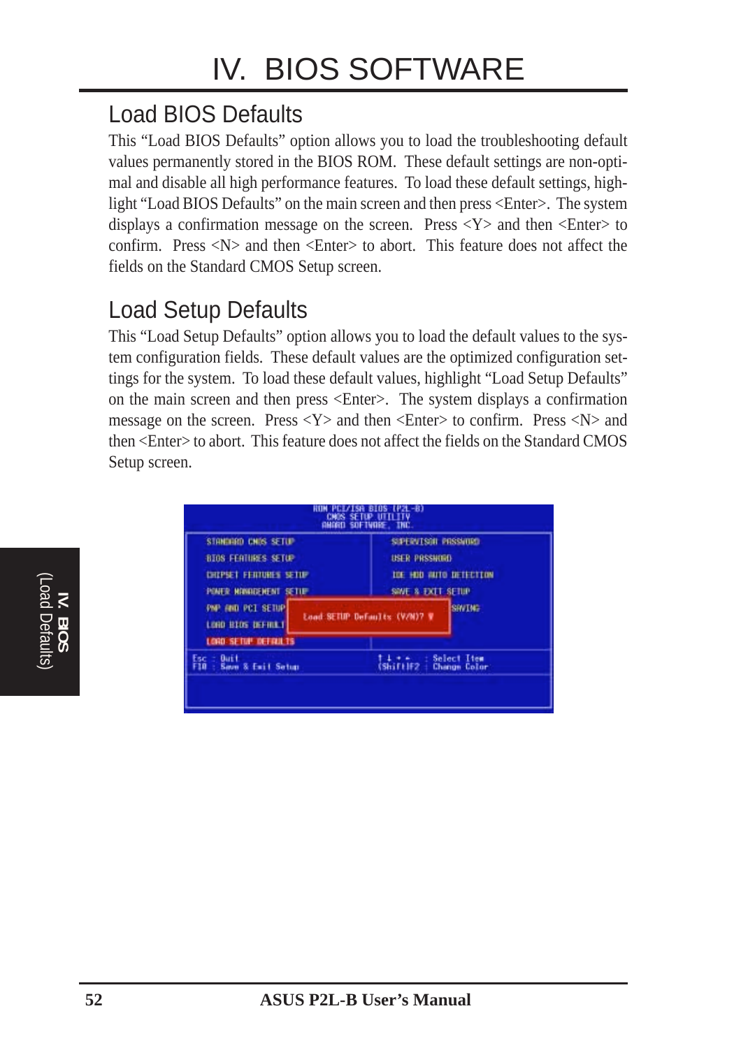# IV. BIOS SOFTWARE

## Load BIOS Defaults

This “Load BIOS Defaults” option allows you to load the troubleshooting default values permanently stored in the BIOS ROM. These default settings are non-optimal and disable all high performance features. To load these default settings, highlight “Load BIOS Defaults” on the main screen and then press <Enter>. The system displays a confirmation message on the screen. Press <Y> and then <Enter> to confirm. Press <N> and then <Enter> to abort. This feature does not affect the fields on the Standard CMOS Setup screen.

## Load Setup Defaults

This “Load Setup Defaults” option allows you to load the default values to the system configuration fields. These default values are the optimized configuration settings for the system. To load these default values, highlight “Load Setup Defaults” on the main screen and then press <Enter>. The system displays a confirmation message on the screen. Press <Y> and then <Enter> to confirm. Press <N> and then <Enter> to abort. This feature does not affect the fields on the Standard CMOS Setup screen.

```
ROM PCI/ISA BIOS (P2L-B)
CMOS SETUP UTILITY
AWARD SOFTWARE, INC.

STANDARD CMOS SETUP          SUPERVISOR PASSWORD
BIOS FEATURES SETUP          USER PASSWORD
CHIPSET FEATURES SETUP       IDE HDD AUTO DETECTION
POWER MANAGEMENT SETUP       SAVE & EXIT SETUP
PNP AND PCI SETUP            SAVING
LOAD BIOS DEFAULT
LOAD SETUP DEFAULTS

        Load SETUP Defaults (Y/N)? Y

Esc : Quit                   ↑ ↓ → ←   : Select Item
F10 : Save & Exit Setup      (Shift)F2 : Change Color
```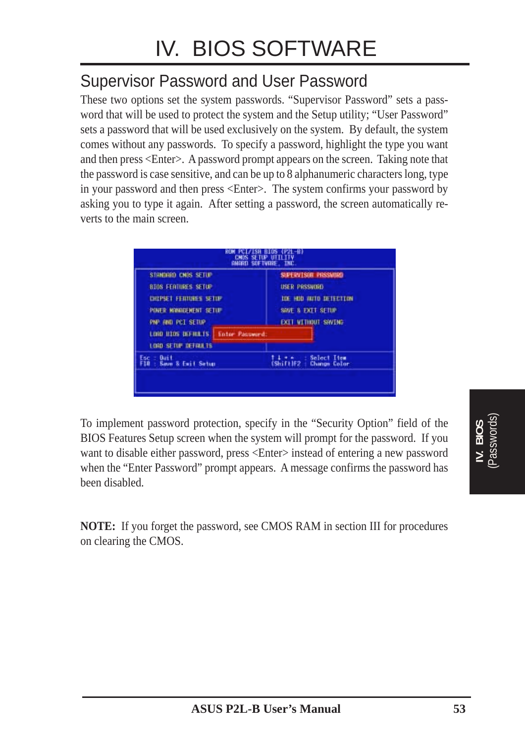# IV. BIOS SOFTWARE

## Supervisor Password and User Password

These two options set the system passwords. "Supervisor Password" sets a password that will be used to protect the system and the Setup utility; "User Password" sets a password that will be used exclusively on the system. By default, the system comes without any passwords. To specify a password, highlight the type you want and then press <Enter>. A password prompt appears on the screen. Taking note that the password is case sensitive, and can be up to 8 alphanumeric characters long, type in your password and then press <Enter>. The system confirms your password by asking you to type it again. After setting a password, the screen automatically reverts to the main screen.

To implement password protection, specify in the "Security Option" field of the BIOS Features Setup screen when the system will prompt for the password. If you want to disable either password, press <Enter> instead of entering a new password when the "Enter Password" prompt appears. A message confirms the password has been disabled.

**NOTE:** If you forget the password, see CMOS RAM in section III for procedures on clearing the CMOS.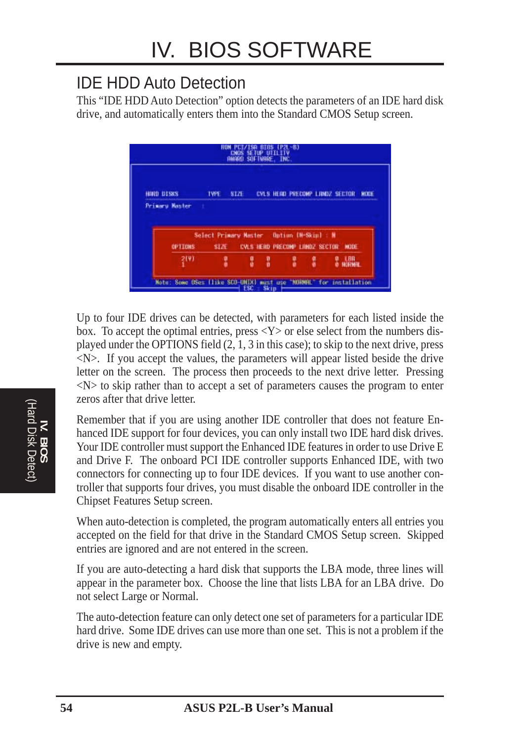## IDE HDD Auto Detection

This "IDE HDD Auto Detection" option detects the parameters of an IDE hard disk drive, and automatically enters them into the Standard CMOS Setup screen.

```
ROM PCI/ISA BIOS (P2L-B)
CMOS SETUP UTILITY
AWARD SOFTWARE, INC.

HARD DISKS      TYPE   SIZE   CYLS HEAD PRECOMP LANDZ SECTOR  MODE
Primary Master   :

      Select Primary Master    Option (N=Skip) : N

      OPTIONS    SIZE    CYLS HEAD PRECOMP LANDZ SECTOR  MODE
        2(Y)       0       0    0     0      0      0    LBA
        1          0       0    0     0      0      0    NORMAL

Note: Some OSes (like SCO-UNIX) must use "NORMAL" for installation
                              ESC : Skip
```

Up to four IDE drives can be detected, with parameters for each listed inside the box. To accept the optimal entries, press <Y> or else select from the numbers displayed under the OPTIONS field (2, 1, 3 in this case); to skip to the next drive, press <N>. If you accept the values, the parameters will appear listed beside the drive letter on the screen. The process then proceeds to the next drive letter. Pressing <N> to skip rather than to accept a set of parameters causes the program to enter zeros after that drive letter.

Remember that if you are using another IDE controller that does not feature Enhanced IDE support for four devices, you can only install two IDE hard disk drives. Your IDE controller must support the Enhanced IDE features in order to use Drive E and Drive F. The onboard PCI IDE controller supports Enhanced IDE, with two connectors for connecting up to four IDE devices. If you want to use another controller that supports four drives, you must disable the onboard IDE controller in the Chipset Features Setup screen.

When auto-detection is completed, the program automatically enters all entries you accepted on the field for that drive in the Standard CMOS Setup screen. Skipped entries are ignored and are not entered in the screen.

If you are auto-detecting a hard disk that supports the LBA mode, three lines will appear in the parameter box. Choose the line that lists LBA for an LBA drive. Do not select Large or Normal.

The auto-detection feature can only detect one set of parameters for a particular IDE hard drive. Some IDE drives can use more than one set. This is not a problem if the drive is new and empty.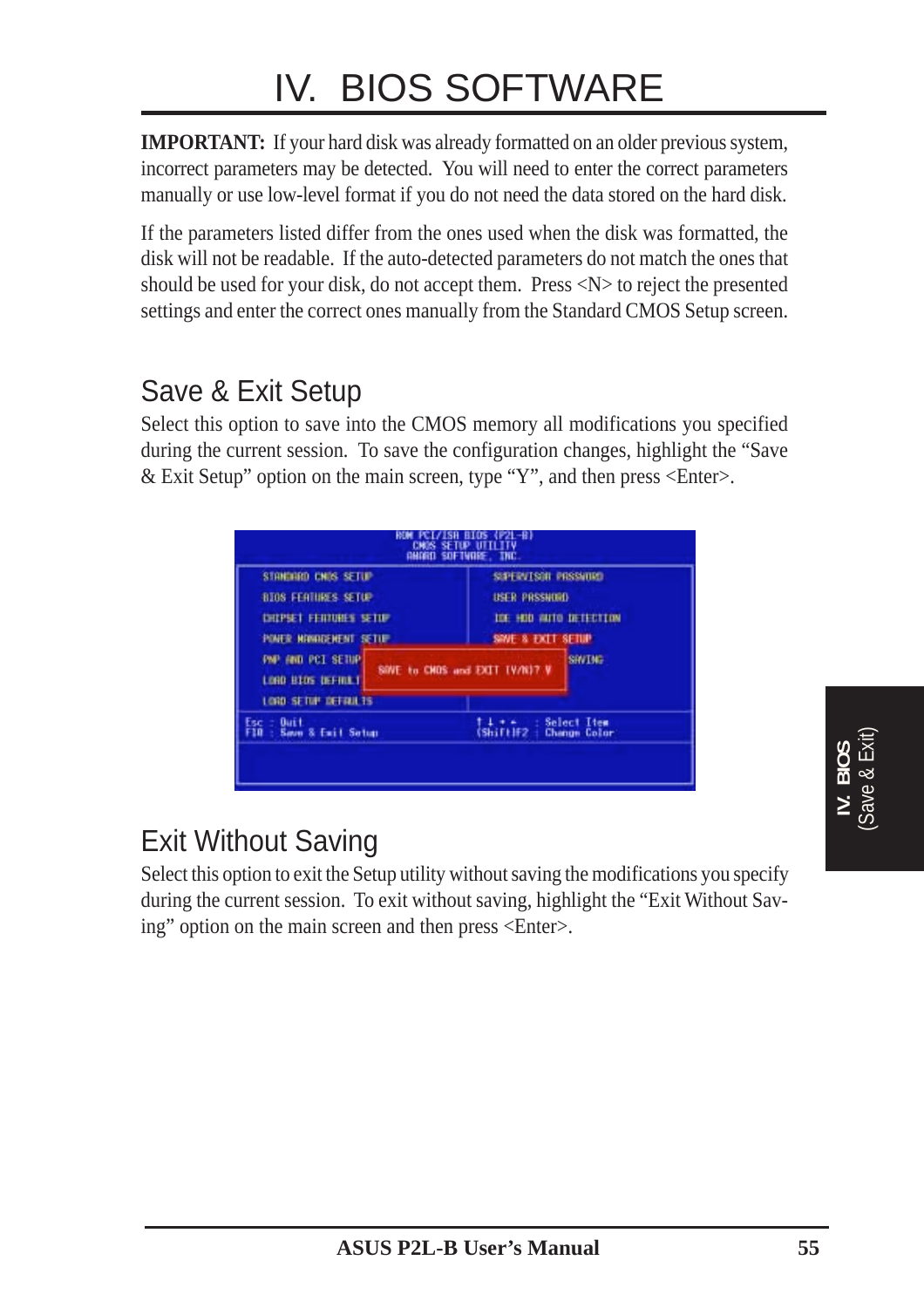**IMPORTANT:** If your hard disk was already formatted on an older previous system, incorrect parameters may be detected. You will need to enter the correct parameters manually or use low-level format if you do not need the data stored on the hard disk.

If the parameters listed differ from the ones used when the disk was formatted, the disk will not be readable. If the auto-detected parameters do not match the ones that should be used for your disk, do not accept them. Press <N> to reject the presented settings and enter the correct ones manually from the Standard CMOS Setup screen.

## Save & Exit Setup

Select this option to save into the CMOS memory all modifications you specified during the current session. To save the configuration changes, highlight the "Save & Exit Setup" option on the main screen, type "Y", and then press <Enter>.

```
ROM PCI/ISA BIOS (P2L-B)
CMOS SETUP UTILITY
AWARD SOFTWARE, INC.

STANDARD CMOS SETUP          SUPERVISOR PASSWORD
BIOS FEATURES SETUP          USER PASSWORD
CHIPSET FEATURES SETUP       IDE HDD AUTO DETECTION
POWER MANAGEMENT SETUP       SAVE & EXIT SETUP
PNP AND PCI SETUP            SAVING
LOAD BIOS DEFAULT     SAVE to CMOS and EXIT (Y/N)? Y
LOAD SETUP DEFAULTS

Esc : Quit                   ↑ ↓ → ←   : Select Item
F10 : Save & Exit Setup      (Shift)F2 : Change Color
```

## Exit Without Saving

Select this option to exit the Setup utility without saving the modifications you specify during the current session. To exit without saving, highlight the "Exit Without Saving" option on the main screen and then press <Enter>.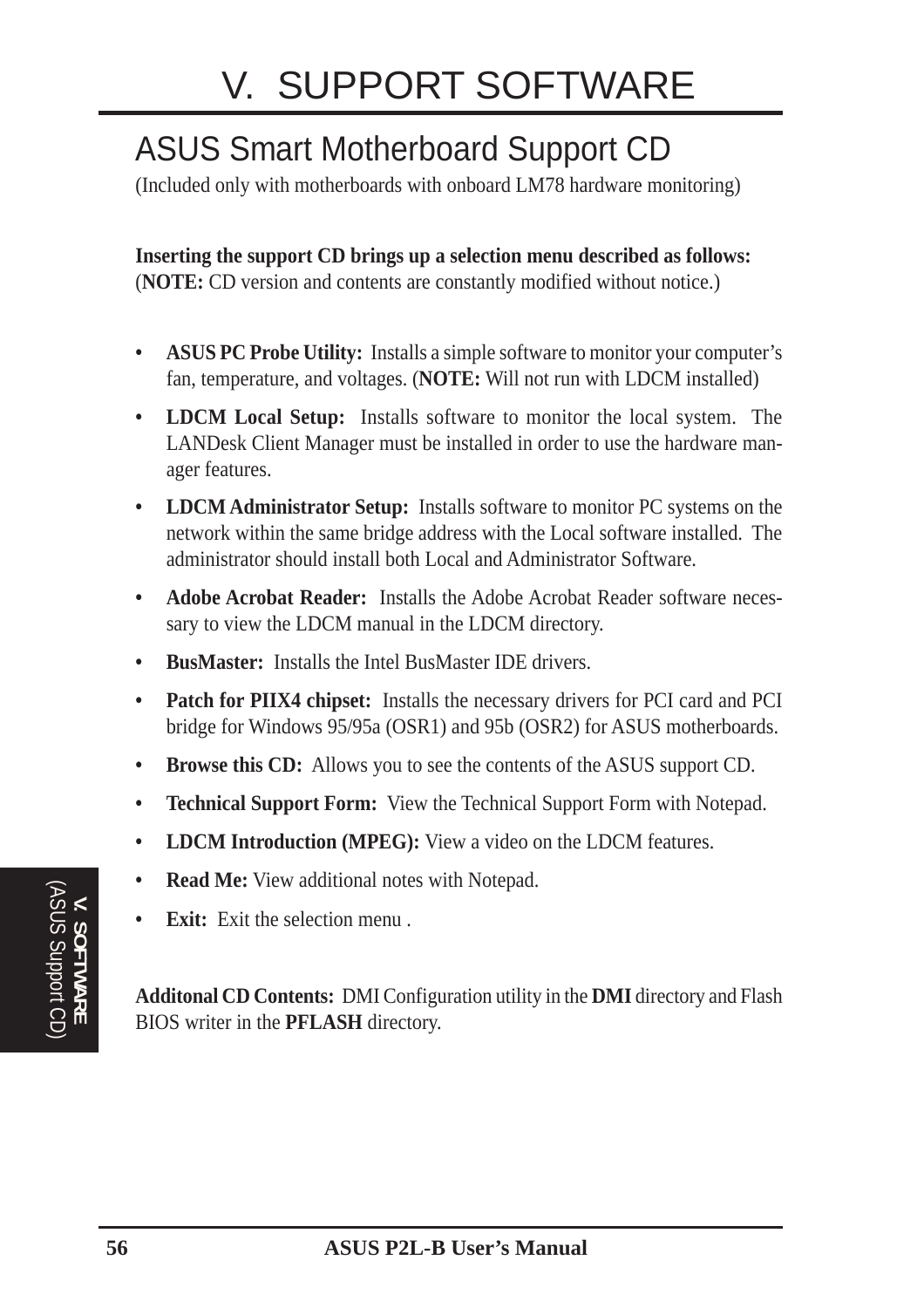# V. SUPPORT SOFTWARE

## ASUS Smart Motherboard Support CD

(Included only with motherboards with onboard LM78 hardware monitoring)

**Inserting the support CD brings up a selection menu described as follows:**
(**NOTE:** CD version and contents are constantly modified without notice.)

- **ASUS PC Probe Utility:** Installs a simple software to monitor your computer's fan, temperature, and voltages. (**NOTE:** Will not run with LDCM installed)
- **LDCM Local Setup:** Installs software to monitor the local system. The LANDesk Client Manager must be installed in order to use the hardware manager features.
- **LDCM Administrator Setup:** Installs software to monitor PC systems on the network within the same bridge address with the Local software installed. The administrator should install both Local and Administrator Software.
- **Adobe Acrobat Reader:** Installs the Adobe Acrobat Reader software necessary to view the LDCM manual in the LDCM directory.
- **BusMaster:** Installs the Intel BusMaster IDE drivers.
- **Patch for PIIX4 chipset:** Installs the necessary drivers for PCI card and PCI bridge for Windows 95/95a (OSR1) and 95b (OSR2) for ASUS motherboards.
- **Browse this CD:** Allows you to see the contents of the ASUS support CD.
- **Technical Support Form:** View the Technical Support Form with Notepad.
- **LDCM Introduction (MPEG):** View a video on the LDCM features.
- **Read Me:** View additional notes with Notepad.
- **Exit:** Exit the selection menu .

**Additonal CD Contents:** DMI Configuration utility in the **DMI** directory and Flash BIOS writer in the **PFLASH** directory.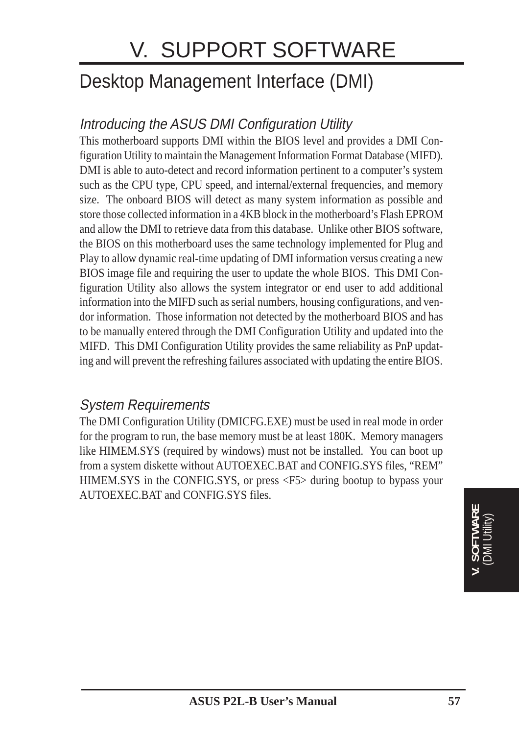# V. SUPPORT SOFTWARE

## Desktop Management Interface (DMI)

### *Introducing the ASUS DMI Configuration Utility*

This motherboard supports DMI within the BIOS level and provides a DMI Configuration Utility to maintain the Management Information Format Database (MIFD). DMI is able to auto-detect and record information pertinent to a computer's system such as the CPU type, CPU speed, and internal/external frequencies, and memory size. The onboard BIOS will detect as many system information as possible and store those collected information in a 4KB block in the motherboard's Flash EPROM and allow the DMI to retrieve data from this database. Unlike other BIOS software, the BIOS on this motherboard uses the same technology implemented for Plug and Play to allow dynamic real-time updating of DMI information versus creating a new BIOS image file and requiring the user to update the whole BIOS. This DMI Configuration Utility also allows the system integrator or end user to add additional information into the MIFD such as serial numbers, housing configurations, and vendor information. Those information not detected by the motherboard BIOS and has to be manually entered through the DMI Configuration Utility and updated into the MIFD. This DMI Configuration Utility provides the same reliability as PnP updating and will prevent the refreshing failures associated with updating the entire BIOS.

### *System Requirements*

The DMI Configuration Utility (DMICFG.EXE) must be used in real mode in order for the program to run, the base memory must be at least 180K. Memory managers like HIMEM.SYS (required by windows) must not be installed. You can boot up from a system diskette without AUTOEXEC.BAT and CONFIG.SYS files, "REM" HIMEM.SYS in the CONFIG.SYS, or press <F5> during bootup to bypass your AUTOEXEC.BAT and CONFIG.SYS files.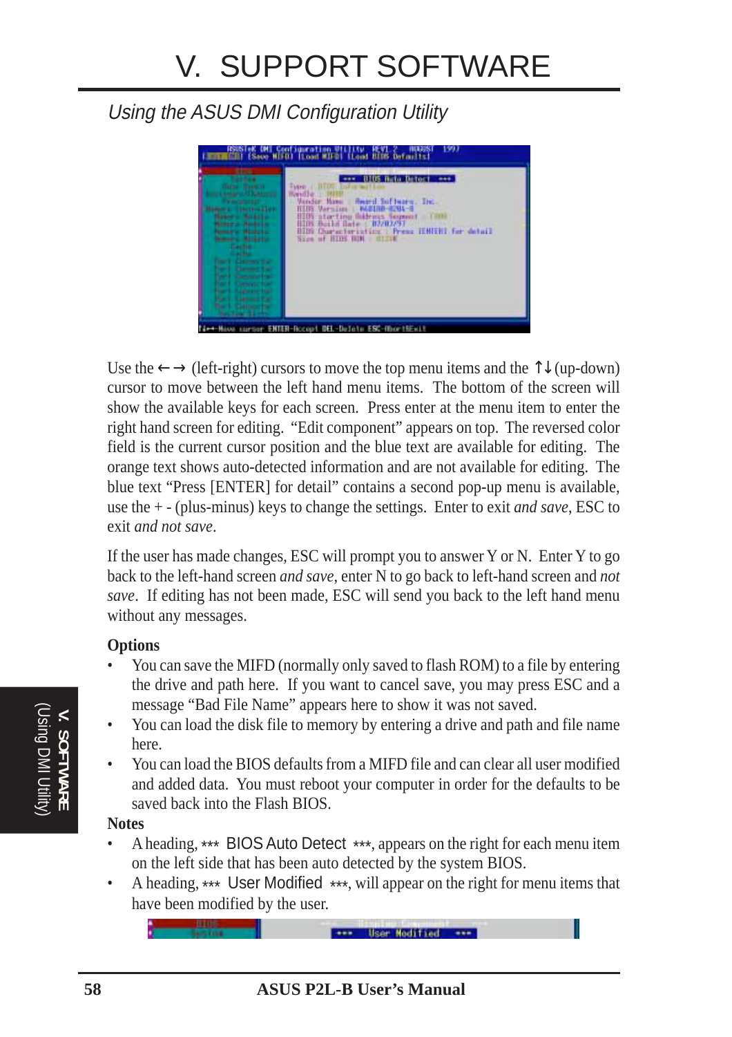# V. SUPPORT SOFTWARE

## Using the ASUS DMI Configuration Utility

Use the ← → (left-right) cursors to move the top menu items and the ↑↓ (up-down) cursor to move between the left hand menu items. The bottom of the screen will show the available keys for each screen. Press enter at the menu item to enter the right hand screen for editing. “Edit component” appears on top. The reversed color field is the current cursor position and the blue text are available for editing. The orange text shows auto-detected information and are not available for editing. The blue text “Press [ENTER] for detail” contains a second pop-up menu is available, use the + - (plus-minus) keys to change the settings. Enter to exit *and save*, ESC to exit *and not save*.

If the user has made changes, ESC will prompt you to answer Y or N. Enter Y to go back to the left-hand screen *and save*, enter N to go back to left-hand screen and *not save*. If editing has not been made, ESC will send you back to the left hand menu without any messages.

**Options**

- You can save the MIFD (normally only saved to flash ROM) to a file by entering the drive and path here. If you want to cancel save, you may press ESC and a message “Bad File Name” appears here to show it was not saved.
- You can load the disk file to memory by entering a drive and path and file name here.
- You can load the BIOS defaults from a MIFD file and can clear all user modified and added data. You must reboot your computer in order for the defaults to be saved back into the Flash BIOS.

**Notes**

- A heading, *** BIOS Auto Detect ***, appears on the right for each menu item on the left side that has been auto detected by the system BIOS.
- A heading, *** User Modified ***, will appear on the right for menu items that have been modified by the user.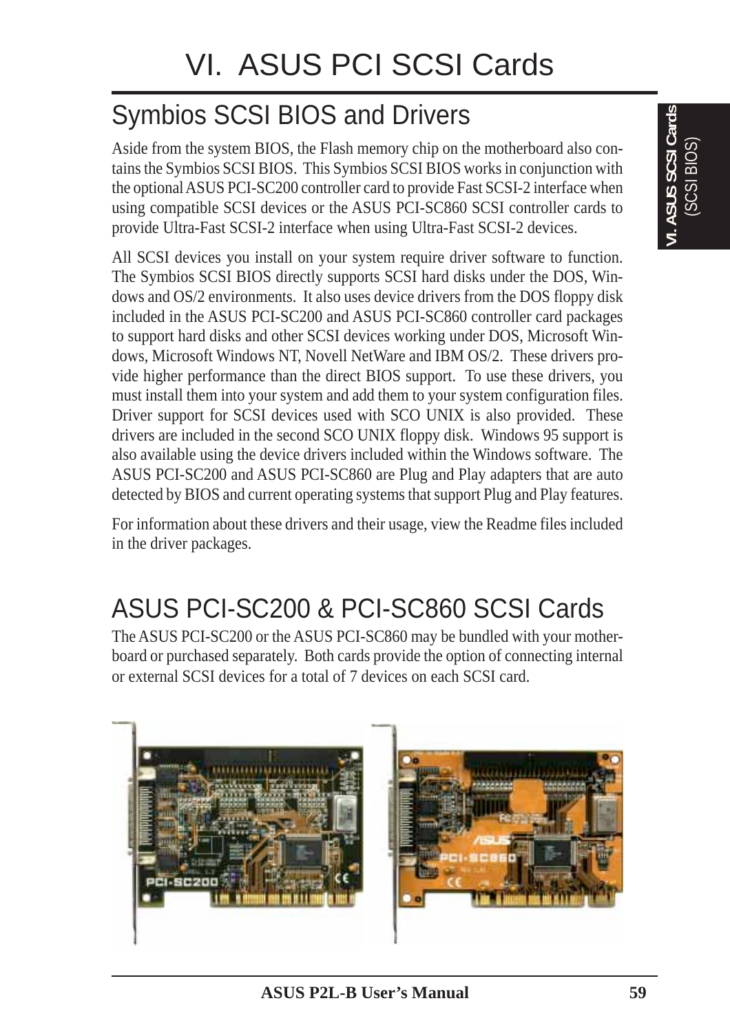# VI. ASUS PCI SCSI Cards

## Symbios SCSI BIOS and Drivers

Aside from the system BIOS, the Flash memory chip on the motherboard also contains the Symbios SCSI BIOS. This Symbios SCSI BIOS works in conjunction with the optional ASUS PCI-SC200 controller card to provide Fast SCSI-2 interface when using compatible SCSI devices or the ASUS PCI-SC860 SCSI controller cards to provide Ultra-Fast SCSI-2 interface when using Ultra-Fast SCSI-2 devices.

All SCSI devices you install on your system require driver software to function. The Symbios SCSI BIOS directly supports SCSI hard disks under the DOS, Windows and OS/2 environments. It also uses device drivers from the DOS floppy disk included in the ASUS PCI-SC200 and ASUS PCI-SC860 controller card packages to support hard disks and other SCSI devices working under DOS, Microsoft Windows, Microsoft Windows NT, Novell NetWare and IBM OS/2. These drivers provide higher performance than the direct BIOS support. To use these drivers, you must install them into your system and add them to your system configuration files. Driver support for SCSI devices used with SCO UNIX is also provided. These drivers are included in the second SCO UNIX floppy disk. Windows 95 support is also available using the device drivers included within the Windows software. The ASUS PCI-SC200 and ASUS PCI-SC860 are Plug and Play adapters that are auto detected by BIOS and current operating systems that support Plug and Play features.

For information about these drivers and their usage, view the Readme files included in the driver packages.

## ASUS PCI-SC200 & PCI-SC860 SCSI Cards

The ASUS PCI-SC200 or the ASUS PCI-SC860 may be bundled with your motherboard or purchased separately. Both cards provide the option of connecting internal or external SCSI devices for a total of 7 devices on each SCSI card.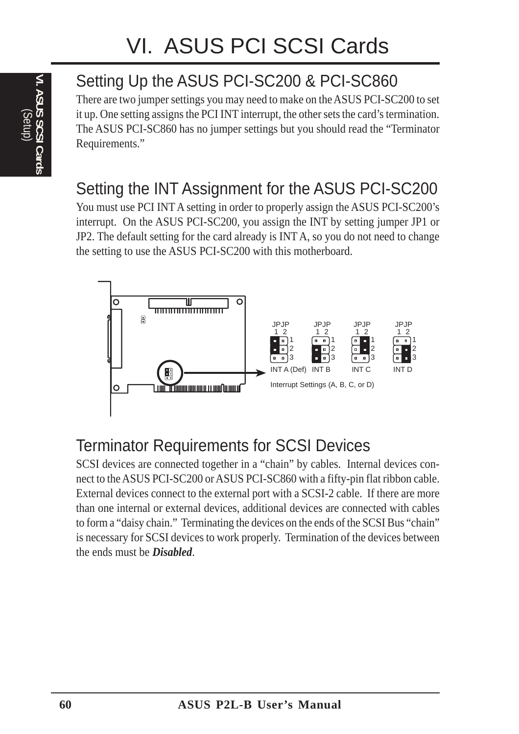# VI. ASUS PCI SCSI Cards

## Setting Up the ASUS PCI-SC200 & PCI-SC860

There are two jumper settings you may need to make on the ASUS PCI-SC200 to set it up. One setting assigns the PCI INT interrupt, the other sets the card's termination. The ASUS PCI-SC860 has no jumper settings but you should read the "Terminator Requirements."

## Setting the INT Assignment for the ASUS PCI-SC200

You must use PCI INT A setting in order to properly assign the ASUS PCI-SC200's interrupt. On the ASUS PCI-SC200, you assign the INT by setting jumper JP1 or JP2. The default setting for the card already is INT A, so you do not need to change the setting to use the ASUS PCI-SC200 with this motherboard.

JPJP 1 2 — INT A (Def) — INT B — INT C — INT D

Interrupt Settings (A, B, C, or D)

## Terminator Requirements for SCSI Devices

SCSI devices are connected together in a "chain" by cables. Internal devices connect to the ASUS PCI-SC200 or ASUS PCI-SC860 with a fifty-pin flat ribbon cable. External devices connect to the external port with a SCSI-2 cable. If there are more than one internal or external devices, additional devices are connected with cables to form a "daisy chain." Terminating the devices on the ends of the SCSI Bus "chain" is necessary for SCSI devices to work properly. Termination of the devices between the ends must be ***Disabled***.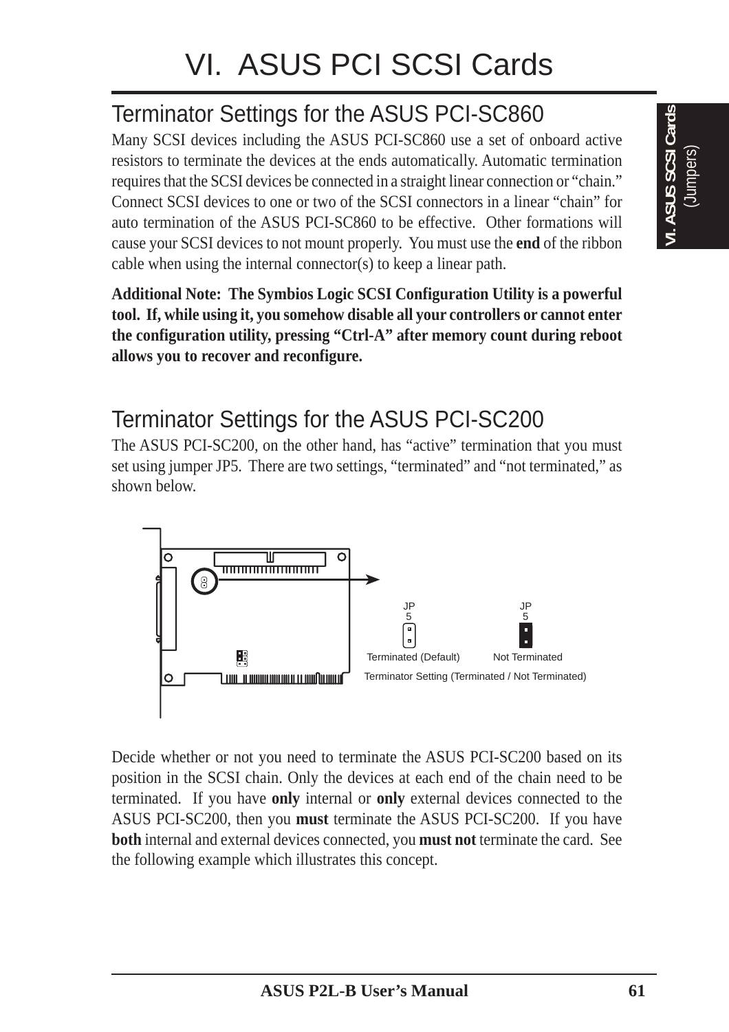# VI. ASUS PCI SCSI Cards

## Terminator Settings for the ASUS PCI-SC860

Many SCSI devices including the ASUS PCI-SC860 use a set of onboard active resistors to terminate the devices at the ends automatically. Automatic termination requires that the SCSI devices be connected in a straight linear connection or "chain." Connect SCSI devices to one or two of the SCSI connectors in a linear "chain" for auto termination of the ASUS PCI-SC860 to be effective. Other formations will cause your SCSI devices to not mount properly. You must use the **end** of the ribbon cable when using the internal connector(s) to keep a linear path.

**Additional Note: The Symbios Logic SCSI Configuration Utility is a powerful tool. If, while using it, you somehow disable all your controllers or cannot enter the configuration utility, pressing "Ctrl-A" after memory count during reboot allows you to recover and reconfigure.**

## Terminator Settings for the ASUS PCI-SC200

The ASUS PCI-SC200, on the other hand, has "active" termination that you must set using jumper JP5. There are two settings, "terminated" and "not terminated," as shown below.

JP5 — Terminated (Default)    JP5 — Not Terminated

Terminator Setting (Terminated / Not Terminated)

Decide whether or not you need to terminate the ASUS PCI-SC200 based on its position in the SCSI chain. Only the devices at each end of the chain need to be terminated. If you have **only** internal or **only** external devices connected to the ASUS PCI-SC200, then you **must** terminate the ASUS PCI-SC200. If you have **both** internal and external devices connected, you **must not** terminate the card. See the following example which illustrates this concept.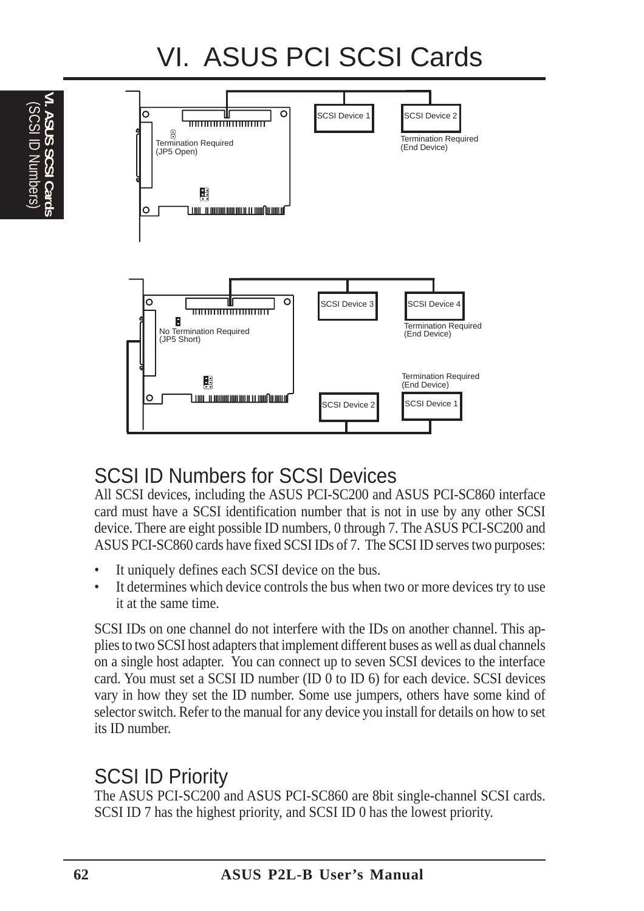# VI. ASUS PCI SCSI Cards

SCSI Device 1

SCSI Device 2

Termination Required (JP5 Open)

Termination Required (End Device)

SCSI Device 3

SCSI Device 4

No Termination Required (JP5 Short)

Termination Required (End Device)

Termination Required (End Device)

SCSI Device 2

SCSI Device 1

## SCSI ID Numbers for SCSI Devices

All SCSI devices, including the ASUS PCI-SC200 and ASUS PCI-SC860 interface card must have a SCSI identification number that is not in use by any other SCSI device. There are eight possible ID numbers, 0 through 7. The ASUS PCI-SC200 and ASUS PCI-SC860 cards have fixed SCSI IDs of 7. The SCSI ID serves two purposes:

- It uniquely defines each SCSI device on the bus.
- It determines which device controls the bus when two or more devices try to use it at the same time.

SCSI IDs on one channel do not interfere with the IDs on another channel. This applies to two SCSI host adapters that implement different buses as well as dual channels on a single host adapter. You can connect up to seven SCSI devices to the interface card. You must set a SCSI ID number (ID 0 to ID 6) for each device. SCSI devices vary in how they set the ID number. Some use jumpers, others have some kind of selector switch. Refer to the manual for any device you install for details on how to set its ID number.

## SCSI ID Priority

The ASUS PCI-SC200 and ASUS PCI-SC860 are 8bit single-channel SCSI cards. SCSI ID 7 has the highest priority, and SCSI ID 0 has the lowest priority.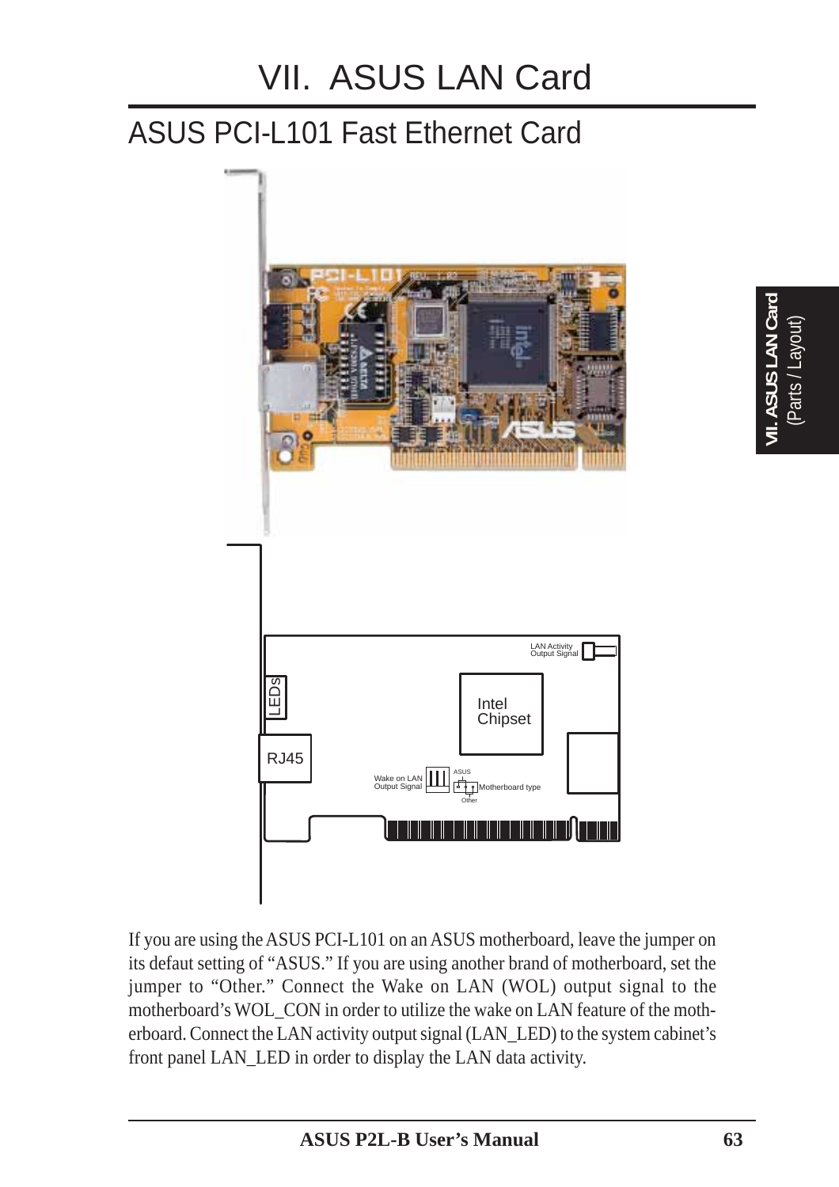# VII. ASUS LAN Card

## ASUS PCI-L101 Fast Ethernet Card

If you are using the ASUS PCI-L101 on an ASUS motherboard, leave the jumper on its defaut setting of "ASUS." If you are using another brand of motherboard, set the jumper to "Other." Connect the Wake on LAN (WOL) output signal to the motherboard's WOL_CON in order to utilize the wake on LAN feature of the motherboard. Connect the LAN activity output signal (LAN_LED) to the system cabinet's front panel LAN_LED in order to display the LAN data activity.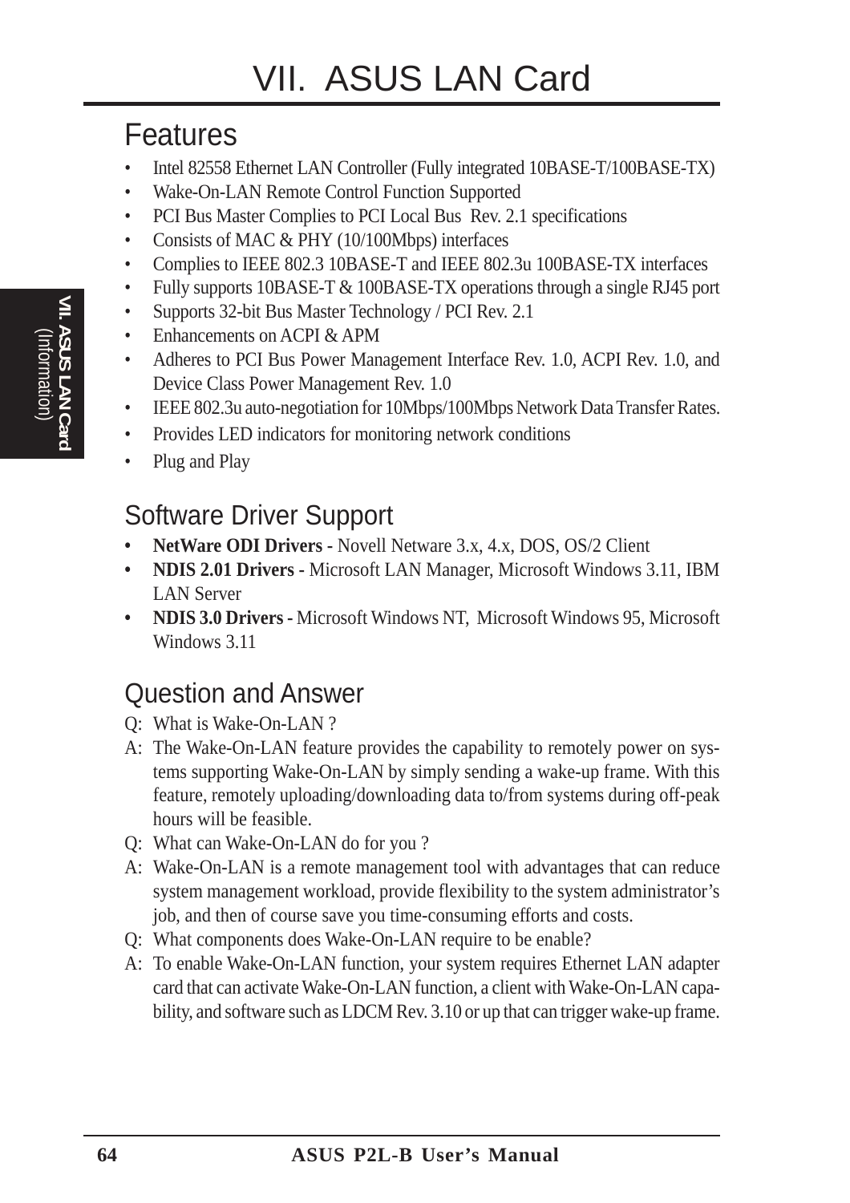# VII. ASUS LAN Card

## Features

- Intel 82558 Ethernet LAN Controller (Fully integrated 10BASE-T/100BASE-TX)
- Wake-On-LAN Remote Control Function Supported
- PCI Bus Master Complies to PCI Local Bus Rev. 2.1 specifications
- Consists of MAC & PHY (10/100Mbps) interfaces
- Complies to IEEE 802.3 10BASE-T and IEEE 802.3u 100BASE-TX interfaces
- Fully supports 10BASE-T & 100BASE-TX operations through a single RJ45 port
- Supports 32-bit Bus Master Technology / PCI Rev. 2.1
- Enhancements on ACPI & APM
- Adheres to PCI Bus Power Management Interface Rev. 1.0, ACPI Rev. 1.0, and Device Class Power Management Rev. 1.0
- IEEE 802.3u auto-negotiation for 10Mbps/100Mbps Network Data Transfer Rates.
- Provides LED indicators for monitoring network conditions
- Plug and Play

## Software Driver Support

- **NetWare ODI Drivers -** Novell Netware 3.x, 4.x, DOS, OS/2 Client
- **NDIS 2.01 Drivers -** Microsoft LAN Manager, Microsoft Windows 3.11, IBM LAN Server
- **NDIS 3.0 Drivers -** Microsoft Windows NT, Microsoft Windows 95, Microsoft Windows 3.11

## Question and Answer

Q: What is Wake-On-LAN ?

A: The Wake-On-LAN feature provides the capability to remotely power on systems supporting Wake-On-LAN by simply sending a wake-up frame. With this feature, remotely uploading/downloading data to/from systems during off-peak hours will be feasible.

Q: What can Wake-On-LAN do for you ?

A: Wake-On-LAN is a remote management tool with advantages that can reduce system management workload, provide flexibility to the system administrator's job, and then of course save you time-consuming efforts and costs.

Q: What components does Wake-On-LAN require to be enable?

A: To enable Wake-On-LAN function, your system requires Ethernet LAN adapter card that can activate Wake-On-LAN function, a client with Wake-On-LAN capability, and software such as LDCM Rev. 3.10 or up that can trigger wake-up frame.